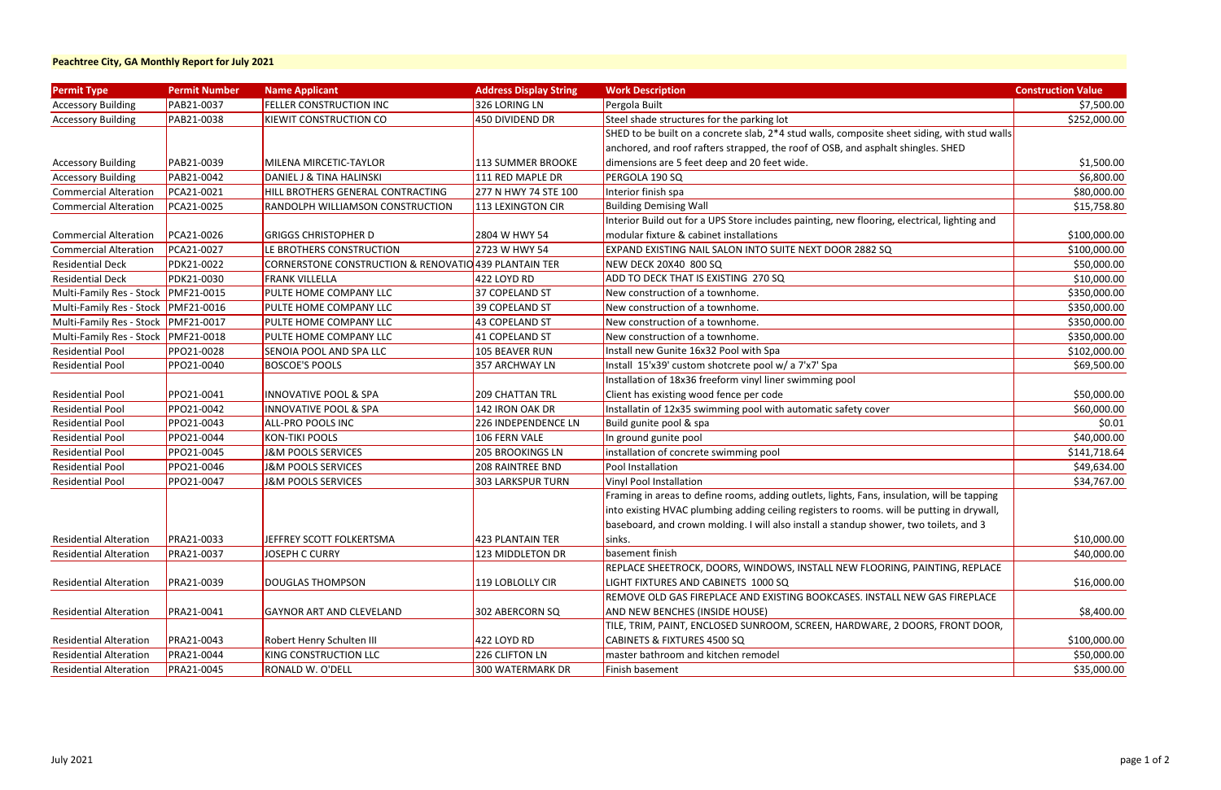**Peachtree City, GA Monthly Report for July 2021**

| Permit Type | Permit Number | Name Applicant | Address Display String | Work Description | Construction Value |
|---|---|---|---|---|---|
| Accessory Building | PAB21-0037 | FELLER CONSTRUCTION INC | 326 LORING LN | Pergola Built | $7,500.00 |
| Accessory Building | PAB21-0038 | KIEWIT CONSTRUCTION CO | 450 DIVIDEND DR | Steel shade structures for the parking lot | $252,000.00 |
| Accessory Building | PAB21-0039 | MILENA MIRCETIC-TAYLOR | 113 SUMMER BROOKE | SHED to be built on a concrete slab, 2*4 stud walls, composite sheet siding, with stud walls anchored, and roof rafters strapped, the roof of OSB, and asphalt shingles. SHED dimensions are 5 feet deep and 20 feet wide. | $1,500.00 |
| Accessory Building | PAB21-0042 | DANIEL J & TINA HALINSKI | 111 RED MAPLE DR | PERGOLA 190 SQ | $6,800.00 |
| Commercial Alteration | PCA21-0021 | HILL BROTHERS GENERAL CONTRACTING | 277 N HWY 74 STE 100 | Interior finish spa | $80,000.00 |
| Commercial Alteration | PCA21-0025 | RANDOLPH WILLIAMSON CONSTRUCTION | 113 LEXINGTON CIR | Building Demising Wall | $15,758.80 |
| Commercial Alteration | PCA21-0026 | GRIGGS CHRISTOPHER D | 2804 W HWY 54 | Interior Build out for a UPS Store includes painting, new flooring, electrical, lighting and modular fixture & cabinet installations | $100,000.00 |
| Commercial Alteration | PCA21-0027 | LE BROTHERS CONSTRUCTION | 2723 W HWY 54 | EXPAND EXISTING NAIL SALON INTO SUITE NEXT DOOR 2882 SQ | $100,000.00 |
| Residential Deck | PDK21-0022 | CORNERSTONE CONSTRUCTION & RENOVATIO | 439 PLANTAIN TER | NEW DECK 20X40 800 SQ | $50,000.00 |
| Residential Deck | PDK21-0030 | FRANK VILLELLA | 422 LOYD RD | ADD TO DECK THAT IS EXISTING 270 SQ | $10,000.00 |
| Multi-Family Res - Stock | PMF21-0015 | PULTE HOME COMPANY LLC | 37 COPELAND ST | New construction of a townhome. | $350,000.00 |
| Multi-Family Res - Stock | PMF21-0016 | PULTE HOME COMPANY LLC | 39 COPELAND ST | New construction of a townhome. | $350,000.00 |
| Multi-Family Res - Stock | PMF21-0017 | PULTE HOME COMPANY LLC | 43 COPELAND ST | New construction of a townhome. | $350,000.00 |
| Multi-Family Res - Stock | PMF21-0018 | PULTE HOME COMPANY LLC | 41 COPELAND ST | New construction of a townhome. | $350,000.00 |
| Residential Pool | PPO21-0028 | SENOIA POOL AND SPA LLC | 105 BEAVER RUN | Install new Gunite 16x32 Pool with Spa | $102,000.00 |
| Residential Pool | PPO21-0040 | BOSCOE'S POOLS | 357 ARCHWAY LN | Install 15'x39' custom shotcrete pool w/ a 7'x7' Spa | $69,500.00 |
| Residential Pool | PPO21-0041 | INNOVATIVE POOL & SPA | 209 CHATTAN TRL | Installation of 18x36 freeform vinyl liner swimming pool Client has existing wood fence per code | $50,000.00 |
| Residential Pool | PPO21-0042 | INNOVATIVE POOL & SPA | 142 IRON OAK DR | Installatin of 12x35 swimming pool with automatic safety cover | $60,000.00 |
| Residential Pool | PPO21-0043 | ALL-PRO POOLS INC | 226 INDEPENDENCE LN | Build gunite pool & spa | $0.01 |
| Residential Pool | PPO21-0044 | KON-TIKI POOLS | 106 FERN VALE | In ground gunite pool | $40,000.00 |
| Residential Pool | PPO21-0045 | J&M POOLS SERVICES | 205 BROOKINGS LN | installation of concrete swimming pool | $141,718.64 |
| Residential Pool | PPO21-0046 | J&M POOLS SERVICES | 208 RAINTREE BND | Pool Installation | $49,634.00 |
| Residential Pool | PPO21-0047 | J&M POOLS SERVICES | 303 LARKSPUR TURN | Vinyl Pool Installation | $34,767.00 |
| Residential Alteration | PRA21-0033 | JEFFREY SCOTT FOLKERTSMA | 423 PLANTAIN TER | Framing in areas to define rooms, adding outlets, lights, Fans, insulation, will be tapping into existing HVAC plumbing adding ceiling registers to rooms. will be putting in drywall, baseboard, and crown molding. I will also install a standup shower, two toilets, and 3 sinks. | $10,000.00 |
| Residential Alteration | PRA21-0037 | JOSEPH C CURRY | 123 MIDDLETON DR | basement finish | $40,000.00 |
| Residential Alteration | PRA21-0039 | DOUGLAS THOMPSON | 119 LOBLOLLY CIR | REPLACE SHEETROCK, DOORS, WINDOWS, INSTALL NEW FLOORING, PAINTING, REPLACE LIGHT FIXTURES AND CABINETS 1000 SQ | $16,000.00 |
| Residential Alteration | PRA21-0041 | GAYNOR ART AND CLEVELAND | 302 ABERCORN SQ | REMOVE OLD GAS FIREPLACE AND EXISTING BOOKCASES. INSTALL NEW GAS FIREPLACE AND NEW BENCHES (INSIDE HOUSE) | $8,400.00 |
| Residential Alteration | PRA21-0043 | Robert Henry Schulten III | 422 LOYD RD | TILE, TRIM, PAINT, ENCLOSED SUNROOM, SCREEN, HARDWARE, 2 DOORS, FRONT DOOR, CABINETS & FIXTURES 4500 SQ | $100,000.00 |
| Residential Alteration | PRA21-0044 | KING CONSTRUCTION LLC | 226 CLIFTON LN | master bathroom and kitchen remodel | $50,000.00 |
| Residential Alteration | PRA21-0045 | RONALD W. O'DELL | 300 WATERMARK DR | Finish basement | $35,000.00 |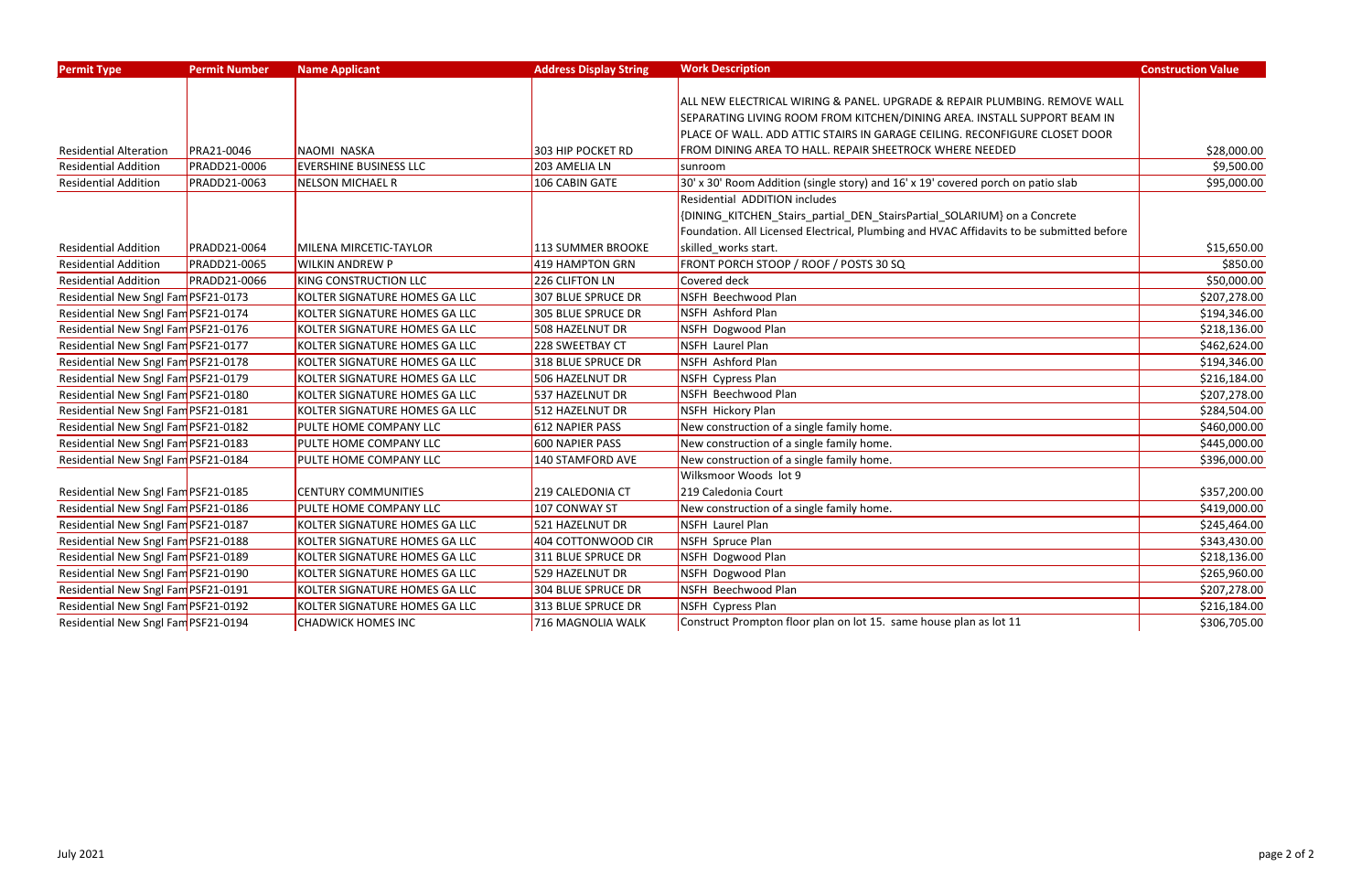| Permit Type | Permit Number | Name Applicant | Address Display String | Work Description | Construction Value |
|---|---|---|---|---|---|
| Residential Alteration | PRA21-0046 | NAOMI NASKA | 303 HIP POCKET RD | ALL NEW ELECTRICAL WIRING & PANEL. UPGRADE & REPAIR PLUMBING. REMOVE WALL SEPARATING LIVING ROOM FROM KITCHEN/DINING AREA. INSTALL SUPPORT BEAM IN PLACE OF WALL. ADD ATTIC STAIRS IN GARAGE CEILING. RECONFIGURE CLOSET DOOR FROM DINING AREA TO HALL. REPAIR SHEETROCK WHERE NEEDED | $28,000.00 |
| Residential Addition | PRADD21-0006 | EVERSHINE BUSINESS LLC | 203 AMELIA LN | sunroom | $9,500.00 |
| Residential Addition | PRADD21-0063 | NELSON MICHAEL R | 106 CABIN GATE | 30' x 30' Room Addition (single story) and 16' x 19' covered porch on patio slab | $95,000.00 |
| Residential Addition | PRADD21-0064 | MILENA MIRCETIC-TAYLOR | 113 SUMMER BROOKE | Residential ADDITION includes {DINING_KITCHEN_Stairs_partial_DEN_StairsPartial_SOLARIUM} on a Concrete Foundation. All Licensed Electrical, Plumbing and HVAC Affidavits to be submitted before skilled_works start. | $15,650.00 |
| Residential Addition | PRADD21-0065 | WILKIN ANDREW P | 419 HAMPTON GRN | FRONT PORCH STOOP / ROOF / POSTS 30 SQ | $850.00 |
| Residential Addition | PRADD21-0066 | KING CONSTRUCTION LLC | 226 CLIFTON LN | Covered deck | $50,000.00 |
| Residential New Sngl Fam | PSF21-0173 | KOLTER SIGNATURE HOMES GA LLC | 307 BLUE SPRUCE DR | NSFH Beechwood Plan | $207,278.00 |
| Residential New Sngl Fam | PSF21-0174 | KOLTER SIGNATURE HOMES GA LLC | 305 BLUE SPRUCE DR | NSFH Ashford Plan | $194,346.00 |
| Residential New Sngl Fam | PSF21-0176 | KOLTER SIGNATURE HOMES GA LLC | 508 HAZELNUT DR | NSFH Dogwood Plan | $218,136.00 |
| Residential New Sngl Fam | PSF21-0177 | KOLTER SIGNATURE HOMES GA LLC | 228 SWEETBAY CT | NSFH Laurel Plan | $462,624.00 |
| Residential New Sngl Fam | PSF21-0178 | KOLTER SIGNATURE HOMES GA LLC | 318 BLUE SPRUCE DR | NSFH Ashford Plan | $194,346.00 |
| Residential New Sngl Fam | PSF21-0179 | KOLTER SIGNATURE HOMES GA LLC | 506 HAZELNUT DR | NSFH Cypress Plan | $216,184.00 |
| Residential New Sngl Fam | PSF21-0180 | KOLTER SIGNATURE HOMES GA LLC | 537 HAZELNUT DR | NSFH Beechwood Plan | $207,278.00 |
| Residential New Sngl Fam | PSF21-0181 | KOLTER SIGNATURE HOMES GA LLC | 512 HAZELNUT DR | NSFH Hickory Plan | $284,504.00 |
| Residential New Sngl Fam | PSF21-0182 | PULTE HOME COMPANY LLC | 612 NAPIER PASS | New construction of a single family home. | $460,000.00 |
| Residential New Sngl Fam | PSF21-0183 | PULTE HOME COMPANY LLC | 600 NAPIER PASS | New construction of a single family home. | $445,000.00 |
| Residential New Sngl Fam | PSF21-0184 | PULTE HOME COMPANY LLC | 140 STAMFORD AVE | New construction of a single family home. | $396,000.00 |
| Residential New Sngl Fam | PSF21-0185 | CENTURY COMMUNITIES | 219 CALEDONIA CT | Wilksmoor Woods lot 9 219 Caledonia Court | $357,200.00 |
| Residential New Sngl Fam | PSF21-0186 | PULTE HOME COMPANY LLC | 107 CONWAY ST | New construction of a single family home. | $419,000.00 |
| Residential New Sngl Fam | PSF21-0187 | KOLTER SIGNATURE HOMES GA LLC | 521 HAZELNUT DR | NSFH Laurel Plan | $245,464.00 |
| Residential New Sngl Fam | PSF21-0188 | KOLTER SIGNATURE HOMES GA LLC | 404 COTTONWOOD CIR | NSFH Spruce Plan | $343,430.00 |
| Residential New Sngl Fam | PSF21-0189 | KOLTER SIGNATURE HOMES GA LLC | 311 BLUE SPRUCE DR | NSFH Dogwood Plan | $218,136.00 |
| Residential New Sngl Fam | PSF21-0190 | KOLTER SIGNATURE HOMES GA LLC | 529 HAZELNUT DR | NSFH Dogwood Plan | $265,960.00 |
| Residential New Sngl Fam | PSF21-0191 | KOLTER SIGNATURE HOMES GA LLC | 304 BLUE SPRUCE DR | NSFH Beechwood Plan | $207,278.00 |
| Residential New Sngl Fam | PSF21-0192 | KOLTER SIGNATURE HOMES GA LLC | 313 BLUE SPRUCE DR | NSFH Cypress Plan | $216,184.00 |
| Residential New Sngl Fam | PSF21-0194 | CHADWICK HOMES INC | 716 MAGNOLIA WALK | Construct Prompton floor plan on lot 15. same house plan as lot 11 | $306,705.00 |

July 2021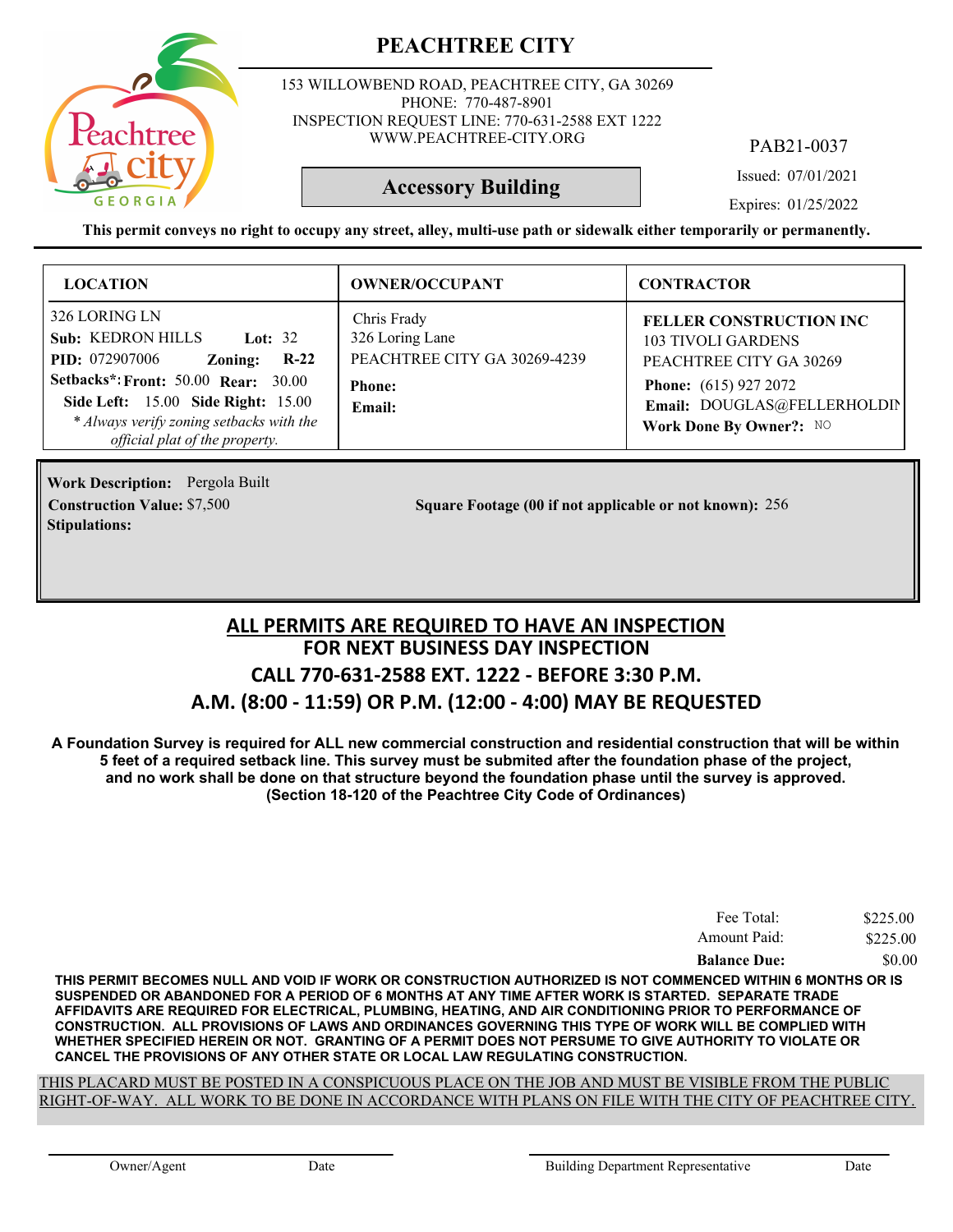# PEACHTREE CITY

153 WILLOWBEND ROAD, PEACHTREE CITY, GA 30269
PHONE: 770-487-8901
INSPECTION REQUEST LINE: 770-631-2588 EXT 1222
WWW.PEACHTREE-CITY.ORG

PAB21-0037

**Accessory Building**

Issued: 07/01/2021

Expires: 01/25/2022

**This permit conveys no right to occupy any street, alley, multi-use path or sidewalk either temporarily or permanently.**

| LOCATION | OWNER/OCCUPANT | CONTRACTOR |
|---|---|---|
| 326 LORING LN<br>**Sub:** KEDRON HILLS **Lot:** 32<br>**PID:** 072907006 **Zoning:** **R-22**<br>**Setbacks*:** **Front:** 50.00 **Rear:** 30.00<br>**Side Left:** 15.00 **Side Right:** 15.00<br>*\* Always verify zoning setbacks with the official plat of the property.* | Chris Frady<br>326 Loring Lane<br>PEACHTREE CITY GA 30269-4239<br>**Phone:**<br>**Email:** | **FELLER CONSTRUCTION INC**<br>103 TIVOLI GARDENS<br>PEACHTREE CITY GA 30269<br>**Phone:** (615) 927 2072<br>**Email:** DOUGLAS@FELLERHOLDIN<br>**Work Done By Owner?:** NO |

**Work Description:** Pergola Built

**Construction Value:** $7,500

**Square Footage (00 if not applicable or not known):** 256

**Stipulations:**

## ALL PERMITS ARE REQUIRED TO HAVE AN INSPECTION
## FOR NEXT BUSINESS DAY INSPECTION
## CALL 770-631-2588 EXT. 1222 - BEFORE 3:30 P.M.
## A.M. (8:00 - 11:59) OR P.M. (12:00 - 4:00) MAY BE REQUESTED

**A Foundation Survey is required for ALL new commercial construction and residential construction that will be within 5 feet of a required setback line. This survey must be submited after the foundation phase of the project, and no work shall be done on that structure beyond the foundation phase until the survey is approved. (Section 18-120 of the Peachtree City Code of Ordinances)**

| | |
|---|---|
| Fee Total: | $225.00 |
| Amount Paid: | $225.00 |
| **Balance Due:** | $0.00 |

**THIS PERMIT BECOMES NULL AND VOID IF WORK OR CONSTRUCTION AUTHORIZED IS NOT COMMENCED WITHIN 6 MONTHS OR IS SUSPENDED OR ABANDONED FOR A PERIOD OF 6 MONTHS AT ANY TIME AFTER WORK IS STARTED. SEPARATE TRADE AFFIDAVITS ARE REQUIRED FOR ELECTRICAL, PLUMBING, HEATING, AND AIR CONDITIONING PRIOR TO PERFORMANCE OF CONSTRUCTION. ALL PROVISIONS OF LAWS AND ORDINANCES GOVERNING THIS TYPE OF WORK WILL BE COMPLIED WITH WHETHER SPECIFIED HEREIN OR NOT. GRANTING OF A PERMIT DOES NOT PERSUME TO GIVE AUTHORITY TO VIOLATE OR CANCEL THE PROVISIONS OF ANY OTHER STATE OR LOCAL LAW REGULATING CONSTRUCTION.**

THIS PLACARD MUST BE POSTED IN A CONSPICUOUS PLACE ON THE JOB AND MUST BE VISIBLE FROM THE PUBLIC RIGHT-OF-WAY. ALL WORK TO BE DONE IN ACCORDANCE WITH PLANS ON FILE WITH THE CITY OF PEACHTREE CITY.

Owner/Agent &nbsp;&nbsp;&nbsp; Date &nbsp;&nbsp;&nbsp; Building Department Representative &nbsp;&nbsp;&nbsp; Date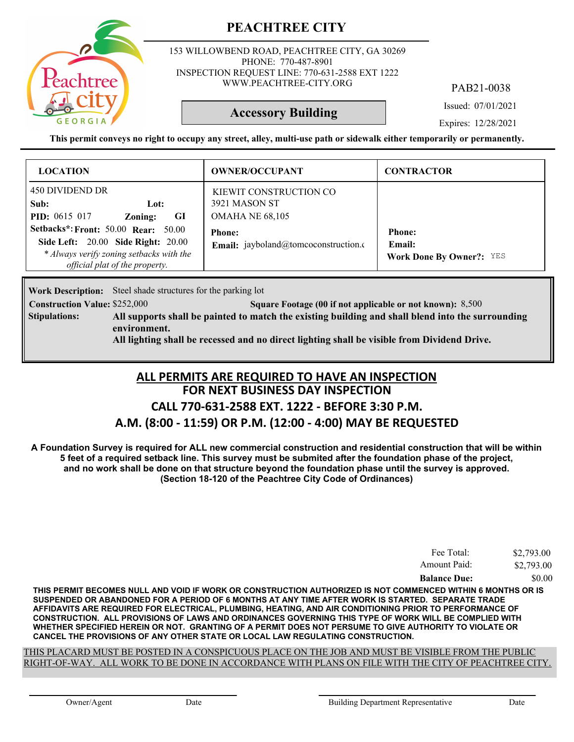# PEACHTREE CITY

153 WILLOWBEND ROAD, PEACHTREE CITY, GA 30269
PHONE: 770-487-8901
INSPECTION REQUEST LINE: 770-631-2588 EXT 1222
WWW.PEACHTREE-CITY.ORG

PAB21-0038

## Accessory Building

Issued: 07/01/2021

Expires: 12/28/2021

**This permit conveys no right to occupy any street, alley, multi-use path or sidewalk either temporarily or permanently.**

| LOCATION | OWNER/OCCUPANT | CONTRACTOR |
|---|---|---|
| 450 DIVIDEND DR<br>**Sub:** **Lot:**<br>**PID:** 0615 017 **Zoning:** **GI**<br>**Setbacks*: Front:** 50.00 **Rear:** 50.00<br>**Side Left:** 20.00 **Side Right:** 20.00<br>*\* Always verify zoning setbacks with the official plat of the property.* | KIEWIT CONSTRUCTION CO<br>3921 MASON ST<br>OMAHA NE 68,105<br>**Phone:**<br>**Email:** jayboland@tomcoconstruction.c | **Phone:**<br>**Email:**<br>**Work Done By Owner?:** YES |

**Work Description:** Steel shade structures for the parking lot

**Construction Value:** $252,000 **Square Footage (00 if not applicable or not known):** 8,500

**Stipulations:** **All supports shall be painted to match the existing building and shall blend into the surrounding environment.**
**All lighting shall be recessed and no direct lighting shall be visible from Dividend Drive.**

## ALL PERMITS ARE REQUIRED TO HAVE AN INSPECTION
## FOR NEXT BUSINESS DAY INSPECTION
## CALL 770-631-2588 EXT. 1222 - BEFORE 3:30 P.M.
## A.M. (8:00 - 11:59) OR P.M. (12:00 - 4:00) MAY BE REQUESTED

**A Foundation Survey is required for ALL new commercial construction and residential construction that will be within 5 feet of a required setback line. This survey must be submited after the foundation phase of the project, and no work shall be done on that structure beyond the foundation phase until the survey is approved. (Section 18-120 of the Peachtree City Code of Ordinances)**

| | |
|---|---|
| Fee Total: | $2,793.00 |
| Amount Paid: | $2,793.00 |
| **Balance Due:** | $0.00 |

**THIS PERMIT BECOMES NULL AND VOID IF WORK OR CONSTRUCTION AUTHORIZED IS NOT COMMENCED WITHIN 6 MONTHS OR IS SUSPENDED OR ABANDONED FOR A PERIOD OF 6 MONTHS AT ANY TIME AFTER WORK IS STARTED. SEPARATE TRADE AFFIDAVITS ARE REQUIRED FOR ELECTRICAL, PLUMBING, HEATING, AND AIR CONDITIONING PRIOR TO PERFORMANCE OF CONSTRUCTION. ALL PROVISIONS OF LAWS AND ORDINANCES GOVERNING THIS TYPE OF WORK WILL BE COMPLIED WITH WHETHER SPECIFIED HEREIN OR NOT. GRANTING OF A PERMIT DOES NOT PERSUME TO GIVE AUTHORITY TO VIOLATE OR CANCEL THE PROVISIONS OF ANY OTHER STATE OR LOCAL LAW REGULATING CONSTRUCTION.**

THIS PLACARD MUST BE POSTED IN A CONSPICUOUS PLACE ON THE JOB AND MUST BE VISIBLE FROM THE PUBLIC RIGHT-OF-WAY. ALL WORK TO BE DONE IN ACCORDANCE WITH PLANS ON FILE WITH THE CITY OF PEACHTREE CITY.

Owner/Agent Date Building Department Representative Date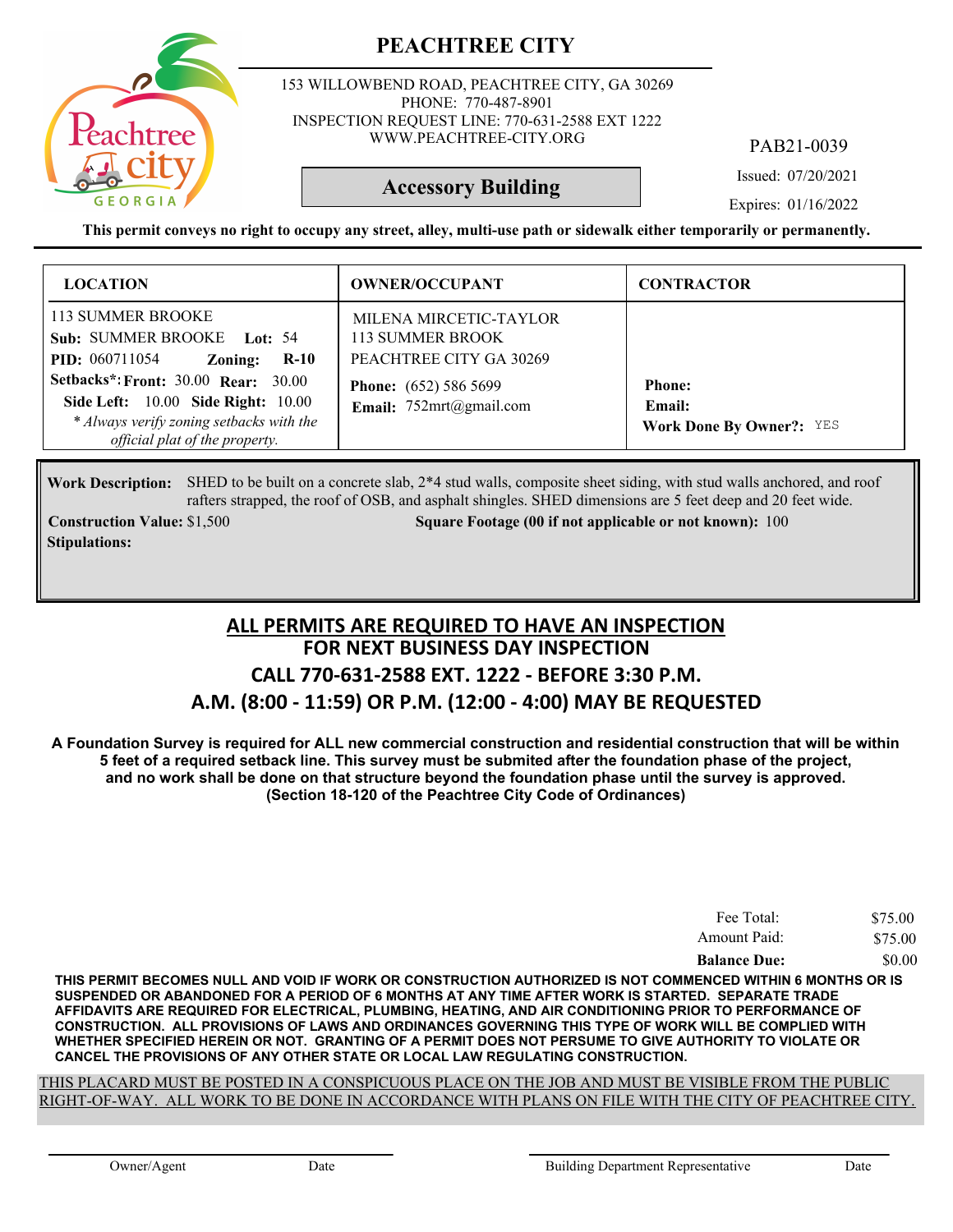# PEACHTREE CITY

153 WILLOWBEND ROAD, PEACHTREE CITY, GA 30269
PHONE: 770-487-8901
INSPECTION REQUEST LINE: 770-631-2588 EXT 1222
WWW.PEACHTREE-CITY.ORG

PAB21-0039

## Accessory Building

Issued: 07/20/2021

Expires: 01/16/2022

**This permit conveys no right to occupy any street, alley, multi-use path or sidewalk either temporarily or permanently.**

| LOCATION | OWNER/OCCUPANT | CONTRACTOR |
|---|---|---|
| 113 SUMMER BROOKE<br>**Sub:** SUMMER BROOKE **Lot:** 54<br>**PID:** 060711054 **Zoning:** **R-10**<br>**Setbacks*: Front:** 30.00 **Rear:** 30.00<br>**Side Left:** 10.00 **Side Right:** 10.00<br>*\* Always verify zoning setbacks with the official plat of the property.* | MILENA MIRCETIC-TAYLOR<br>113 SUMMER BROOK<br>PEACHTREE CITY GA 30269<br>**Phone:** (652) 586 5699<br>**Email:** 752mrt@gmail.com | **Phone:**<br>**Email:**<br>**Work Done By Owner?:** YES |

**Work Description:** SHED to be built on a concrete slab, 2*4 stud walls, composite sheet siding, with stud walls anchored, and roof rafters strapped, the roof of OSB, and asphalt shingles. SHED dimensions are 5 feet deep and 20 feet wide.

**Construction Value:** $1,500 **Square Footage (00 if not applicable or not known):** 100

**Stipulations:**

## ALL PERMITS ARE REQUIRED TO HAVE AN INSPECTION
## FOR NEXT BUSINESS DAY INSPECTION
## CALL 770-631-2588 EXT. 1222 - BEFORE 3:30 P.M.
## A.M. (8:00 - 11:59) OR P.M. (12:00 - 4:00) MAY BE REQUESTED

**A Foundation Survey is required for ALL new commercial construction and residential construction that will be within 5 feet of a required setback line. This survey must be submited after the foundation phase of the project, and no work shall be done on that structure beyond the foundation phase until the survey is approved. (Section 18-120 of the Peachtree City Code of Ordinances)**

| | |
|---|---|
| Fee Total: | $75.00 |
| Amount Paid: | $75.00 |
| **Balance Due:** | $0.00 |

**THIS PERMIT BECOMES NULL AND VOID IF WORK OR CONSTRUCTION AUTHORIZED IS NOT COMMENCED WITHIN 6 MONTHS OR IS SUSPENDED OR ABANDONED FOR A PERIOD OF 6 MONTHS AT ANY TIME AFTER WORK IS STARTED. SEPARATE TRADE AFFIDAVITS ARE REQUIRED FOR ELECTRICAL, PLUMBING, HEATING, AND AIR CONDITIONING PRIOR TO PERFORMANCE OF CONSTRUCTION. ALL PROVISIONS OF LAWS AND ORDINANCES GOVERNING THIS TYPE OF WORK WILL BE COMPLIED WITH WHETHER SPECIFIED HEREIN OR NOT. GRANTING OF A PERMIT DOES NOT PERSUME TO GIVE AUTHORITY TO VIOLATE OR CANCEL THE PROVISIONS OF ANY OTHER STATE OR LOCAL LAW REGULATING CONSTRUCTION.**

THIS PLACARD MUST BE POSTED IN A CONSPICUOUS PLACE ON THE JOB AND MUST BE VISIBLE FROM THE PUBLIC RIGHT-OF-WAY. ALL WORK TO BE DONE IN ACCORDANCE WITH PLANS ON FILE WITH THE CITY OF PEACHTREE CITY.

Owner/Agent Date Building Department Representative Date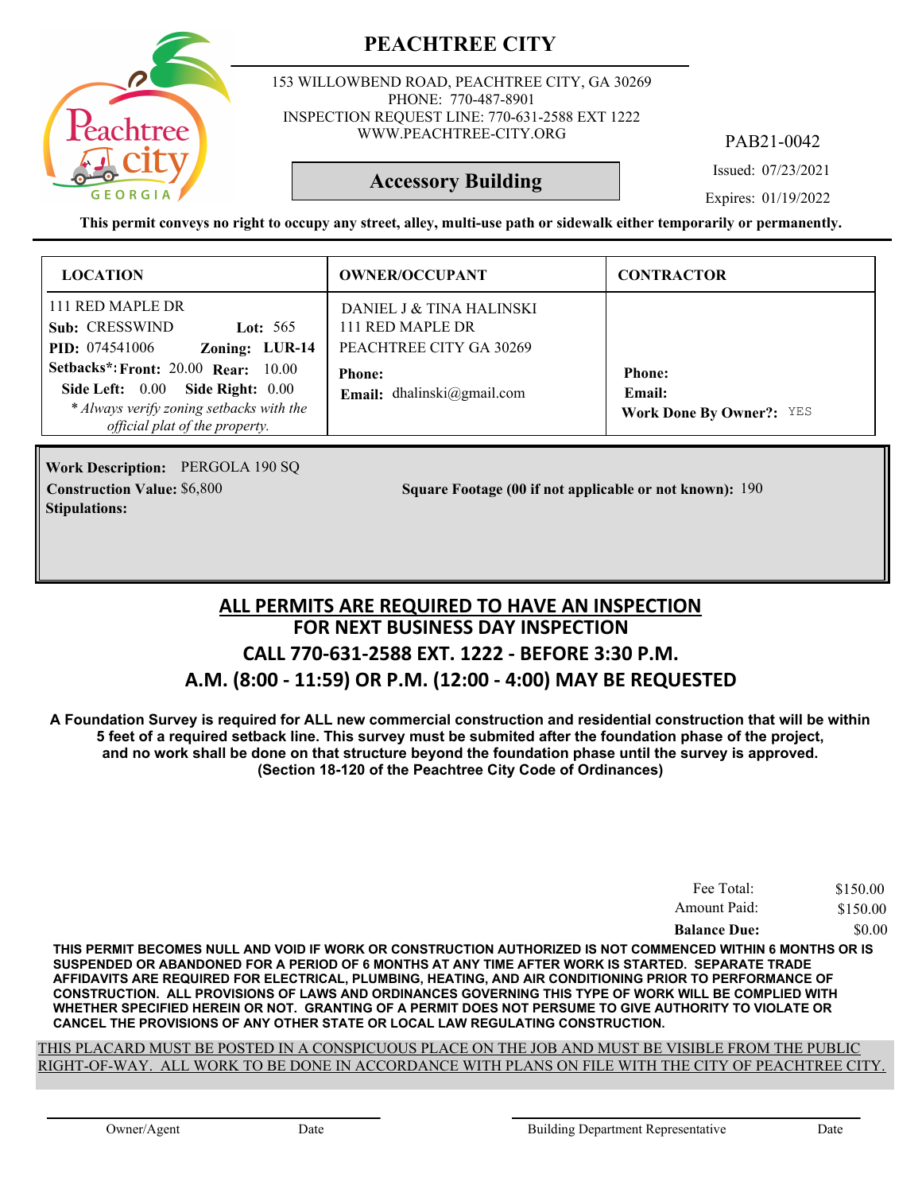# PEACHTREE CITY

153 WILLOWBEND ROAD, PEACHTREE CITY, GA 30269
PHONE: 770-487-8901
INSPECTION REQUEST LINE: 770-631-2588 EXT 1222
WWW.PEACHTREE-CITY.ORG

PAB21-0042

## Accessory Building

Issued: 07/23/2021

Expires: 01/19/2022

**This permit conveys no right to occupy any street, alley, multi-use path or sidewalk either temporarily or permanently.**

| LOCATION | OWNER/OCCUPANT | CONTRACTOR |
|---|---|---|
| 111 RED MAPLE DR<br>**Sub:** CRESSWIND **Lot:** 565<br>**PID:** 074541006 **Zoning:** LUR-14<br>**Setbacks\*: Front:** 20.00 **Rear:** 10.00<br>**Side Left:** 0.00 **Side Right:** 0.00<br>*\* Always verify zoning setbacks with the official plat of the property.* | DANIEL J & TINA HALINSKI<br>111 RED MAPLE DR<br>PEACHTREE CITY GA 30269<br>**Phone:**<br>**Email:** dhalinski@gmail.com | **Phone:**<br>**Email:**<br>**Work Done By Owner?:** YES |

**Work Description:** PERGOLA 190 SQ
**Construction Value:** $6,800
**Square Footage (00 if not applicable or not known):** 190
**Stipulations:**

## ALL PERMITS ARE REQUIRED TO HAVE AN INSPECTION
## FOR NEXT BUSINESS DAY INSPECTION
## CALL 770-631-2588 EXT. 1222 - BEFORE 3:30 P.M.
## A.M. (8:00 - 11:59) OR P.M. (12:00 - 4:00) MAY BE REQUESTED

**A Foundation Survey is required for ALL new commercial construction and residential construction that will be within 5 feet of a required setback line. This survey must be submited after the foundation phase of the project, and no work shall be done on that structure beyond the foundation phase until the survey is approved. (Section 18-120 of the Peachtree City Code of Ordinances)**

| | |
|---|---|
| Fee Total: | $150.00 |
| Amount Paid: | $150.00 |
| **Balance Due:** | $0.00 |

**THIS PERMIT BECOMES NULL AND VOID IF WORK OR CONSTRUCTION AUTHORIZED IS NOT COMMENCED WITHIN 6 MONTHS OR IS SUSPENDED OR ABANDONED FOR A PERIOD OF 6 MONTHS AT ANY TIME AFTER WORK IS STARTED. SEPARATE TRADE AFFIDAVITS ARE REQUIRED FOR ELECTRICAL, PLUMBING, HEATING, AND AIR CONDITIONING PRIOR TO PERFORMANCE OF CONSTRUCTION. ALL PROVISIONS OF LAWS AND ORDINANCES GOVERNING THIS TYPE OF WORK WILL BE COMPLIED WITH WHETHER SPECIFIED HEREIN OR NOT. GRANTING OF A PERMIT DOES NOT PERSUME TO GIVE AUTHORITY TO VIOLATE OR CANCEL THE PROVISIONS OF ANY OTHER STATE OR LOCAL LAW REGULATING CONSTRUCTION.**

THIS PLACARD MUST BE POSTED IN A CONSPICUOUS PLACE ON THE JOB AND MUST BE VISIBLE FROM THE PUBLIC RIGHT-OF-WAY. ALL WORK TO BE DONE IN ACCORDANCE WITH PLANS ON FILE WITH THE CITY OF PEACHTREE CITY.

Owner/Agent Date Building Department Representative Date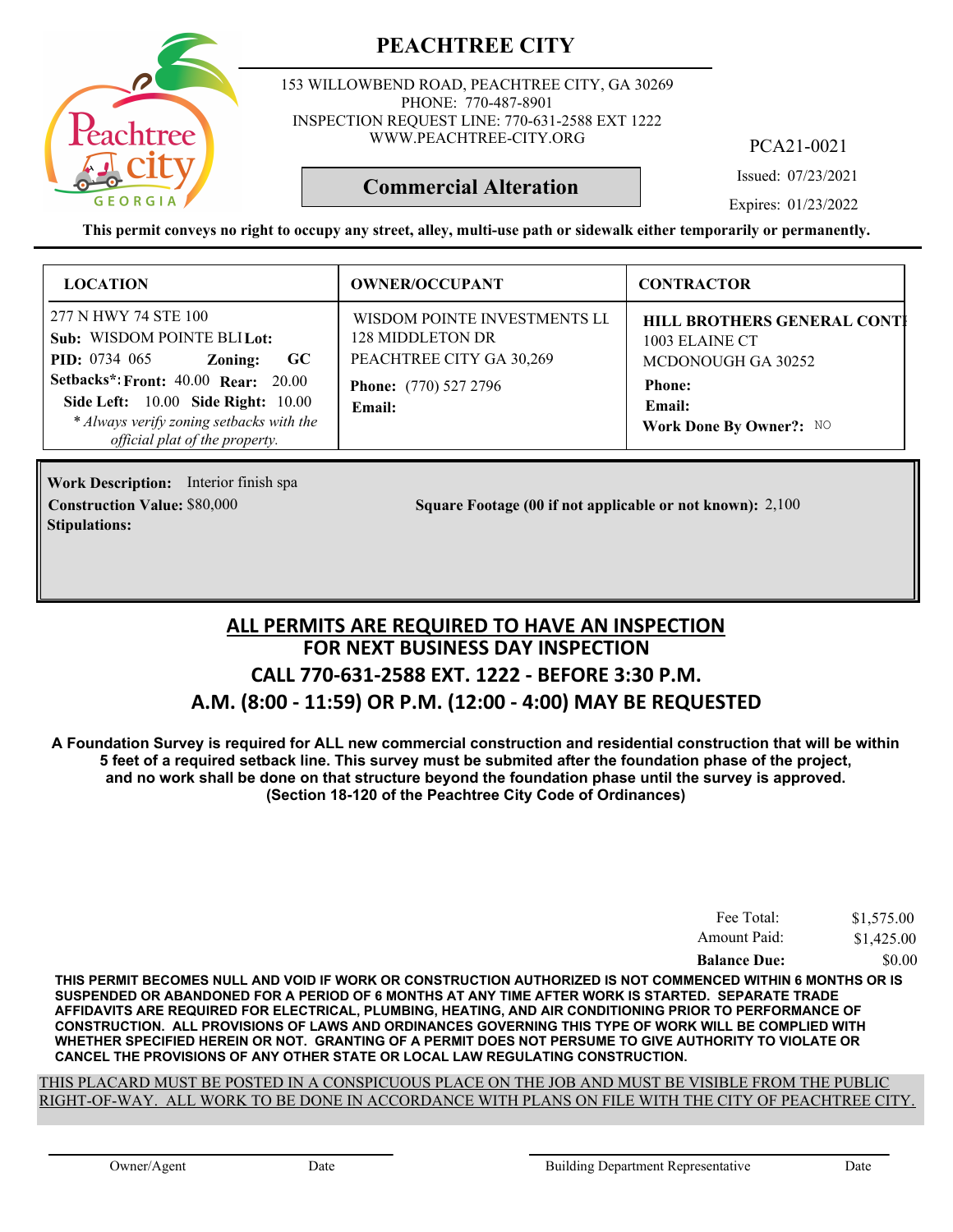# PEACHTREE CITY

153 WILLOWBEND ROAD, PEACHTREE CITY, GA 30269
PHONE: 770-487-8901
INSPECTION REQUEST LINE: 770-631-2588 EXT 1222
WWW.PEACHTREE-CITY.ORG

PCA21-0021

**Commercial Alteration**

Issued: 07/23/2021

Expires: 01/23/2022

**This permit conveys no right to occupy any street, alley, multi-use path or sidewalk either temporarily or permanently.**

| LOCATION | OWNER/OCCUPANT | CONTRACTOR |
|---|---|---|
| 277 N HWY 74 STE 100<br>**Sub:** WISDOM POINTE BLI **Lot:**<br>**PID:** 0734 065 **Zoning:** **GC**<br>**Setbacks*:** **Front:** 40.00 **Rear:** 20.00<br>**Side Left:** 10.00 **Side Right:** 10.00<br>*\* Always verify zoning setbacks with the official plat of the property.* | WISDOM POINTE INVESTMENTS LI<br>128 MIDDLETON DR<br>PEACHTREE CITY GA 30,269<br>**Phone:** (770) 527 2796<br>**Email:** | **HILL BROTHERS GENERAL CONTI**<br>1003 ELAINE CT<br>MCDONOUGH GA 30252<br>**Phone:**<br>**Email:**<br>**Work Done By Owner?:** NO |

**Work Description:** Interior finish spa

**Construction Value:** $80,000

**Square Footage (00 if not applicable or not known):** 2,100

**Stipulations:**

## ALL PERMITS ARE REQUIRED TO HAVE AN INSPECTION
## FOR NEXT BUSINESS DAY INSPECTION
## CALL 770-631-2588 EXT. 1222 - BEFORE 3:30 P.M.
## A.M. (8:00 - 11:59) OR P.M. (12:00 - 4:00) MAY BE REQUESTED

**A Foundation Survey is required for ALL new commercial construction and residential construction that will be within 5 feet of a required setback line. This survey must be submited after the foundation phase of the project, and no work shall be done on that structure beyond the foundation phase until the survey is approved. (Section 18-120 of the Peachtree City Code of Ordinances)**

| | |
|---|---|
| Fee Total: | $1,575.00 |
| Amount Paid: | $1,425.00 |
| **Balance Due:** | $0.00 |

**THIS PERMIT BECOMES NULL AND VOID IF WORK OR CONSTRUCTION AUTHORIZED IS NOT COMMENCED WITHIN 6 MONTHS OR IS SUSPENDED OR ABANDONED FOR A PERIOD OF 6 MONTHS AT ANY TIME AFTER WORK IS STARTED. SEPARATE TRADE AFFIDAVITS ARE REQUIRED FOR ELECTRICAL, PLUMBING, HEATING, AND AIR CONDITIONING PRIOR TO PERFORMANCE OF CONSTRUCTION. ALL PROVISIONS OF LAWS AND ORDINANCES GOVERNING THIS TYPE OF WORK WILL BE COMPLIED WITH WHETHER SPECIFIED HEREIN OR NOT. GRANTING OF A PERMIT DOES NOT PERSUME TO GIVE AUTHORITY TO VIOLATE OR CANCEL THE PROVISIONS OF ANY OTHER STATE OR LOCAL LAW REGULATING CONSTRUCTION.**

THIS PLACARD MUST BE POSTED IN A CONSPICUOUS PLACE ON THE JOB AND MUST BE VISIBLE FROM THE PUBLIC RIGHT-OF-WAY. ALL WORK TO BE DONE IN ACCORDANCE WITH PLANS ON FILE WITH THE CITY OF PEACHTREE CITY.

Owner/Agent　　Date　　Building Department Representative　　Date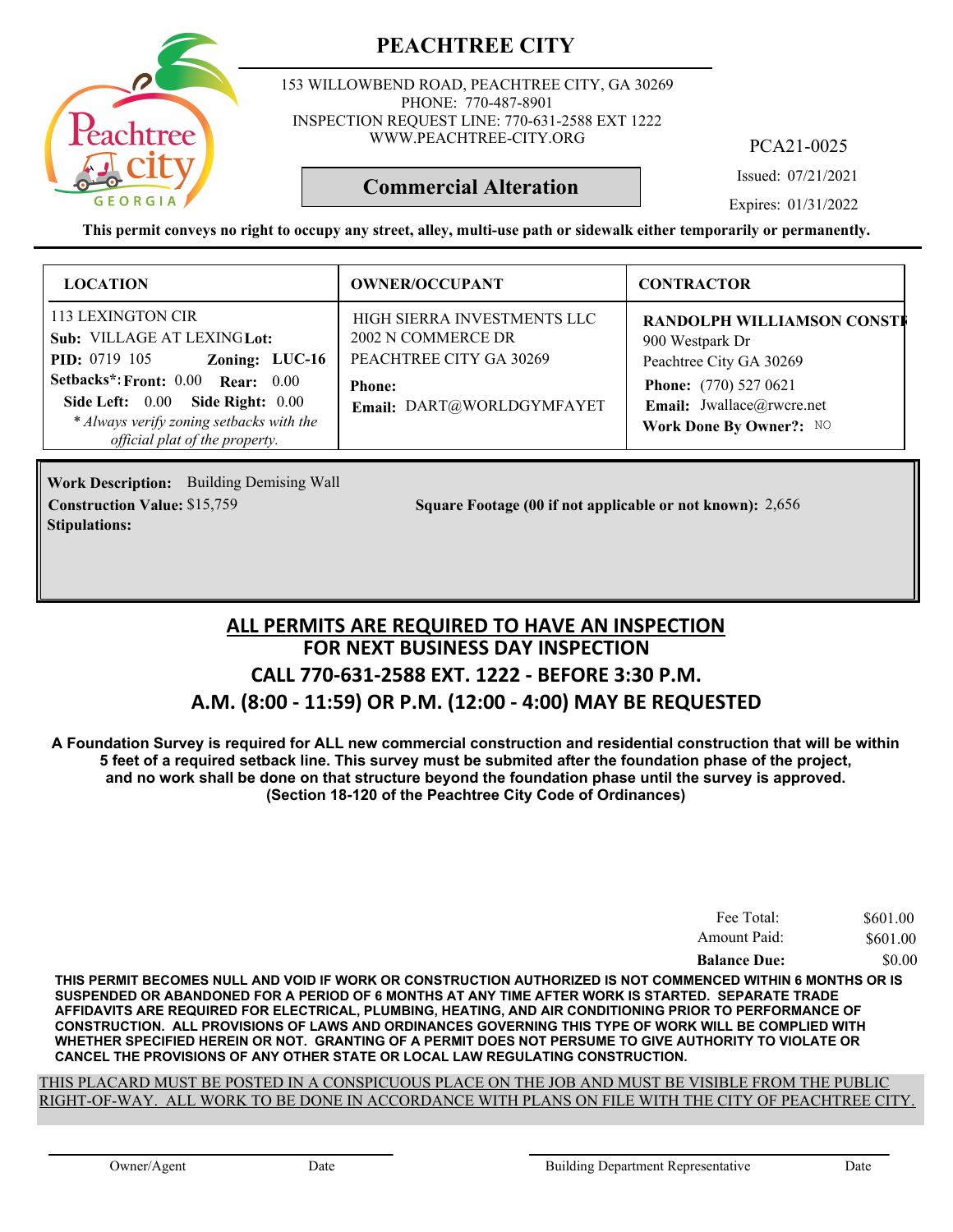# PEACHTREE CITY

153 WILLOWBEND ROAD, PEACHTREE CITY, GA 30269
PHONE: 770-487-8901
INSPECTION REQUEST LINE: 770-631-2588 EXT 1222
WWW.PEACHTREE-CITY.ORG

PCA21-0025

**Commercial Alteration**

Issued: 07/21/2021
Expires: 01/31/2022

**This permit conveys no right to occupy any street, alley, multi-use path or sidewalk either temporarily or permanently.**

| LOCATION | OWNER/OCCUPANT | CONTRACTOR |
|---|---|---|
| 113 LEXINGTON CIR<br>**Sub:** VILLAGE AT LEXING **Lot:**<br>**PID:** 0719 105 **Zoning:** LUC-16<br>**Setbacks*: Front:** 0.00 **Rear:** 0.00<br>**Side Left:** 0.00 **Side Right:** 0.00<br>*\* Always verify zoning setbacks with the official plat of the property.* | HIGH SIERRA INVESTMENTS LLC<br>2002 N COMMERCE DR<br>PEACHTREE CITY GA 30269<br>**Phone:**<br>**Email:** DART@WORLDGYMFAYET | **RANDOLPH WILLIAMSON CONST**<br>900 Westpark Dr<br>Peachtree City GA 30269<br>**Phone:** (770) 527 0621<br>**Email:** Jwallace@rwcre.net<br>**Work Done By Owner?:** NO |

**Work Description:** Building Demising Wall
**Construction Value:** $15,759
**Square Footage (00 if not applicable or not known):** 2,656
**Stipulations:**

## ALL PERMITS ARE REQUIRED TO HAVE AN INSPECTION
## FOR NEXT BUSINESS DAY INSPECTION
## CALL 770-631-2588 EXT. 1222 - BEFORE 3:30 P.M.
## A.M. (8:00 - 11:59) OR P.M. (12:00 - 4:00) MAY BE REQUESTED

**A Foundation Survey is required for ALL new commercial construction and residential construction that will be within 5 feet of a required setback line. This survey must be submited after the foundation phase of the project, and no work shall be done on that structure beyond the foundation phase until the survey is approved. (Section 18-120 of the Peachtree City Code of Ordinances)**

| | |
|---|---|
| Fee Total: | $601.00 |
| Amount Paid: | $601.00 |
| **Balance Due:** | $0.00 |

**THIS PERMIT BECOMES NULL AND VOID IF WORK OR CONSTRUCTION AUTHORIZED IS NOT COMMENCED WITHIN 6 MONTHS OR IS SUSPENDED OR ABANDONED FOR A PERIOD OF 6 MONTHS AT ANY TIME AFTER WORK IS STARTED. SEPARATE TRADE AFFIDAVITS ARE REQUIRED FOR ELECTRICAL, PLUMBING, HEATING, AND AIR CONDITIONING PRIOR TO PERFORMANCE OF CONSTRUCTION. ALL PROVISIONS OF LAWS AND ORDINANCES GOVERNING THIS TYPE OF WORK WILL BE COMPLIED WITH WHETHER SPECIFIED HEREIN OR NOT. GRANTING OF A PERMIT DOES NOT PERSUME TO GIVE AUTHORITY TO VIOLATE OR CANCEL THE PROVISIONS OF ANY OTHER STATE OR LOCAL LAW REGULATING CONSTRUCTION.**

THIS PLACARD MUST BE POSTED IN A CONSPICUOUS PLACE ON THE JOB AND MUST BE VISIBLE FROM THE PUBLIC RIGHT-OF-WAY. ALL WORK TO BE DONE IN ACCORDANCE WITH PLANS ON FILE WITH THE CITY OF PEACHTREE CITY.

Owner/Agent Date Building Department Representative Date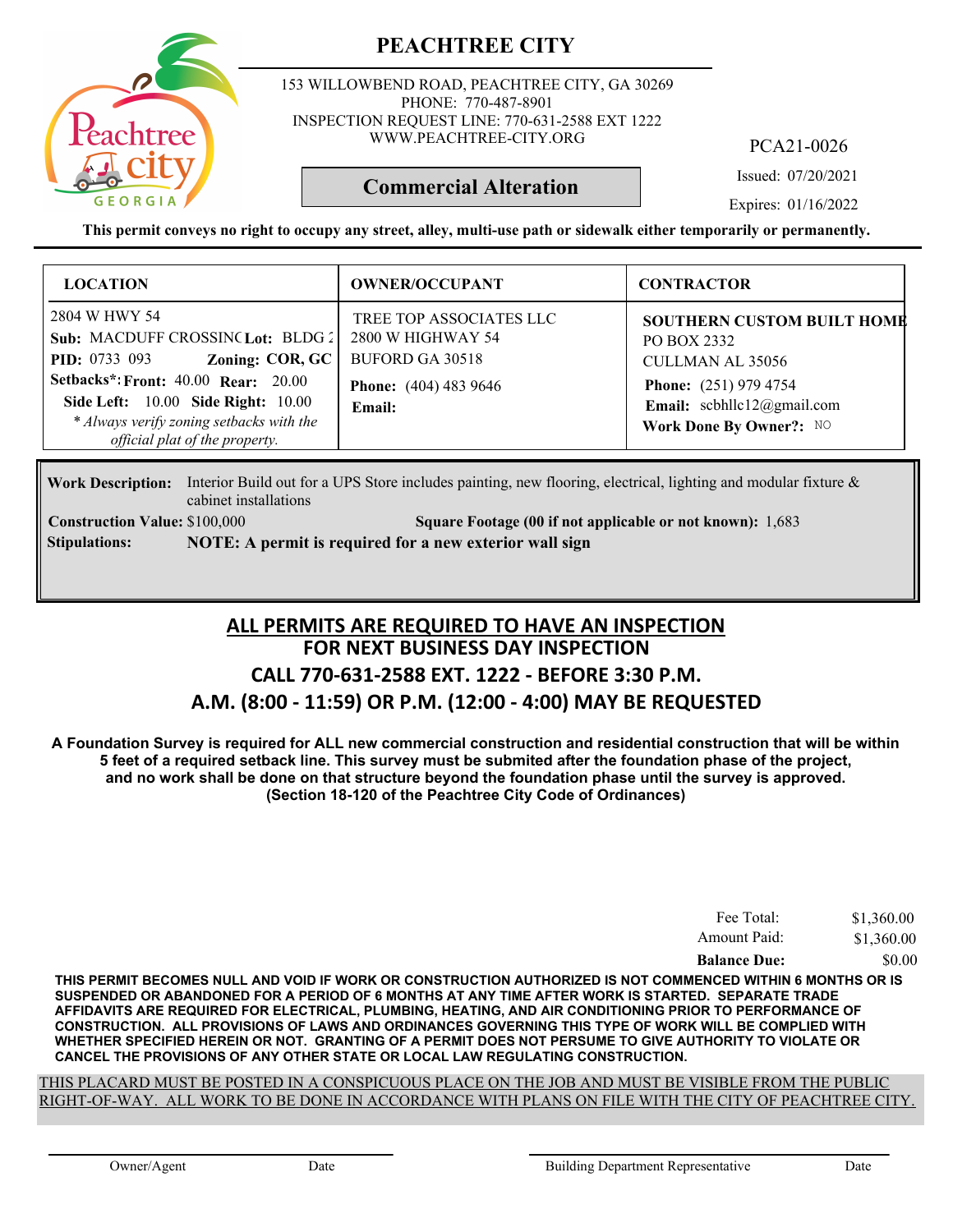# PEACHTREE CITY

153 WILLOWBEND ROAD, PEACHTREE CITY, GA 30269
PHONE: 770-487-8901
INSPECTION REQUEST LINE: 770-631-2588 EXT 1222
WWW.PEACHTREE-CITY.ORG

PCA21-0026

**Commercial Alteration**

Issued: 07/20/2021
Expires: 01/16/2022

**This permit conveys no right to occupy any street, alley, multi-use path or sidewalk either temporarily or permanently.**

| LOCATION | OWNER/OCCUPANT | CONTRACTOR |
|---|---|---|
| 2804 W HWY 54<br>**Sub:** MACDUFF CROSSINC **Lot:** BLDG 2<br>**PID:** 0733 093 **Zoning: COR, GC**<br>**Setbacks*: Front:** 40.00 **Rear:** 20.00<br>**Side Left:** 10.00 **Side Right:** 10.00<br>*\* Always verify zoning setbacks with the official plat of the property.* | TREE TOP ASSOCIATES LLC<br>2800 W HIGHWAY 54<br>BUFORD GA 30518<br>**Phone:** (404) 483 9646<br>**Email:** | **SOUTHERN CUSTOM BUILT HOME**<br>PO BOX 2332<br>CULLMAN AL 35056<br>**Phone:** (251) 979 4754<br>**Email:** scbhllc12@gmail.com<br>**Work Done By Owner?:** NO |

**Work Description:** Interior Build out for a UPS Store includes painting, new flooring, electrical, lighting and modular fixture & cabinet installations

**Construction Value:** $100,000 **Square Footage (00 if not applicable or not known):** 1,683

**Stipulations:** **NOTE: A permit is required for a new exterior wall sign**

## ALL PERMITS ARE REQUIRED TO HAVE AN INSPECTION
## FOR NEXT BUSINESS DAY INSPECTION
## CALL 770-631-2588 EXT. 1222 - BEFORE 3:30 P.M.
## A.M. (8:00 - 11:59) OR P.M. (12:00 - 4:00) MAY BE REQUESTED

**A Foundation Survey is required for ALL new commercial construction and residential construction that will be within 5 feet of a required setback line. This survey must be submited after the foundation phase of the project, and no work shall be done on that structure beyond the foundation phase until the survey is approved. (Section 18-120 of the Peachtree City Code of Ordinances)**

| | |
|---|---|
| Fee Total: | $1,360.00 |
| Amount Paid: | $1,360.00 |
| **Balance Due:** | $0.00 |

**THIS PERMIT BECOMES NULL AND VOID IF WORK OR CONSTRUCTION AUTHORIZED IS NOT COMMENCED WITHIN 6 MONTHS OR IS SUSPENDED OR ABANDONED FOR A PERIOD OF 6 MONTHS AT ANY TIME AFTER WORK IS STARTED. SEPARATE TRADE AFFIDAVITS ARE REQUIRED FOR ELECTRICAL, PLUMBING, HEATING, AND AIR CONDITIONING PRIOR TO PERFORMANCE OF CONSTRUCTION. ALL PROVISIONS OF LAWS AND ORDINANCES GOVERNING THIS TYPE OF WORK WILL BE COMPLIED WITH WHETHER SPECIFIED HEREIN OR NOT. GRANTING OF A PERMIT DOES NOT PERSUME TO GIVE AUTHORITY TO VIOLATE OR CANCEL THE PROVISIONS OF ANY OTHER STATE OR LOCAL LAW REGULATING CONSTRUCTION.**

THIS PLACARD MUST BE POSTED IN A CONSPICUOUS PLACE ON THE JOB AND MUST BE VISIBLE FROM THE PUBLIC RIGHT-OF-WAY. ALL WORK TO BE DONE IN ACCORDANCE WITH PLANS ON FILE WITH THE CITY OF PEACHTREE CITY.

Owner/Agent Date Building Department Representative Date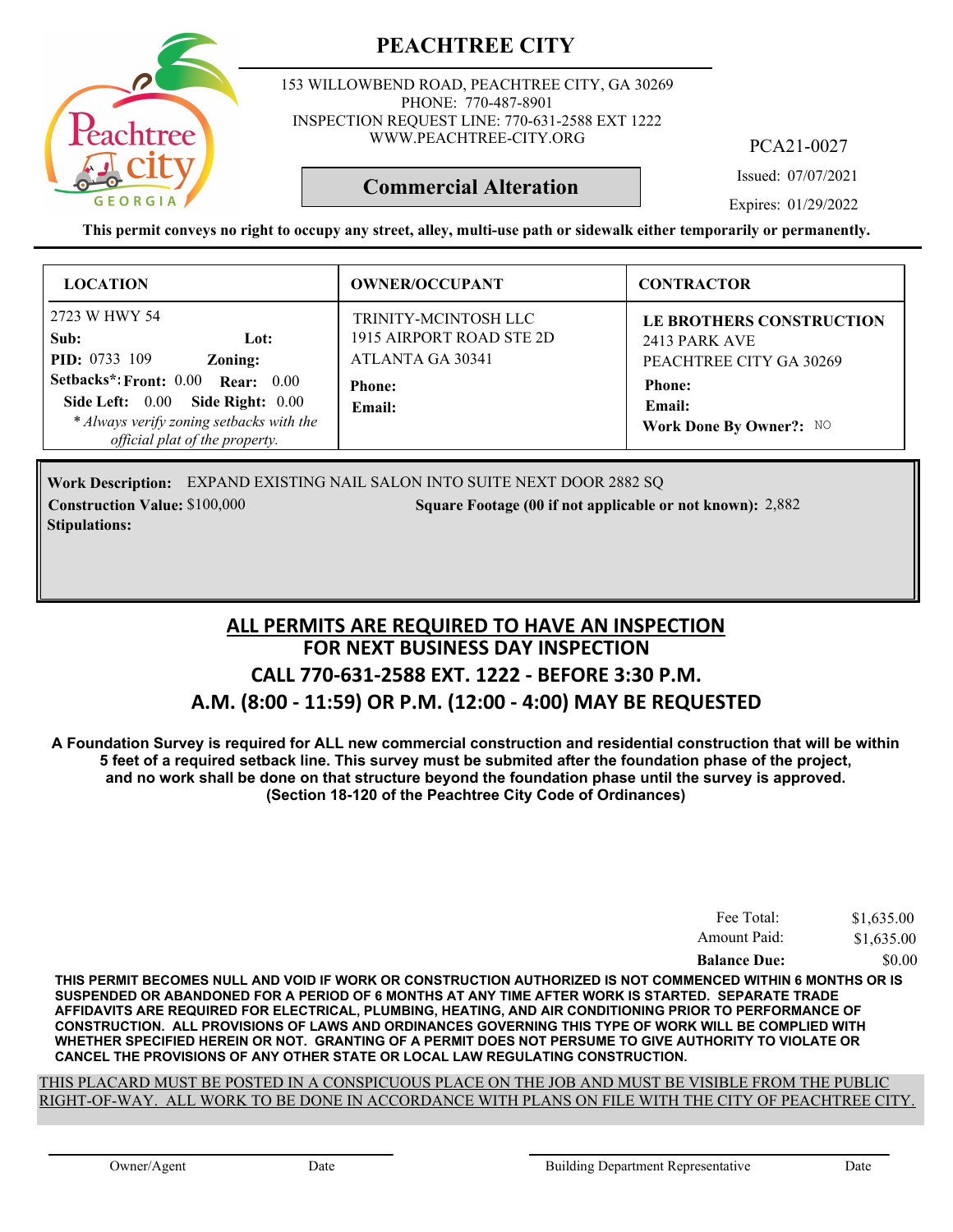# PEACHTREE CITY

153 WILLOWBEND ROAD, PEACHTREE CITY, GA 30269
PHONE: 770-487-8901
INSPECTION REQUEST LINE: 770-631-2588 EXT 1222
WWW.PEACHTREE-CITY.ORG

PCA21-0027

**Commercial Alteration**

Issued: 07/07/2021
Expires: 01/29/2022

**This permit conveys no right to occupy any street, alley, multi-use path or sidewalk either temporarily or permanently.**

| LOCATION | OWNER/OCCUPANT | CONTRACTOR |
|---|---|---|
| 2723 W HWY 54<br>**Sub:** **Lot:**<br>**PID:** 0733 109 **Zoning:**<br>**Setbacks*: Front:** 0.00 **Rear:** 0.00<br>**Side Left:** 0.00 **Side Right:** 0.00<br>*\* Always verify zoning setbacks with the official plat of the property.* | TRINITY-MCINTOSH LLC<br>1915 AIRPORT ROAD STE 2D<br>ATLANTA GA 30341<br>**Phone:**<br>**Email:** | **LE BROTHERS CONSTRUCTION**<br>2413 PARK AVE<br>PEACHTREE CITY GA 30269<br>**Phone:**<br>**Email:**<br>**Work Done By Owner?:** NO |

**Work Description:** EXPAND EXISTING NAIL SALON INTO SUITE NEXT DOOR 2882 SQ
**Construction Value:** $100,000 **Square Footage (00 if not applicable or not known):** 2,882
**Stipulations:**

## ALL PERMITS ARE REQUIRED TO HAVE AN INSPECTION
## FOR NEXT BUSINESS DAY INSPECTION
## CALL 770-631-2588 EXT. 1222 - BEFORE 3:30 P.M.
## A.M. (8:00 - 11:59) OR P.M. (12:00 - 4:00) MAY BE REQUESTED

**A Foundation Survey is required for ALL new commercial construction and residential construction that will be within 5 feet of a required setback line. This survey must be submited after the foundation phase of the project, and no work shall be done on that structure beyond the foundation phase until the survey is approved. (Section 18-120 of the Peachtree City Code of Ordinances)**

| | |
|---|---|
| Fee Total: | $1,635.00 |
| Amount Paid: | $1,635.00 |
| **Balance Due:** | $0.00 |

**THIS PERMIT BECOMES NULL AND VOID IF WORK OR CONSTRUCTION AUTHORIZED IS NOT COMMENCED WITHIN 6 MONTHS OR IS SUSPENDED OR ABANDONED FOR A PERIOD OF 6 MONTHS AT ANY TIME AFTER WORK IS STARTED. SEPARATE TRADE AFFIDAVITS ARE REQUIRED FOR ELECTRICAL, PLUMBING, HEATING, AND AIR CONDITIONING PRIOR TO PERFORMANCE OF CONSTRUCTION. ALL PROVISIONS OF LAWS AND ORDINANCES GOVERNING THIS TYPE OF WORK WILL BE COMPLIED WITH WHETHER SPECIFIED HEREIN OR NOT. GRANTING OF A PERMIT DOES NOT PERSUME TO GIVE AUTHORITY TO VIOLATE OR CANCEL THE PROVISIONS OF ANY OTHER STATE OR LOCAL LAW REGULATING CONSTRUCTION.**

THIS PLACARD MUST BE POSTED IN A CONSPICUOUS PLACE ON THE JOB AND MUST BE VISIBLE FROM THE PUBLIC RIGHT-OF-WAY. ALL WORK TO BE DONE IN ACCORDANCE WITH PLANS ON FILE WITH THE CITY OF PEACHTREE CITY.

Owner/Agent Date Building Department Representative Date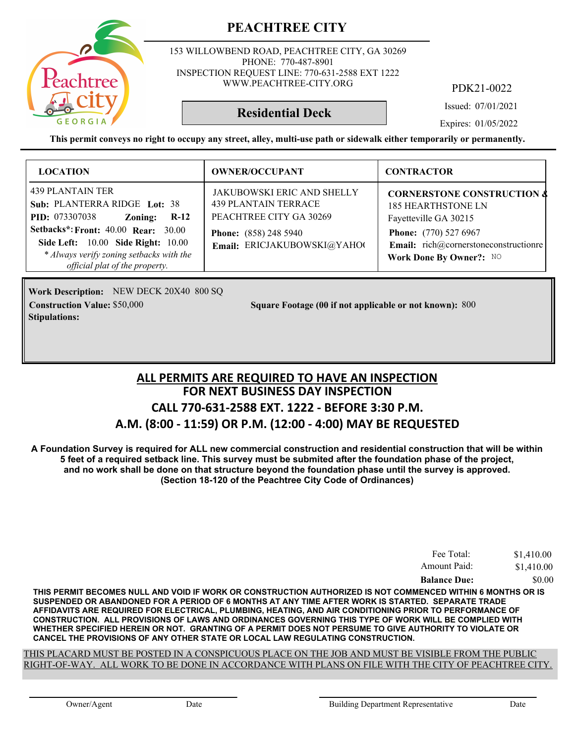# PEACHTREE CITY

153 WILLOWBEND ROAD, PEACHTREE CITY, GA 30269
PHONE: 770-487-8901
INSPECTION REQUEST LINE: 770-631-2588 EXT 1222
WWW.PEACHTREE-CITY.ORG

PDK21-0022

## Residential Deck

Issued: 07/01/2021

Expires: 01/05/2022

**This permit conveys no right to occupy any street, alley, multi-use path or sidewalk either temporarily or permanently.**

| LOCATION | OWNER/OCCUPANT | CONTRACTOR |
|---|---|---|
| 439 PLANTAIN TER<br>**Sub:** PLANTERRA RIDGE **Lot:** 38<br>**PID:** 073307038 **Zoning:** **R-12**<br>**Setbacks*:** **Front:** 40.00 **Rear:** 30.00<br>**Side Left:** 10.00 **Side Right:** 10.00<br>*\* Always verify zoning setbacks with the official plat of the property.* | JAKUBOWSKI ERIC AND SHELLY<br>439 PLANTAIN TERRACE<br>PEACHTREE CITY GA 30269<br>**Phone:** (858) 248 5940<br>**Email:** ERICJAKUBOWSKI@YAHO( | **CORNERSTONE CONSTRUCTION &**<br>185 HEARTHSTONE LN<br>Fayetteville GA 30215<br>**Phone:** (770) 527 6967<br>**Email:** rich@cornerstoneconstructionre<br>**Work Done By Owner?:** NO |

**Work Description:** NEW DECK 20X40 800 SQ

**Construction Value:** $50,000

**Square Footage (00 if not applicable or not known):** 800

**Stipulations:**

## ALL PERMITS ARE REQUIRED TO HAVE AN INSPECTION
## FOR NEXT BUSINESS DAY INSPECTION
## CALL 770-631-2588 EXT. 1222 - BEFORE 3:30 P.M.
## A.M. (8:00 - 11:59) OR P.M. (12:00 - 4:00) MAY BE REQUESTED

**A Foundation Survey is required for ALL new commercial construction and residential construction that will be within 5 feet of a required setback line. This survey must be submited after the foundation phase of the project, and no work shall be done on that structure beyond the foundation phase until the survey is approved. (Section 18-120 of the Peachtree City Code of Ordinances)**

| | |
|---|---|
| Fee Total: | $1,410.00 |
| Amount Paid: | $1,410.00 |
| **Balance Due:** | $0.00 |

**THIS PERMIT BECOMES NULL AND VOID IF WORK OR CONSTRUCTION AUTHORIZED IS NOT COMMENCED WITHIN 6 MONTHS OR IS SUSPENDED OR ABANDONED FOR A PERIOD OF 6 MONTHS AT ANY TIME AFTER WORK IS STARTED. SEPARATE TRADE AFFIDAVITS ARE REQUIRED FOR ELECTRICAL, PLUMBING, HEATING, AND AIR CONDITIONING PRIOR TO PERFORMANCE OF CONSTRUCTION. ALL PROVISIONS OF LAWS AND ORDINANCES GOVERNING THIS TYPE OF WORK WILL BE COMPLIED WITH WHETHER SPECIFIED HEREIN OR NOT. GRANTING OF A PERMIT DOES NOT PERSUME TO GIVE AUTHORITY TO VIOLATE OR CANCEL THE PROVISIONS OF ANY OTHER STATE OR LOCAL LAW REGULATING CONSTRUCTION.**

THIS PLACARD MUST BE POSTED IN A CONSPICUOUS PLACE ON THE JOB AND MUST BE VISIBLE FROM THE PUBLIC RIGHT-OF-WAY. ALL WORK TO BE DONE IN ACCORDANCE WITH PLANS ON FILE WITH THE CITY OF PEACHTREE CITY.

Owner/Agent    Date    Building Department Representative    Date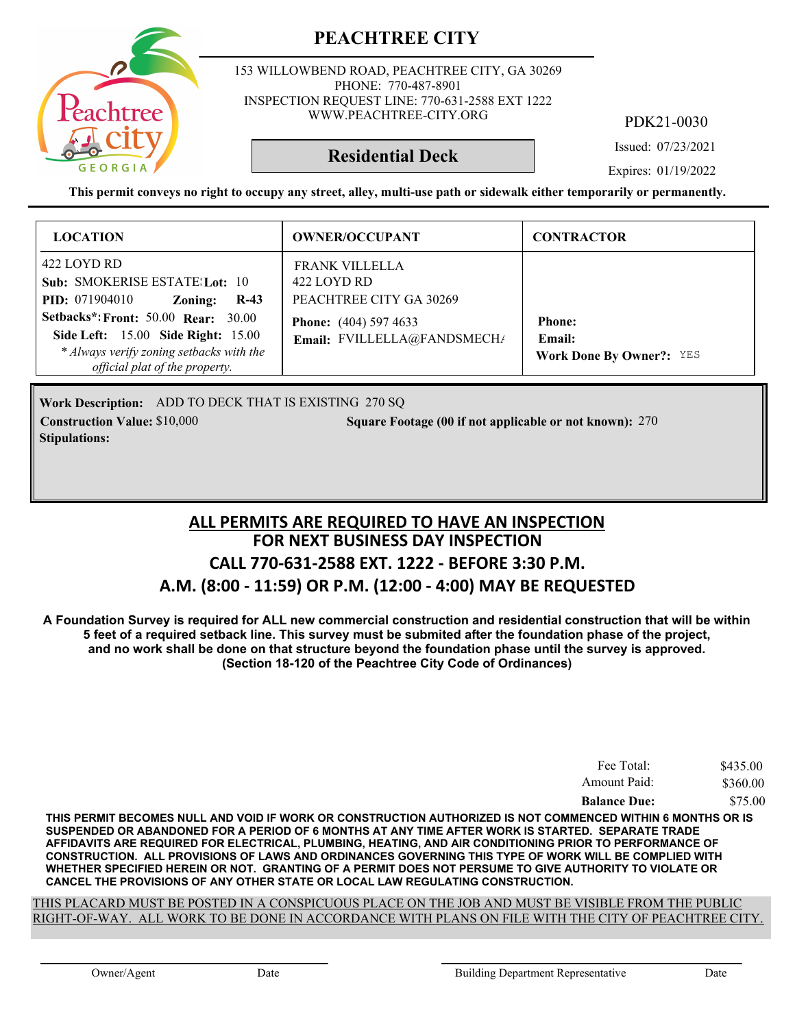# PEACHTREE CITY

153 WILLOWBEND ROAD, PEACHTREE CITY, GA 30269
PHONE: 770-487-8901
INSPECTION REQUEST LINE: 770-631-2588 EXT 1222
WWW.PEACHTREE-CITY.ORG

PDK21-0030

**Residential Deck**

Issued: 07/23/2021

Expires: 01/19/2022

**This permit conveys no right to occupy any street, alley, multi-use path or sidewalk either temporarily or permanently.**

| LOCATION | OWNER/OCCUPANT | CONTRACTOR |
|---|---|---|
| 422 LOYD RD<br>**Sub:** SMOKERISE ESTATE! **Lot:** 10<br>**PID:** 071904010 **Zoning:** **R-43**<br>**Setbacks*: Front:** 50.00 **Rear:** 30.00<br>**Side Left:** 15.00 **Side Right:** 15.00<br>*\* Always verify zoning setbacks with the official plat of the property.* | FRANK VILLELLA<br>422 LOYD RD<br>PEACHTREE CITY GA 30269<br>**Phone:** (404) 597 4633<br>**Email:** FVILLELLA@FANDSMECH/ | **Phone:**<br>**Email:**<br>**Work Done By Owner?:** YES |

**Work Description:** ADD TO DECK THAT IS EXISTING 270 SQ

**Construction Value:** $10,000 **Square Footage (00 if not applicable or not known):** 270

**Stipulations:**

## ALL PERMITS ARE REQUIRED TO HAVE AN INSPECTION
## FOR NEXT BUSINESS DAY INSPECTION
## CALL 770-631-2588 EXT. 1222 - BEFORE 3:30 P.M.
## A.M. (8:00 - 11:59) OR P.M. (12:00 - 4:00) MAY BE REQUESTED

**A Foundation Survey is required for ALL new commercial construction and residential construction that will be within 5 feet of a required setback line. This survey must be submited after the foundation phase of the project, and no work shall be done on that structure beyond the foundation phase until the survey is approved. (Section 18-120 of the Peachtree City Code of Ordinances)**

| | |
|---|---|
| Fee Total: | $435.00 |
| Amount Paid: | $360.00 |
| **Balance Due:** | $75.00 |

**THIS PERMIT BECOMES NULL AND VOID IF WORK OR CONSTRUCTION AUTHORIZED IS NOT COMMENCED WITHIN 6 MONTHS OR IS SUSPENDED OR ABANDONED FOR A PERIOD OF 6 MONTHS AT ANY TIME AFTER WORK IS STARTED. SEPARATE TRADE AFFIDAVITS ARE REQUIRED FOR ELECTRICAL, PLUMBING, HEATING, AND AIR CONDITIONING PRIOR TO PERFORMANCE OF CONSTRUCTION. ALL PROVISIONS OF LAWS AND ORDINANCES GOVERNING THIS TYPE OF WORK WILL BE COMPLIED WITH WHETHER SPECIFIED HEREIN OR NOT. GRANTING OF A PERMIT DOES NOT PERSUME TO GIVE AUTHORITY TO VIOLATE OR CANCEL THE PROVISIONS OF ANY OTHER STATE OR LOCAL LAW REGULATING CONSTRUCTION.**

THIS PLACARD MUST BE POSTED IN A CONSPICUOUS PLACE ON THE JOB AND MUST BE VISIBLE FROM THE PUBLIC RIGHT-OF-WAY. ALL WORK TO BE DONE IN ACCORDANCE WITH PLANS ON FILE WITH THE CITY OF PEACHTREE CITY.

Owner/Agent Date Building Department Representative Date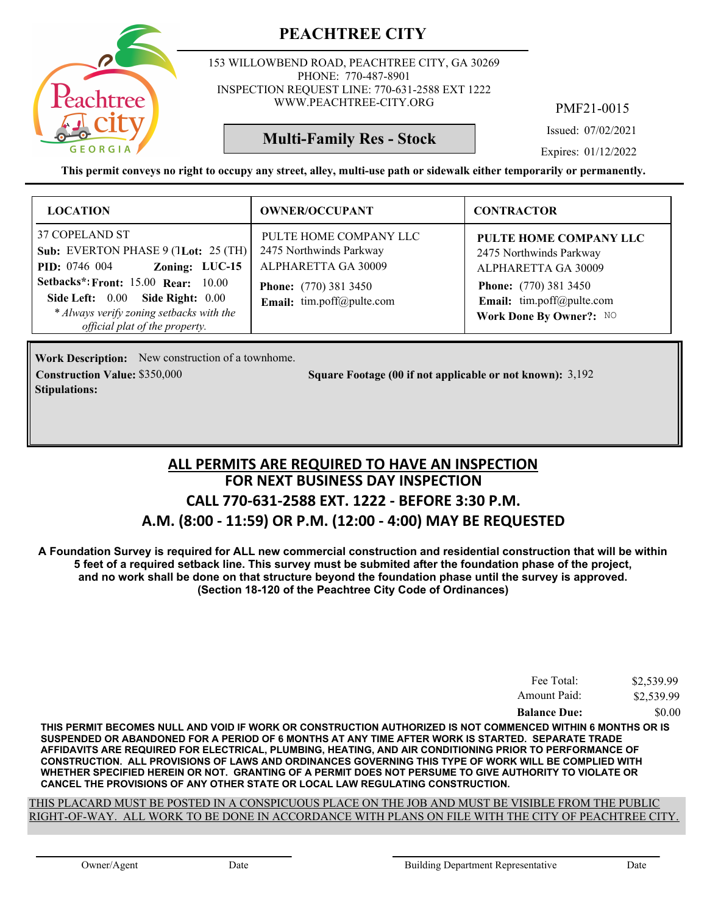# PEACHTREE CITY

153 WILLOWBEND ROAD, PEACHTREE CITY, GA 30269
PHONE: 770-487-8901
INSPECTION REQUEST LINE: 770-631-2588 EXT 1222
WWW.PEACHTREE-CITY.ORG

PMF21-0015

**Multi-Family Res - Stock**

Issued: 07/02/2021

Expires: 01/12/2022

**This permit conveys no right to occupy any street, alley, multi-use path or sidewalk either temporarily or permanently.**

| LOCATION | OWNER/OCCUPANT | CONTRACTOR |
|---|---|---|
| 37 COPELAND ST<br>**Sub:** EVERTON PHASE 9 (T **Lot:** 25 (TH)<br>**PID:** 0746 004 **Zoning:** **LUC-15**<br>**Setbacks*: Front:** 15.00 **Rear:** 10.00<br>**Side Left:** 0.00 **Side Right:** 0.00<br>*\* Always verify zoning setbacks with the official plat of the property.* | PULTE HOME COMPANY LLC<br>2475 Northwinds Parkway<br>ALPHARETTA GA 30009<br>**Phone:** (770) 381 3450<br>**Email:** tim.poff@pulte.com | **PULTE HOME COMPANY LLC**<br>2475 Northwinds Parkway<br>ALPHARETTA GA 30009<br>**Phone:** (770) 381 3450<br>**Email:** tim.poff@pulte.com<br>**Work Done By Owner?:** NO |

**Work Description:** New construction of a townhome.

**Construction Value:** $350,000 **Square Footage (00 if not applicable or not known):** 3,192

**Stipulations:**

## ALL PERMITS ARE REQUIRED TO HAVE AN INSPECTION
## FOR NEXT BUSINESS DAY INSPECTION
## CALL 770-631-2588 EXT. 1222 - BEFORE 3:30 P.M.
## A.M. (8:00 - 11:59) OR P.M. (12:00 - 4:00) MAY BE REQUESTED

**A Foundation Survey is required for ALL new commercial construction and residential construction that will be within 5 feet of a required setback line. This survey must be submited after the foundation phase of the project, and no work shall be done on that structure beyond the foundation phase until the survey is approved. (Section 18-120 of the Peachtree City Code of Ordinances)**

| | |
|---|---|
| Fee Total: | $2,539.99 |
| Amount Paid: | $2,539.99 |
| **Balance Due:** | $0.00 |

**THIS PERMIT BECOMES NULL AND VOID IF WORK OR CONSTRUCTION AUTHORIZED IS NOT COMMENCED WITHIN 6 MONTHS OR IS SUSPENDED OR ABANDONED FOR A PERIOD OF 6 MONTHS AT ANY TIME AFTER WORK IS STARTED. SEPARATE TRADE AFFIDAVITS ARE REQUIRED FOR ELECTRICAL, PLUMBING, HEATING, AND AIR CONDITIONING PRIOR TO PERFORMANCE OF CONSTRUCTION. ALL PROVISIONS OF LAWS AND ORDINANCES GOVERNING THIS TYPE OF WORK WILL BE COMPLIED WITH WHETHER SPECIFIED HEREIN OR NOT. GRANTING OF A PERMIT DOES NOT PERSUME TO GIVE AUTHORITY TO VIOLATE OR CANCEL THE PROVISIONS OF ANY OTHER STATE OR LOCAL LAW REGULATING CONSTRUCTION.**

THIS PLACARD MUST BE POSTED IN A CONSPICUOUS PLACE ON THE JOB AND MUST BE VISIBLE FROM THE PUBLIC RIGHT-OF-WAY. ALL WORK TO BE DONE IN ACCORDANCE WITH PLANS ON FILE WITH THE CITY OF PEACHTREE CITY.

Owner/Agent Date Building Department Representative Date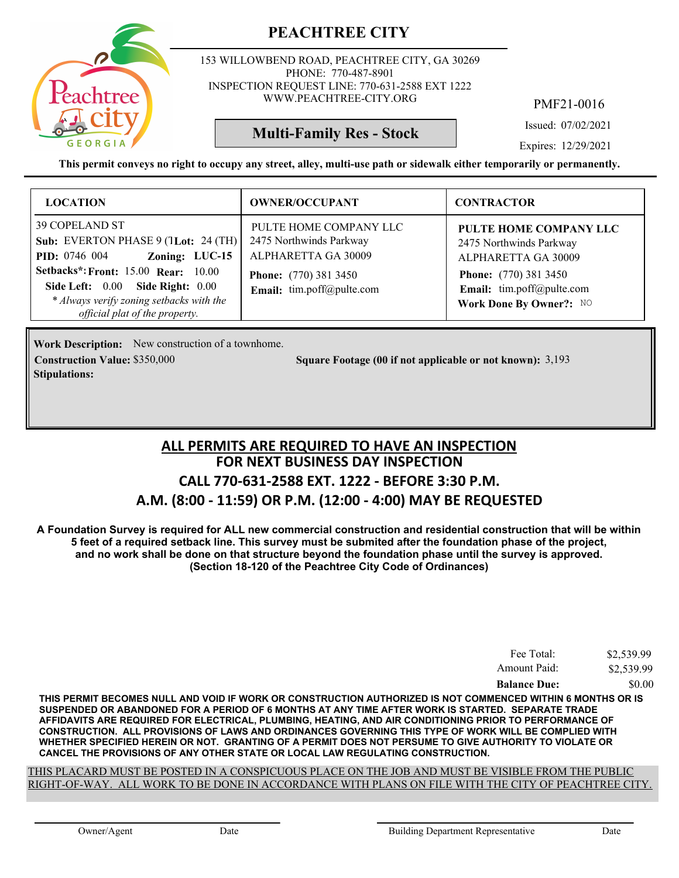# PEACHTREE CITY

153 WILLOWBEND ROAD, PEACHTREE CITY, GA 30269
PHONE: 770-487-8901
INSPECTION REQUEST LINE: 770-631-2588 EXT 1222
WWW.PEACHTREE-CITY.ORG

PMF21-0016

**Multi-Family Res - Stock**

Issued: 07/02/2021

Expires: 12/29/2021

**This permit conveys no right to occupy any street, alley, multi-use path or sidewalk either temporarily or permanently.**

| LOCATION | OWNER/OCCUPANT | CONTRACTOR |
|---|---|---|
| 39 COPELAND ST<br>**Sub:** EVERTON PHASE 9 (T **Lot:** 24 (TH)<br>**PID:** 0746 004 **Zoning:** LUC-15<br>**Setbacks*: Front:** 15.00 **Rear:** 10.00<br>**Side Left:** 0.00 **Side Right:** 0.00<br>*\* Always verify zoning setbacks with the official plat of the property.* | PULTE HOME COMPANY LLC<br>2475 Northwinds Parkway<br>ALPHARETTA GA 30009<br>**Phone:** (770) 381 3450<br>**Email:** tim.poff@pulte.com | **PULTE HOME COMPANY LLC**<br>2475 Northwinds Parkway<br>ALPHARETTA GA 30009<br>**Phone:** (770) 381 3450<br>**Email:** tim.poff@pulte.com<br>**Work Done By Owner?:** NO |

**Work Description:** New construction of a townhome.

**Construction Value:** $350,000

**Square Footage (00 if not applicable or not known):** 3,193

**Stipulations:**

## ALL PERMITS ARE REQUIRED TO HAVE AN INSPECTION
## FOR NEXT BUSINESS DAY INSPECTION
## CALL 770-631-2588 EXT. 1222 - BEFORE 3:30 P.M.
## A.M. (8:00 - 11:59) OR P.M. (12:00 - 4:00) MAY BE REQUESTED

**A Foundation Survey is required for ALL new commercial construction and residential construction that will be within 5 feet of a required setback line. This survey must be submited after the foundation phase of the project, and no work shall be done on that structure beyond the foundation phase until the survey is approved. (Section 18-120 of the Peachtree City Code of Ordinances)**

| | |
|---|---|
| Fee Total: | $2,539.99 |
| Amount Paid: | $2,539.99 |
| **Balance Due:** | $0.00 |

**THIS PERMIT BECOMES NULL AND VOID IF WORK OR CONSTRUCTION AUTHORIZED IS NOT COMMENCED WITHIN 6 MONTHS OR IS SUSPENDED OR ABANDONED FOR A PERIOD OF 6 MONTHS AT ANY TIME AFTER WORK IS STARTED. SEPARATE TRADE AFFIDAVITS ARE REQUIRED FOR ELECTRICAL, PLUMBING, HEATING, AND AIR CONDITIONING PRIOR TO PERFORMANCE OF CONSTRUCTION. ALL PROVISIONS OF LAWS AND ORDINANCES GOVERNING THIS TYPE OF WORK WILL BE COMPLIED WITH WHETHER SPECIFIED HEREIN OR NOT. GRANTING OF A PERMIT DOES NOT PERSUME TO GIVE AUTHORITY TO VIOLATE OR CANCEL THE PROVISIONS OF ANY OTHER STATE OR LOCAL LAW REGULATING CONSTRUCTION.**

THIS PLACARD MUST BE POSTED IN A CONSPICUOUS PLACE ON THE JOB AND MUST BE VISIBLE FROM THE PUBLIC RIGHT-OF-WAY. ALL WORK TO BE DONE IN ACCORDANCE WITH PLANS ON FILE WITH THE CITY OF PEACHTREE CITY.

Owner/Agent &nbsp;&nbsp;&nbsp; Date &nbsp;&nbsp;&nbsp; Building Department Representative &nbsp;&nbsp;&nbsp; Date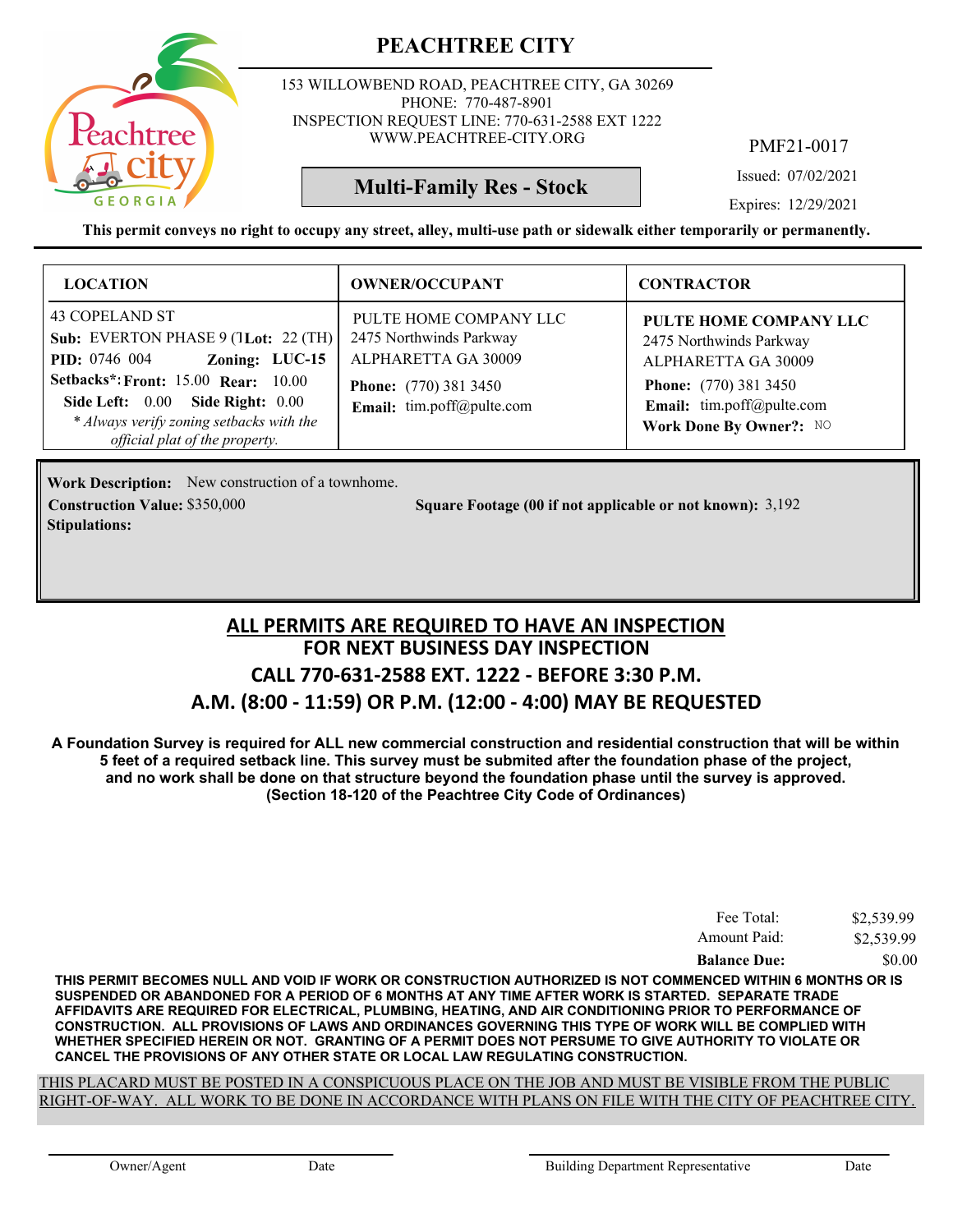# PEACHTREE CITY

153 WILLOWBEND ROAD, PEACHTREE CITY, GA 30269
PHONE: 770-487-8901
INSPECTION REQUEST LINE: 770-631-2588 EXT 1222
WWW.PEACHTREE-CITY.ORG

PMF21-0017

**Multi-Family Res - Stock**

Issued: 07/02/2021

Expires: 12/29/2021

**This permit conveys no right to occupy any street, alley, multi-use path or sidewalk either temporarily or permanently.**

| LOCATION | OWNER/OCCUPANT | CONTRACTOR |
|---|---|---|
| 43 COPELAND ST<br>**Sub:** EVERTON PHASE 9 (1**Lot:** 22 (TH)<br>**PID:** 0746 004 **Zoning:** **LUC-15**<br>**Setbacks*:** **Front:** 15.00 **Rear:** 10.00<br>**Side Left:** 0.00 **Side Right:** 0.00<br>*\* Always verify zoning setbacks with the official plat of the property.* | PULTE HOME COMPANY LLC<br>2475 Northwinds Parkway<br>ALPHARETTA GA 30009<br>**Phone:** (770) 381 3450<br>**Email:** tim.poff@pulte.com | **PULTE HOME COMPANY LLC**<br>2475 Northwinds Parkway<br>ALPHARETTA GA 30009<br>**Phone:** (770) 381 3450<br>**Email:** tim.poff@pulte.com<br>**Work Done By Owner?:** NO |

**Work Description:** New construction of a townhome.

**Construction Value:** $350,000

**Square Footage (00 if not applicable or not known):** 3,192

**Stipulations:**

## ALL PERMITS ARE REQUIRED TO HAVE AN INSPECTION
## FOR NEXT BUSINESS DAY INSPECTION
## CALL 770-631-2588 EXT. 1222 - BEFORE 3:30 P.M.
## A.M. (8:00 - 11:59) OR P.M. (12:00 - 4:00) MAY BE REQUESTED

**A Foundation Survey is required for ALL new commercial construction and residential construction that will be within 5 feet of a required setback line. This survey must be submited after the foundation phase of the project, and no work shall be done on that structure beyond the foundation phase until the survey is approved. (Section 18-120 of the Peachtree City Code of Ordinances)**

| | |
|---|---|
| Fee Total: | $2,539.99 |
| Amount Paid: | $2,539.99 |
| **Balance Due:** | $0.00 |

**THIS PERMIT BECOMES NULL AND VOID IF WORK OR CONSTRUCTION AUTHORIZED IS NOT COMMENCED WITHIN 6 MONTHS OR IS SUSPENDED OR ABANDONED FOR A PERIOD OF 6 MONTHS AT ANY TIME AFTER WORK IS STARTED. SEPARATE TRADE AFFIDAVITS ARE REQUIRED FOR ELECTRICAL, PLUMBING, HEATING, AND AIR CONDITIONING PRIOR TO PERFORMANCE OF CONSTRUCTION. ALL PROVISIONS OF LAWS AND ORDINANCES GOVERNING THIS TYPE OF WORK WILL BE COMPLIED WITH WHETHER SPECIFIED HEREIN OR NOT. GRANTING OF A PERMIT DOES NOT PERSUME TO GIVE AUTHORITY TO VIOLATE OR CANCEL THE PROVISIONS OF ANY OTHER STATE OR LOCAL LAW REGULATING CONSTRUCTION.**

THIS PLACARD MUST BE POSTED IN A CONSPICUOUS PLACE ON THE JOB AND MUST BE VISIBLE FROM THE PUBLIC RIGHT-OF-WAY. ALL WORK TO BE DONE IN ACCORDANCE WITH PLANS ON FILE WITH THE CITY OF PEACHTREE CITY.

Owner/Agent Date Building Department Representative Date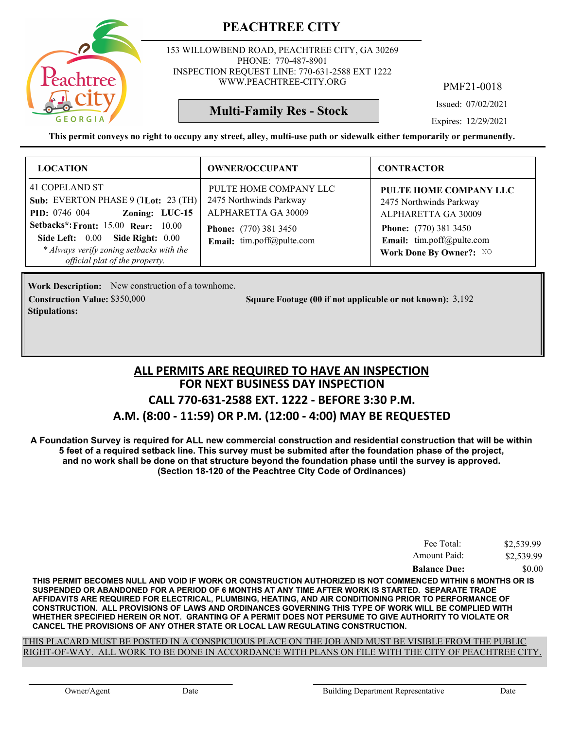# PEACHTREE CITY

153 WILLOWBEND ROAD, PEACHTREE CITY, GA 30269
PHONE: 770-487-8901
INSPECTION REQUEST LINE: 770-631-2588 EXT 1222
WWW.PEACHTREE-CITY.ORG

PMF21-0018

**Multi-Family Res - Stock**

Issued: 07/02/2021

Expires: 12/29/2021

**This permit conveys no right to occupy any street, alley, multi-use path or sidewalk either temporarily or permanently.**

| LOCATION | OWNER/OCCUPANT | CONTRACTOR |
|---|---|---|
| 41 COPELAND ST<br>**Sub:** EVERTON PHASE 9 (T **Lot:** 23 (TH)<br>**PID:** 0746 004 **Zoning:** **LUC-15**<br>**Setbacks*: Front:** 15.00 **Rear:** 10.00<br>**Side Left:** 0.00 **Side Right:** 0.00<br>*\* Always verify zoning setbacks with the official plat of the property.* | PULTE HOME COMPANY LLC<br>2475 Northwinds Parkway<br>ALPHARETTA GA 30009<br>**Phone:** (770) 381 3450<br>**Email:** tim.poff@pulte.com | **PULTE HOME COMPANY LLC**<br>2475 Northwinds Parkway<br>ALPHARETTA GA 30009<br>**Phone:** (770) 381 3450<br>**Email:** tim.poff@pulte.com<br>**Work Done By Owner?:** NO |

**Work Description:** New construction of a townhome.

**Construction Value:** $350,000 **Square Footage (00 if not applicable or not known):** 3,192

**Stipulations:**

## ALL PERMITS ARE REQUIRED TO HAVE AN INSPECTION
## FOR NEXT BUSINESS DAY INSPECTION
## CALL 770-631-2588 EXT. 1222 - BEFORE 3:30 P.M.
## A.M. (8:00 - 11:59) OR P.M. (12:00 - 4:00) MAY BE REQUESTED

**A Foundation Survey is required for ALL new commercial construction and residential construction that will be within 5 feet of a required setback line. This survey must be submited after the foundation phase of the project, and no work shall be done on that structure beyond the foundation phase until the survey is approved. (Section 18-120 of the Peachtree City Code of Ordinances)**

| | |
|---|---|
| Fee Total: | $2,539.99 |
| Amount Paid: | $2,539.99 |
| **Balance Due:** | $0.00 |

**THIS PERMIT BECOMES NULL AND VOID IF WORK OR CONSTRUCTION AUTHORIZED IS NOT COMMENCED WITHIN 6 MONTHS OR IS SUSPENDED OR ABANDONED FOR A PERIOD OF 6 MONTHS AT ANY TIME AFTER WORK IS STARTED. SEPARATE TRADE AFFIDAVITS ARE REQUIRED FOR ELECTRICAL, PLUMBING, HEATING, AND AIR CONDITIONING PRIOR TO PERFORMANCE OF CONSTRUCTION. ALL PROVISIONS OF LAWS AND ORDINANCES GOVERNING THIS TYPE OF WORK WILL BE COMPLIED WITH WHETHER SPECIFIED HEREIN OR NOT. GRANTING OF A PERMIT DOES NOT PERSUME TO GIVE AUTHORITY TO VIOLATE OR CANCEL THE PROVISIONS OF ANY OTHER STATE OR LOCAL LAW REGULATING CONSTRUCTION.**

THIS PLACARD MUST BE POSTED IN A CONSPICUOUS PLACE ON THE JOB AND MUST BE VISIBLE FROM THE PUBLIC RIGHT-OF-WAY. ALL WORK TO BE DONE IN ACCORDANCE WITH PLANS ON FILE WITH THE CITY OF PEACHTREE CITY.

Owner/Agent Date Building Department Representative Date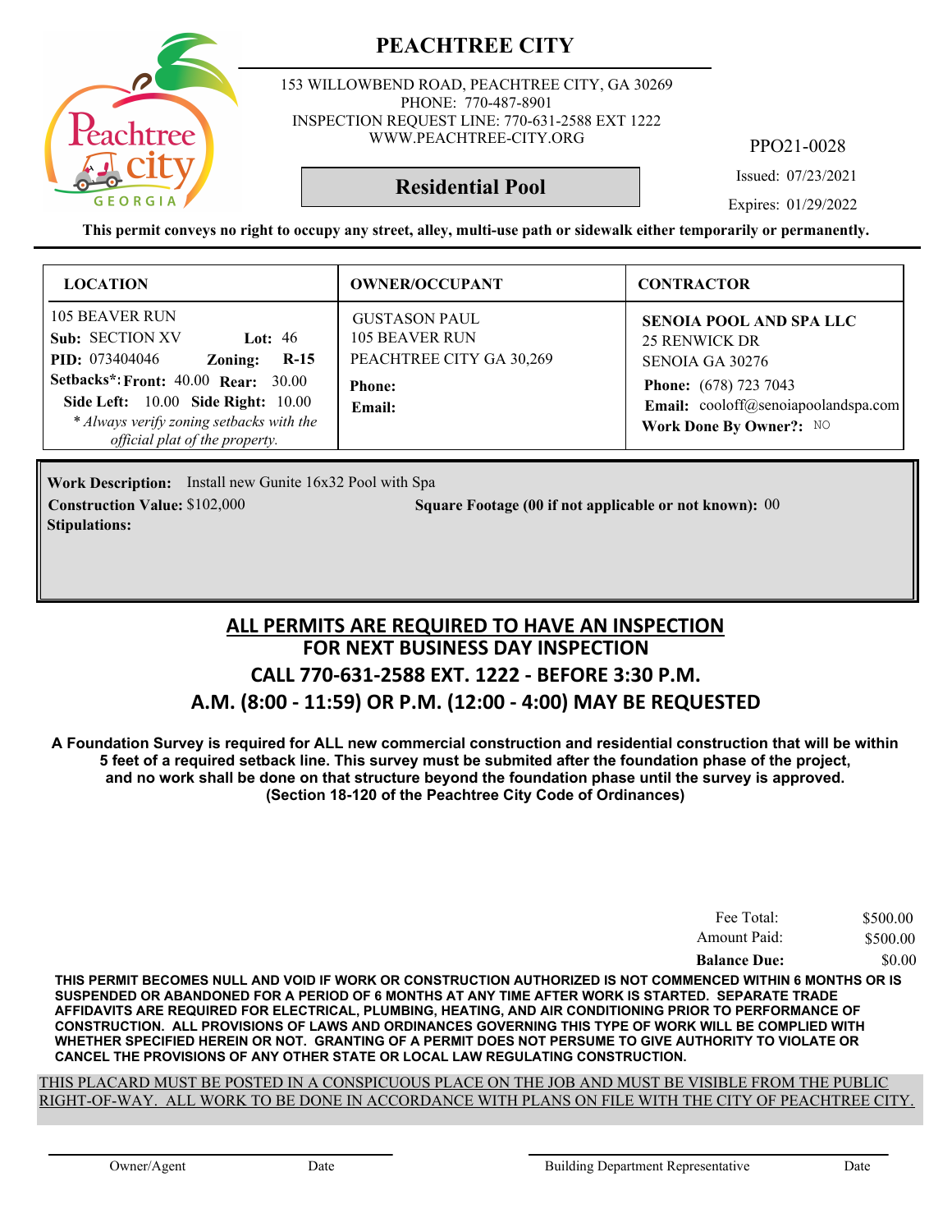# PEACHTREE CITY

153 WILLOWBEND ROAD, PEACHTREE CITY, GA 30269
PHONE: 770-487-8901
INSPECTION REQUEST LINE: 770-631-2588 EXT 1222
WWW.PEACHTREE-CITY.ORG

PPO21-0028

**Residential Pool**

Issued: 07/23/2021

Expires: 01/29/2022

**This permit conveys no right to occupy any street, alley, multi-use path or sidewalk either temporarily or permanently.**

| LOCATION | OWNER/OCCUPANT | CONTRACTOR |
|---|---|---|
| 105 BEAVER RUN<br>**Sub:** SECTION XV **Lot:** 46<br>**PID:** 073404046 **Zoning:** **R-15**<br>**Setbacks\*: Front:** 40.00 **Rear:** 30.00<br>**Side Left:** 10.00 **Side Right:** 10.00<br>*\* Always verify zoning setbacks with the official plat of the property.* | GUSTASON PAUL<br>105 BEAVER RUN<br>PEACHTREE CITY GA 30,269<br>**Phone:**<br>**Email:** | **SENOIA POOL AND SPA LLC**<br>25 RENWICK DR<br>SENOIA GA 30276<br>**Phone:** (678) 723 7043<br>**Email:** cooloff@senoiapoolandspa.com<br>**Work Done By Owner?:** NO |

**Work Description:** Install new Gunite 16x32 Pool with Spa

**Construction Value:** $102,000

**Square Footage (00 if not applicable or not known):** 00

**Stipulations:**

## ALL PERMITS ARE REQUIRED TO HAVE AN INSPECTION
## FOR NEXT BUSINESS DAY INSPECTION
## CALL 770-631-2588 EXT. 1222 - BEFORE 3:30 P.M.
## A.M. (8:00 - 11:59) OR P.M. (12:00 - 4:00) MAY BE REQUESTED

**A Foundation Survey is required for ALL new commercial construction and residential construction that will be within 5 feet of a required setback line. This survey must be submited after the foundation phase of the project, and no work shall be done on that structure beyond the foundation phase until the survey is approved. (Section 18-120 of the Peachtree City Code of Ordinances)**

| | |
|---|---|
| Fee Total: | $500.00 |
| Amount Paid: | $500.00 |
| **Balance Due:** | $0.00 |

**THIS PERMIT BECOMES NULL AND VOID IF WORK OR CONSTRUCTION AUTHORIZED IS NOT COMMENCED WITHIN 6 MONTHS OR IS SUSPENDED OR ABANDONED FOR A PERIOD OF 6 MONTHS AT ANY TIME AFTER WORK IS STARTED. SEPARATE TRADE AFFIDAVITS ARE REQUIRED FOR ELECTRICAL, PLUMBING, HEATING, AND AIR CONDITIONING PRIOR TO PERFORMANCE OF CONSTRUCTION. ALL PROVISIONS OF LAWS AND ORDINANCES GOVERNING THIS TYPE OF WORK WILL BE COMPLIED WITH WHETHER SPECIFIED HEREIN OR NOT. GRANTING OF A PERMIT DOES NOT PERSUME TO GIVE AUTHORITY TO VIOLATE OR CANCEL THE PROVISIONS OF ANY OTHER STATE OR LOCAL LAW REGULATING CONSTRUCTION.**

THIS PLACARD MUST BE POSTED IN A CONSPICUOUS PLACE ON THE JOB AND MUST BE VISIBLE FROM THE PUBLIC RIGHT-OF-WAY. ALL WORK TO BE DONE IN ACCORDANCE WITH PLANS ON FILE WITH THE CITY OF PEACHTREE CITY.

Owner/Agent &nbsp;&nbsp;&nbsp; Date &nbsp;&nbsp;&nbsp; Building Department Representative &nbsp;&nbsp;&nbsp; Date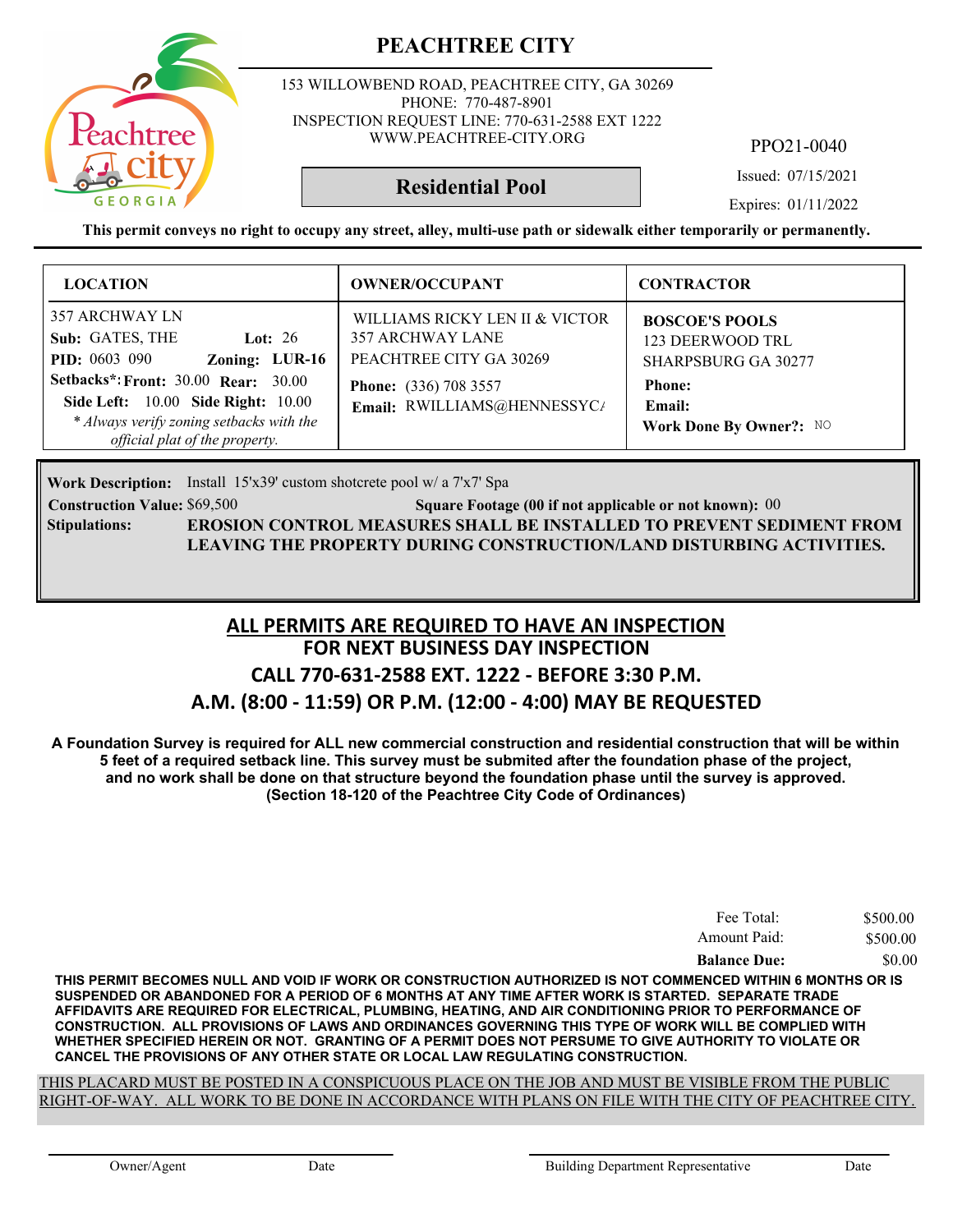# PEACHTREE CITY

153 WILLOWBEND ROAD, PEACHTREE CITY, GA 30269
PHONE: 770-487-8901
INSPECTION REQUEST LINE: 770-631-2588 EXT 1222
WWW.PEACHTREE-CITY.ORG

PPO21-0040

## Residential Pool

Issued: 07/15/2021

Expires: 01/11/2022

**This permit conveys no right to occupy any street, alley, multi-use path or sidewalk either temporarily or permanently.**

| LOCATION | OWNER/OCCUPANT | CONTRACTOR |
|---|---|---|
| 357 ARCHWAY LN<br>**Sub:** GATES, THE **Lot:** 26<br>**PID:** 0603 090 **Zoning:** **LUR-16**<br>**Setbacks*:** **Front:** 30.00 **Rear:** 30.00<br>**Side Left:** 10.00 **Side Right:** 10.00<br>*\* Always verify zoning setbacks with the official plat of the property.* | WILLIAMS RICKY LEN II & VICTOR<br>357 ARCHWAY LANE<br>PEACHTREE CITY GA 30269<br>**Phone:** (336) 708 3557<br>**Email:** RWILLIAMS@HENNESSYC/ | **BOSCOE'S POOLS**<br>123 DEERWOOD TRL<br>SHARPSBURG GA 30277<br>**Phone:**<br>**Email:**<br>**Work Done By Owner?:** NO |

**Work Description:** Install 15'x39' custom shotcrete pool w/ a 7'x7' Spa

**Construction Value:** $69,500 **Square Footage (00 if not applicable or not known):** 00

**Stipulations:** **EROSION CONTROL MEASURES SHALL BE INSTALLED TO PREVENT SEDIMENT FROM LEAVING THE PROPERTY DURING CONSTRUCTION/LAND DISTURBING ACTIVITIES.**

## ALL PERMITS ARE REQUIRED TO HAVE AN INSPECTION
## FOR NEXT BUSINESS DAY INSPECTION
## CALL 770-631-2588 EXT. 1222 - BEFORE 3:30 P.M.
## A.M. (8:00 - 11:59) OR P.M. (12:00 - 4:00) MAY BE REQUESTED

**A Foundation Survey is required for ALL new commercial construction and residential construction that will be within 5 feet of a required setback line. This survey must be submited after the foundation phase of the project, and no work shall be done on that structure beyond the foundation phase until the survey is approved. (Section 18-120 of the Peachtree City Code of Ordinances)**

| | |
|---|---|
| Fee Total: | $500.00 |
| Amount Paid: | $500.00 |
| **Balance Due:** | $0.00 |

**THIS PERMIT BECOMES NULL AND VOID IF WORK OR CONSTRUCTION AUTHORIZED IS NOT COMMENCED WITHIN 6 MONTHS OR IS SUSPENDED OR ABANDONED FOR A PERIOD OF 6 MONTHS AT ANY TIME AFTER WORK IS STARTED. SEPARATE TRADE AFFIDAVITS ARE REQUIRED FOR ELECTRICAL, PLUMBING, HEATING, AND AIR CONDITIONING PRIOR TO PERFORMANCE OF CONSTRUCTION. ALL PROVISIONS OF LAWS AND ORDINANCES GOVERNING THIS TYPE OF WORK WILL BE COMPLIED WITH WHETHER SPECIFIED HEREIN OR NOT. GRANTING OF A PERMIT DOES NOT PERSUME TO GIVE AUTHORITY TO VIOLATE OR CANCEL THE PROVISIONS OF ANY OTHER STATE OR LOCAL LAW REGULATING CONSTRUCTION.**

THIS PLACARD MUST BE POSTED IN A CONSPICUOUS PLACE ON THE JOB AND MUST BE VISIBLE FROM THE PUBLIC RIGHT-OF-WAY. ALL WORK TO BE DONE IN ACCORDANCE WITH PLANS ON FILE WITH THE CITY OF PEACHTREE CITY.

Owner/Agent Date Building Department Representative Date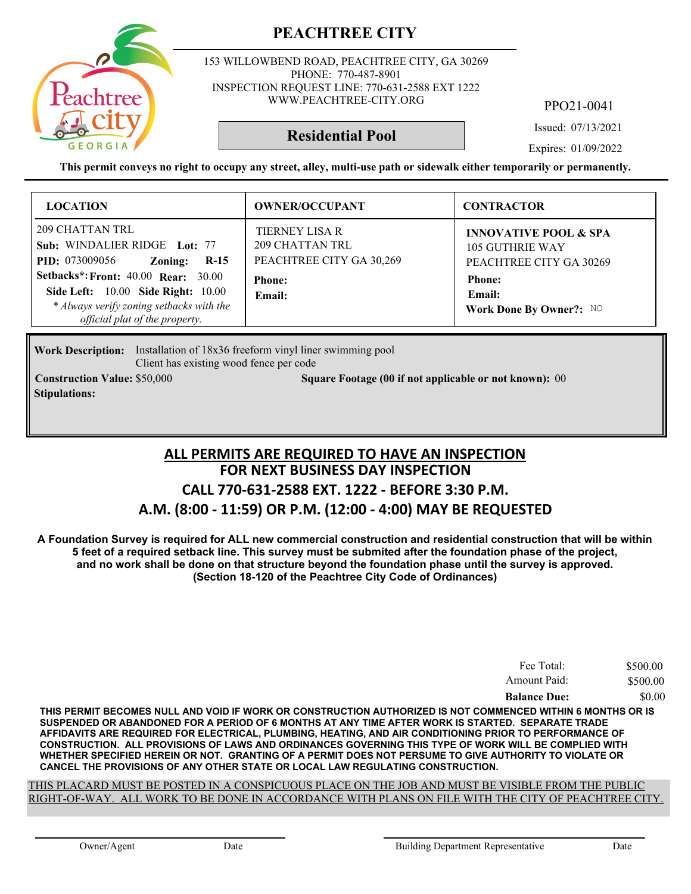# PEACHTREE CITY

153 WILLOWBEND ROAD, PEACHTREE CITY, GA 30269
PHONE: 770-487-8901
INSPECTION REQUEST LINE: 770-631-2588 EXT 1222
WWW.PEACHTREE-CITY.ORG

PPO21-0041

## Residential Pool

Issued: 07/13/2021

Expires: 01/09/2022

**This permit conveys no right to occupy any street, alley, multi-use path or sidewalk either temporarily or permanently.**

| LOCATION | OWNER/OCCUPANT | CONTRACTOR |
|---|---|---|
| 209 CHATTAN TRL<br>**Sub:** WINDALIER RIDGE **Lot:** 77<br>**PID:** 073009056 **Zoning:** **R-15**<br>**Setbacks\*: Front:** 40.00 **Rear:** 30.00<br>**Side Left:** 10.00 **Side Right:** 10.00<br>*\* Always verify zoning setbacks with the official plat of the property.* | TIERNEY LISA R<br>209 CHATTAN TRL<br>PEACHTREE CITY GA 30,269<br>**Phone:**<br>**Email:** | **INNOVATIVE POOL & SPA**<br>105 GUTHRIE WAY<br>PEACHTREE CITY GA 30269<br>**Phone:**<br>**Email:**<br>**Work Done By Owner?:** NO |

**Work Description:** Installation of 18x36 freeform vinyl liner swimming pool
Client has existing wood fence per code

**Construction Value:** $50,000 **Square Footage (00 if not applicable or not known):** 00

**Stipulations:**

## ALL PERMITS ARE REQUIRED TO HAVE AN INSPECTION
## FOR NEXT BUSINESS DAY INSPECTION
## CALL 770-631-2588 EXT. 1222 - BEFORE 3:30 P.M.
## A.M. (8:00 - 11:59) OR P.M. (12:00 - 4:00) MAY BE REQUESTED

**A Foundation Survey is required for ALL new commercial construction and residential construction that will be within 5 feet of a required setback line. This survey must be submited after the foundation phase of the project, and no work shall be done on that structure beyond the foundation phase until the survey is approved. (Section 18-120 of the Peachtree City Code of Ordinances)**

| | |
|---|---|
| Fee Total: | $500.00 |
| Amount Paid: | $500.00 |
| **Balance Due:** | $0.00 |

**THIS PERMIT BECOMES NULL AND VOID IF WORK OR CONSTRUCTION AUTHORIZED IS NOT COMMENCED WITHIN 6 MONTHS OR IS SUSPENDED OR ABANDONED FOR A PERIOD OF 6 MONTHS AT ANY TIME AFTER WORK IS STARTED. SEPARATE TRADE AFFIDAVITS ARE REQUIRED FOR ELECTRICAL, PLUMBING, HEATING, AND AIR CONDITIONING PRIOR TO PERFORMANCE OF CONSTRUCTION. ALL PROVISIONS OF LAWS AND ORDINANCES GOVERNING THIS TYPE OF WORK WILL BE COMPLIED WITH WHETHER SPECIFIED HEREIN OR NOT. GRANTING OF A PERMIT DOES NOT PERSUME TO GIVE AUTHORITY TO VIOLATE OR CANCEL THE PROVISIONS OF ANY OTHER STATE OR LOCAL LAW REGULATING CONSTRUCTION.**

THIS PLACARD MUST BE POSTED IN A CONSPICUOUS PLACE ON THE JOB AND MUST BE VISIBLE FROM THE PUBLIC RIGHT-OF-WAY. ALL WORK TO BE DONE IN ACCORDANCE WITH PLANS ON FILE WITH THE CITY OF PEACHTREE CITY.

Owner/Agent Date Building Department Representative Date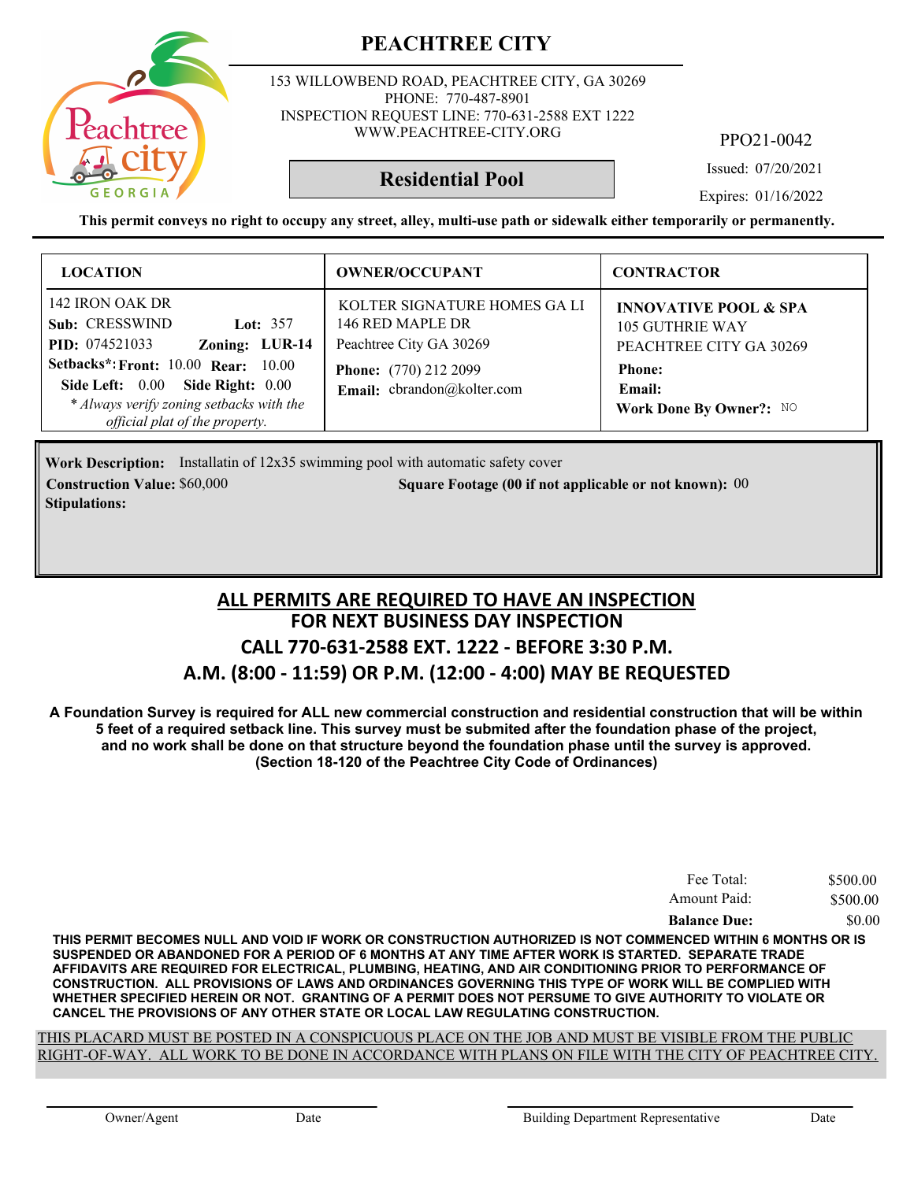# PEACHTREE CITY

153 WILLOWBEND ROAD, PEACHTREE CITY, GA 30269
PHONE: 770-487-8901
INSPECTION REQUEST LINE: 770-631-2588 EXT 1222
WWW.PEACHTREE-CITY.ORG

PPO21-0042

## Residential Pool

Issued: 07/20/2021
Expires: 01/16/2022

**This permit conveys no right to occupy any street, alley, multi-use path or sidewalk either temporarily or permanently.**

| LOCATION | OWNER/OCCUPANT | CONTRACTOR |
|---|---|---|
| 142 IRON OAK DR<br>**Sub:** CRESSWIND **Lot:** 357<br>**PID:** 074521033 **Zoning:** **LUR-14**<br>**Setbacks*:** **Front:** 10.00 **Rear:** 10.00<br>**Side Left:** 0.00 **Side Right:** 0.00<br>*\* Always verify zoning setbacks with the official plat of the property.* | KOLTER SIGNATURE HOMES GA LI<br>146 RED MAPLE DR<br>Peachtree City GA 30269<br>**Phone:** (770) 212 2099<br>**Email:** cbrandon@kolter.com | **INNOVATIVE POOL & SPA**<br>105 GUTHRIE WAY<br>PEACHTREE CITY GA 30269<br>**Phone:**<br>**Email:**<br>**Work Done By Owner?:** NO |

**Work Description:** Installatin of 12x35 swimming pool with automatic safety cover
**Construction Value:** $60,000 **Square Footage (00 if not applicable or not known):** 00
**Stipulations:**

## ALL PERMITS ARE REQUIRED TO HAVE AN INSPECTION
## FOR NEXT BUSINESS DAY INSPECTION
## CALL 770-631-2588 EXT. 1222 - BEFORE 3:30 P.M.
## A.M. (8:00 - 11:59) OR P.M. (12:00 - 4:00) MAY BE REQUESTED

**A Foundation Survey is required for ALL new commercial construction and residential construction that will be within 5 feet of a required setback line. This survey must be submited after the foundation phase of the project, and no work shall be done on that structure beyond the foundation phase until the survey is approved. (Section 18-120 of the Peachtree City Code of Ordinances)**

| | |
|---|---|
| Fee Total: | $500.00 |
| Amount Paid: | $500.00 |
| **Balance Due:** | $0.00 |

**THIS PERMIT BECOMES NULL AND VOID IF WORK OR CONSTRUCTION AUTHORIZED IS NOT COMMENCED WITHIN 6 MONTHS OR IS SUSPENDED OR ABANDONED FOR A PERIOD OF 6 MONTHS AT ANY TIME AFTER WORK IS STARTED. SEPARATE TRADE AFFIDAVITS ARE REQUIRED FOR ELECTRICAL, PLUMBING, HEATING, AND AIR CONDITIONING PRIOR TO PERFORMANCE OF CONSTRUCTION. ALL PROVISIONS OF LAWS AND ORDINANCES GOVERNING THIS TYPE OF WORK WILL BE COMPLIED WITH WHETHER SPECIFIED HEREIN OR NOT. GRANTING OF A PERMIT DOES NOT PERSUME TO GIVE AUTHORITY TO VIOLATE OR CANCEL THE PROVISIONS OF ANY OTHER STATE OR LOCAL LAW REGULATING CONSTRUCTION.**

THIS PLACARD MUST BE POSTED IN A CONSPICUOUS PLACE ON THE JOB AND MUST BE VISIBLE FROM THE PUBLIC RIGHT-OF-WAY. ALL WORK TO BE DONE IN ACCORDANCE WITH PLANS ON FILE WITH THE CITY OF PEACHTREE CITY.

Owner/Agent Date Building Department Representative Date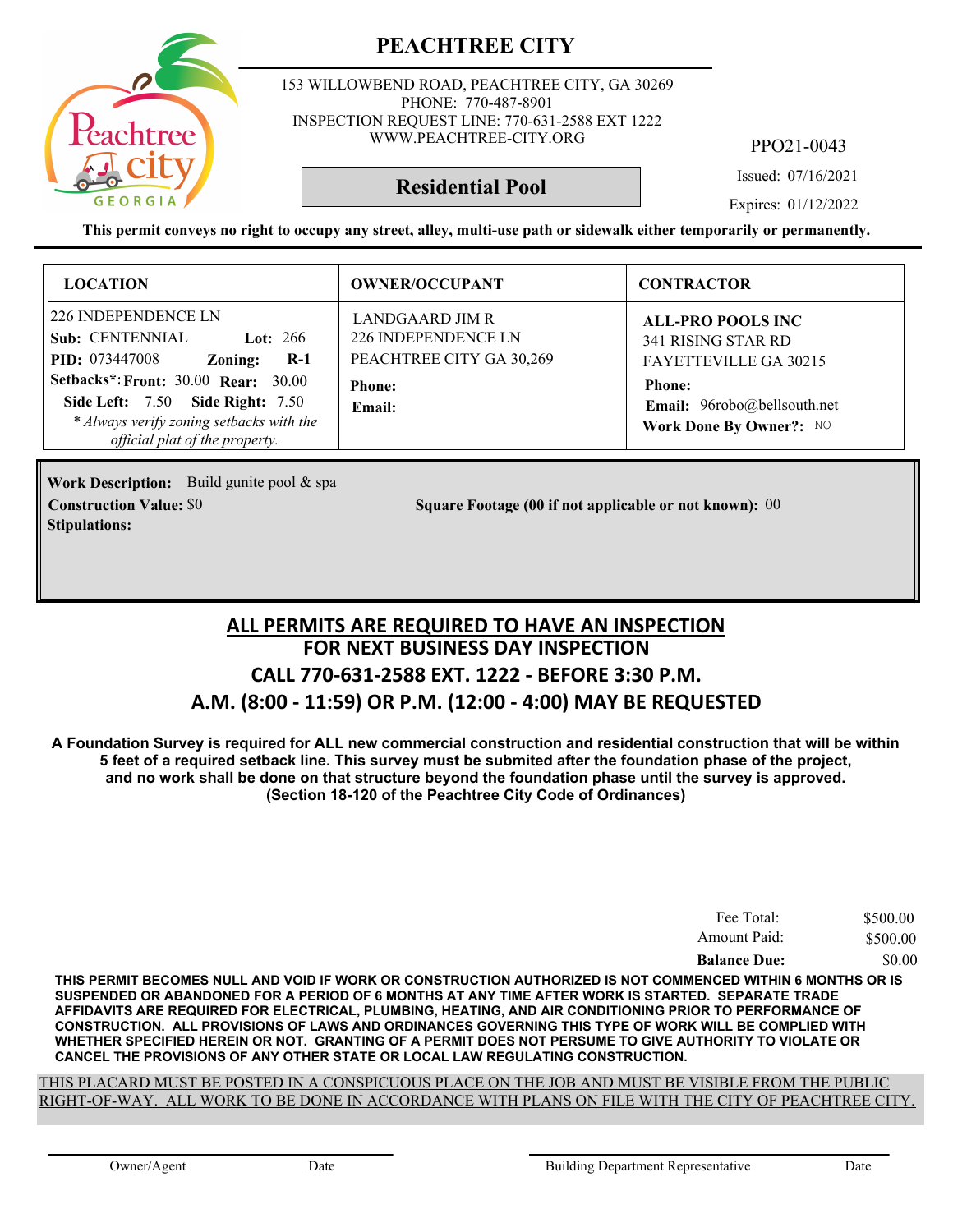# PEACHTREE CITY

153 WILLOWBEND ROAD, PEACHTREE CITY, GA 30269
PHONE: 770-487-8901
INSPECTION REQUEST LINE: 770-631-2588 EXT 1222
WWW.PEACHTREE-CITY.ORG

PPO21-0043

**Residential Pool**

Issued: 07/16/2021

Expires: 01/12/2022

**This permit conveys no right to occupy any street, alley, multi-use path or sidewalk either temporarily or permanently.**

| LOCATION | OWNER/OCCUPANT | CONTRACTOR |
|---|---|---|
| 226 INDEPENDENCE LN<br>**Sub:** CENTENNIAL **Lot:** 266<br>**PID:** 073447008 **Zoning:** **R-1**<br>**Setbacks\*: Front:** 30.00 **Rear:** 30.00<br>**Side Left:** 7.50 **Side Right:** 7.50<br>*\* Always verify zoning setbacks with the official plat of the property.* | LANDGAARD JIM R<br>226 INDEPENDENCE LN<br>PEACHTREE CITY GA 30,269<br>**Phone:**<br>**Email:** | **ALL-PRO POOLS INC**<br>341 RISING STAR RD<br>FAYETTEVILLE GA 30215<br>**Phone:**<br>**Email:** 96robo@bellsouth.net<br>**Work Done By Owner?:** NO |

**Work Description:** Build gunite pool & spa
**Construction Value:** $0 **Square Footage (00 if not applicable or not known):** 00
**Stipulations:**

## ALL PERMITS ARE REQUIRED TO HAVE AN INSPECTION
## FOR NEXT BUSINESS DAY INSPECTION
## CALL 770-631-2588 EXT. 1222 - BEFORE 3:30 P.M.
## A.M. (8:00 - 11:59) OR P.M. (12:00 - 4:00) MAY BE REQUESTED

**A Foundation Survey is required for ALL new commercial construction and residential construction that will be within 5 feet of a required setback line. This survey must be submited after the foundation phase of the project, and no work shall be done on that structure beyond the foundation phase until the survey is approved. (Section 18-120 of the Peachtree City Code of Ordinances)**

| | |
|---|---|
| Fee Total: | $500.00 |
| Amount Paid: | $500.00 |
| **Balance Due:** | $0.00 |

**THIS PERMIT BECOMES NULL AND VOID IF WORK OR CONSTRUCTION AUTHORIZED IS NOT COMMENCED WITHIN 6 MONTHS OR IS SUSPENDED OR ABANDONED FOR A PERIOD OF 6 MONTHS AT ANY TIME AFTER WORK IS STARTED. SEPARATE TRADE AFFIDAVITS ARE REQUIRED FOR ELECTRICAL, PLUMBING, HEATING, AND AIR CONDITIONING PRIOR TO PERFORMANCE OF CONSTRUCTION. ALL PROVISIONS OF LAWS AND ORDINANCES GOVERNING THIS TYPE OF WORK WILL BE COMPLIED WITH WHETHER SPECIFIED HEREIN OR NOT. GRANTING OF A PERMIT DOES NOT PERSUME TO GIVE AUTHORITY TO VIOLATE OR CANCEL THE PROVISIONS OF ANY OTHER STATE OR LOCAL LAW REGULATING CONSTRUCTION.**

THIS PLACARD MUST BE POSTED IN A CONSPICUOUS PLACE ON THE JOB AND MUST BE VISIBLE FROM THE PUBLIC RIGHT-OF-WAY. ALL WORK TO BE DONE IN ACCORDANCE WITH PLANS ON FILE WITH THE CITY OF PEACHTREE CITY.

Owner/Agent Date Building Department Representative Date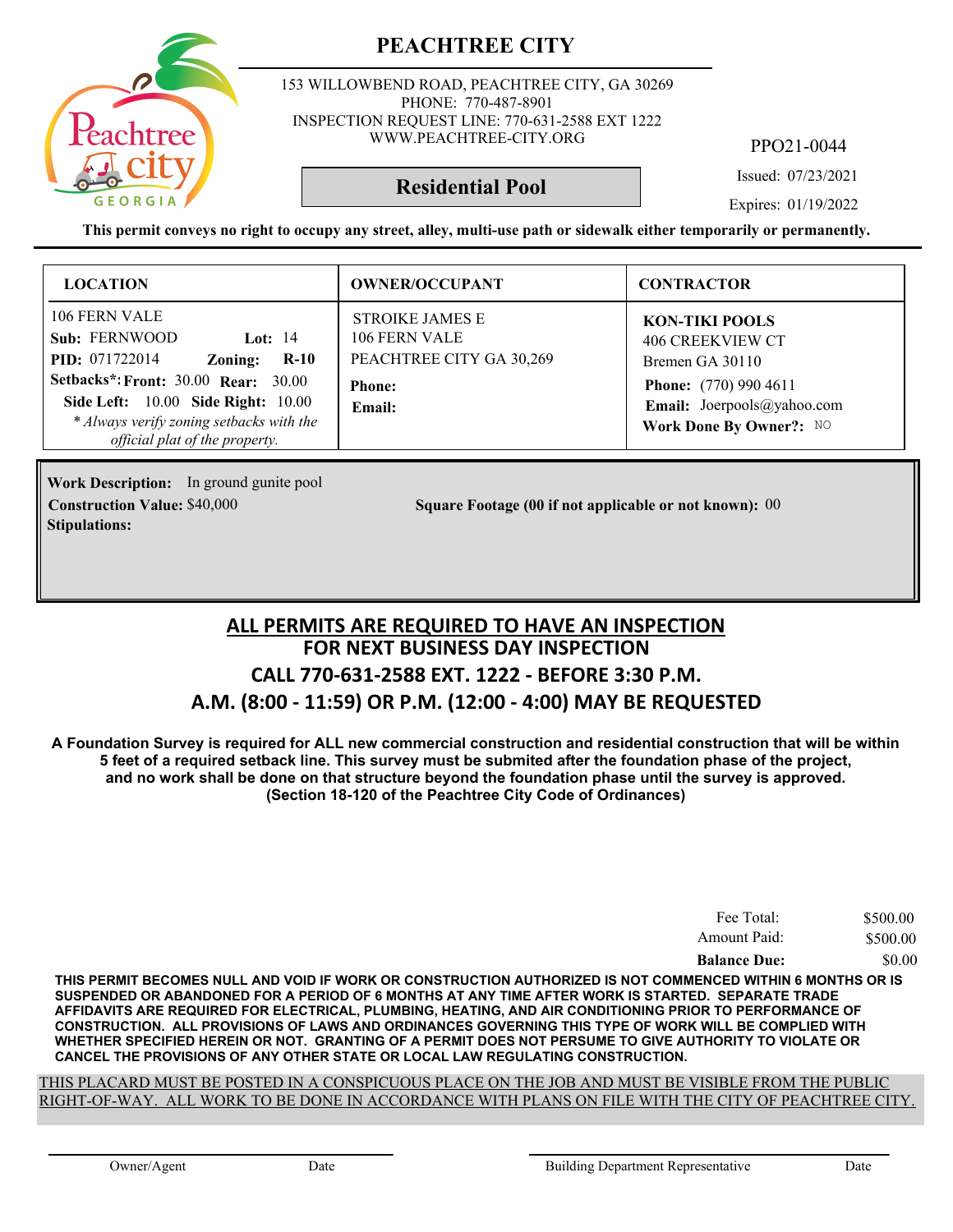# PEACHTREE CITY

153 WILLOWBEND ROAD, PEACHTREE CITY, GA 30269
PHONE: 770-487-8901
INSPECTION REQUEST LINE: 770-631-2588 EXT 1222
WWW.PEACHTREE-CITY.ORG

PPO21-0044

## Residential Pool

Issued: 07/23/2021

Expires: 01/19/2022

**This permit conveys no right to occupy any street, alley, multi-use path or sidewalk either temporarily or permanently.**

| LOCATION | OWNER/OCCUPANT | CONTRACTOR |
|---|---|---|
| 106 FERN VALE<br>**Sub:** FERNWOOD **Lot:** 14<br>**PID:** 071722014 **Zoning:** **R-10**<br>**Setbacks\*: Front:** 30.00 **Rear:** 30.00<br>**Side Left:** 10.00 **Side Right:** 10.00<br>*\* Always verify zoning setbacks with the official plat of the property.* | STROIKE JAMES E<br>106 FERN VALE<br>PEACHTREE CITY GA 30,269<br>**Phone:**<br>**Email:** | **KON-TIKI POOLS**<br>406 CREEKVIEW CT<br>Bremen GA 30110<br>**Phone:** (770) 990 4611<br>**Email:** Joerpools@yahoo.com<br>**Work Done By Owner?:** NO |

**Work Description:** In ground gunite pool

**Construction Value:** $40,000

**Square Footage (00 if not applicable or not known):** 00

**Stipulations:**

## ALL PERMITS ARE REQUIRED TO HAVE AN INSPECTION
## FOR NEXT BUSINESS DAY INSPECTION
## CALL 770-631-2588 EXT. 1222 - BEFORE 3:30 P.M.
## A.M. (8:00 - 11:59) OR P.M. (12:00 - 4:00) MAY BE REQUESTED

**A Foundation Survey is required for ALL new commercial construction and residential construction that will be within 5 feet of a required setback line. This survey must be submited after the foundation phase of the project, and no work shall be done on that structure beyond the foundation phase until the survey is approved. (Section 18-120 of the Peachtree City Code of Ordinances)**

| | |
|---|---|
| Fee Total: | $500.00 |
| Amount Paid: | $500.00 |
| **Balance Due:** | $0.00 |

**THIS PERMIT BECOMES NULL AND VOID IF WORK OR CONSTRUCTION AUTHORIZED IS NOT COMMENCED WITHIN 6 MONTHS OR IS SUSPENDED OR ABANDONED FOR A PERIOD OF 6 MONTHS AT ANY TIME AFTER WORK IS STARTED. SEPARATE TRADE AFFIDAVITS ARE REQUIRED FOR ELECTRICAL, PLUMBING, HEATING, AND AIR CONDITIONING PRIOR TO PERFORMANCE OF CONSTRUCTION. ALL PROVISIONS OF LAWS AND ORDINANCES GOVERNING THIS TYPE OF WORK WILL BE COMPLIED WITH WHETHER SPECIFIED HEREIN OR NOT. GRANTING OF A PERMIT DOES NOT PERSUME TO GIVE AUTHORITY TO VIOLATE OR CANCEL THE PROVISIONS OF ANY OTHER STATE OR LOCAL LAW REGULATING CONSTRUCTION.**

THIS PLACARD MUST BE POSTED IN A CONSPICUOUS PLACE ON THE JOB AND MUST BE VISIBLE FROM THE PUBLIC RIGHT-OF-WAY. ALL WORK TO BE DONE IN ACCORDANCE WITH PLANS ON FILE WITH THE CITY OF PEACHTREE CITY.

Owner/Agent Date Building Department Representative Date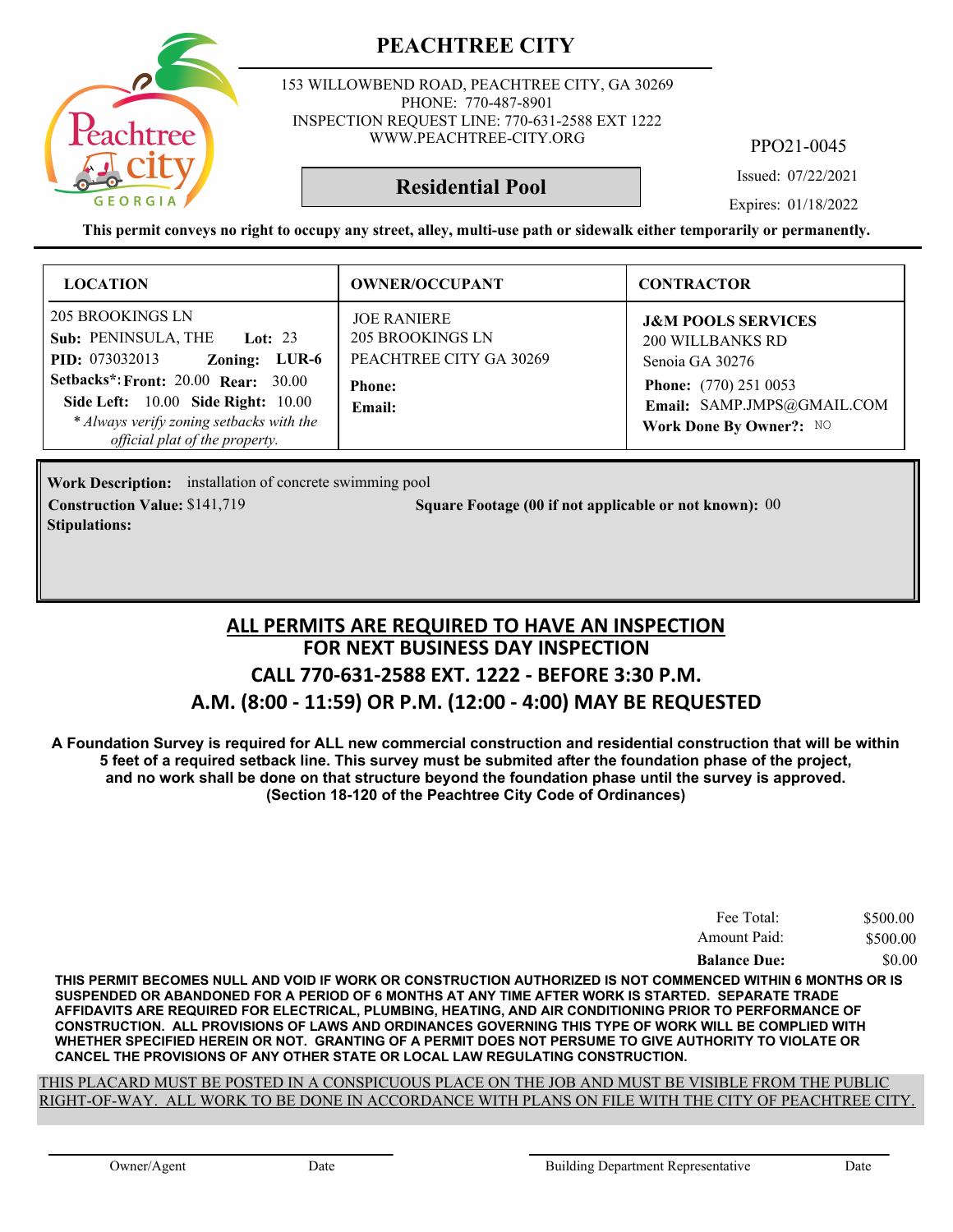# PEACHTREE CITY

153 WILLOWBEND ROAD, PEACHTREE CITY, GA 30269
PHONE: 770-487-8901
INSPECTION REQUEST LINE: 770-631-2588 EXT 1222
WWW.PEACHTREE-CITY.ORG

PPO21-0045

## Residential Pool

Issued: 07/22/2021

Expires: 01/18/2022

**This permit conveys no right to occupy any street, alley, multi-use path or sidewalk either temporarily or permanently.**

| LOCATION | OWNER/OCCUPANT | CONTRACTOR |
|---|---|---|
| 205 BROOKINGS LN<br>**Sub:** PENINSULA, THE **Lot:** 23<br>**PID:** 073032013 **Zoning:** **LUR-6**<br>**Setbacks*:** **Front:** 20.00 **Rear:** 30.00<br>**Side Left:** 10.00 **Side Right:** 10.00<br>*\* Always verify zoning setbacks with the official plat of the property.* | JOE RANIERE<br>205 BROOKINGS LN<br>PEACHTREE CITY GA 30269<br>**Phone:**<br>**Email:** | **J&M POOLS SERVICES**<br>200 WILLBANKS RD<br>Senoia GA 30276<br>**Phone:** (770) 251 0053<br>**Email:** SAMP.JMPS@GMAIL.COM<br>**Work Done By Owner?:** NO |

**Work Description:** installation of concrete swimming pool

**Construction Value:** $141,719 **Square Footage (00 if not applicable or not known):** 00

**Stipulations:**

## ALL PERMITS ARE REQUIRED TO HAVE AN INSPECTION
## FOR NEXT BUSINESS DAY INSPECTION
## CALL 770-631-2588 EXT. 1222 - BEFORE 3:30 P.M.
## A.M. (8:00 - 11:59) OR P.M. (12:00 - 4:00) MAY BE REQUESTED

**A Foundation Survey is required for ALL new commercial construction and residential construction that will be within 5 feet of a required setback line. This survey must be submited after the foundation phase of the project, and no work shall be done on that structure beyond the foundation phase until the survey is approved. (Section 18-120 of the Peachtree City Code of Ordinances)**

| | |
|---|---|
| Fee Total: | $500.00 |
| Amount Paid: | $500.00 |
| **Balance Due:** | $0.00 |

**THIS PERMIT BECOMES NULL AND VOID IF WORK OR CONSTRUCTION AUTHORIZED IS NOT COMMENCED WITHIN 6 MONTHS OR IS SUSPENDED OR ABANDONED FOR A PERIOD OF 6 MONTHS AT ANY TIME AFTER WORK IS STARTED. SEPARATE TRADE AFFIDAVITS ARE REQUIRED FOR ELECTRICAL, PLUMBING, HEATING, AND AIR CONDITIONING PRIOR TO PERFORMANCE OF CONSTRUCTION. ALL PROVISIONS OF LAWS AND ORDINANCES GOVERNING THIS TYPE OF WORK WILL BE COMPLIED WITH WHETHER SPECIFIED HEREIN OR NOT. GRANTING OF A PERMIT DOES NOT PERSUME TO GIVE AUTHORITY TO VIOLATE OR CANCEL THE PROVISIONS OF ANY OTHER STATE OR LOCAL LAW REGULATING CONSTRUCTION.**

THIS PLACARD MUST BE POSTED IN A CONSPICUOUS PLACE ON THE JOB AND MUST BE VISIBLE FROM THE PUBLIC RIGHT-OF-WAY. ALL WORK TO BE DONE IN ACCORDANCE WITH PLANS ON FILE WITH THE CITY OF PEACHTREE CITY.

Owner/Agent Date Building Department Representative Date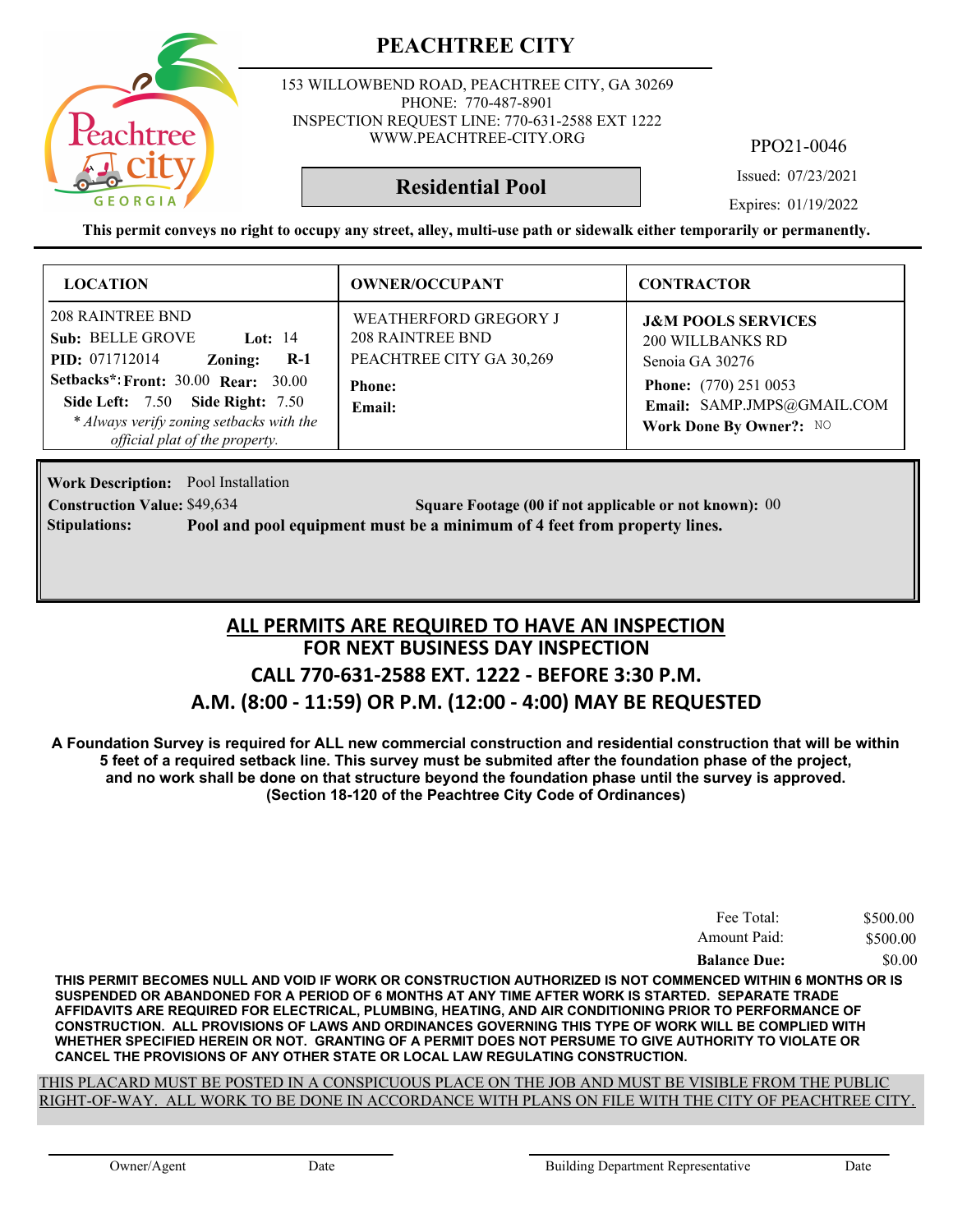# PEACHTREE CITY

153 WILLOWBEND ROAD, PEACHTREE CITY, GA 30269
PHONE: 770-487-8901
INSPECTION REQUEST LINE: 770-631-2588 EXT 1222
WWW.PEACHTREE-CITY.ORG

PPO21-0046

## Residential Pool

Issued: 07/23/2021

Expires: 01/19/2022

**This permit conveys no right to occupy any street, alley, multi-use path or sidewalk either temporarily or permanently.**

| LOCATION | OWNER/OCCUPANT | CONTRACTOR |
|---|---|---|
| 208 RAINTREE BND<br>**Sub:** BELLE GROVE **Lot:** 14<br>**PID:** 071712014 **Zoning:** **R-1**<br>**Setbacks*: Front:** 30.00 **Rear:** 30.00<br>**Side Left:** 7.50 **Side Right:** 7.50<br>*\* Always verify zoning setbacks with the official plat of the property.* | WEATHERFORD GREGORY J<br>208 RAINTREE BND<br>PEACHTREE CITY GA 30,269<br>**Phone:**<br>**Email:** | **J&M POOLS SERVICES**<br>200 WILLBANKS RD<br>Senoia GA 30276<br>**Phone:** (770) 251 0053<br>**Email:** SAMP.JMPS@GMAIL.COM<br>**Work Done By Owner?:** NO |

**Work Description:** Pool Installation

**Construction Value:** $49,634 **Square Footage (00 if not applicable or not known):** 00

**Stipulations:** **Pool and pool equipment must be a minimum of 4 feet from property lines.**

## ALL PERMITS ARE REQUIRED TO HAVE AN INSPECTION
## FOR NEXT BUSINESS DAY INSPECTION
## CALL 770-631-2588 EXT. 1222 - BEFORE 3:30 P.M.
## A.M. (8:00 - 11:59) OR P.M. (12:00 - 4:00) MAY BE REQUESTED

**A Foundation Survey is required for ALL new commercial construction and residential construction that will be within 5 feet of a required setback line. This survey must be submited after the foundation phase of the project, and no work shall be done on that structure beyond the foundation phase until the survey is approved. (Section 18-120 of the Peachtree City Code of Ordinances)**

| | |
|---|---|
| Fee Total: | $500.00 |
| Amount Paid: | $500.00 |
| **Balance Due:** | $0.00 |

**THIS PERMIT BECOMES NULL AND VOID IF WORK OR CONSTRUCTION AUTHORIZED IS NOT COMMENCED WITHIN 6 MONTHS OR IS SUSPENDED OR ABANDONED FOR A PERIOD OF 6 MONTHS AT ANY TIME AFTER WORK IS STARTED. SEPARATE TRADE AFFIDAVITS ARE REQUIRED FOR ELECTRICAL, PLUMBING, HEATING, AND AIR CONDITIONING PRIOR TO PERFORMANCE OF CONSTRUCTION. ALL PROVISIONS OF LAWS AND ORDINANCES GOVERNING THIS TYPE OF WORK WILL BE COMPLIED WITH WHETHER SPECIFIED HEREIN OR NOT. GRANTING OF A PERMIT DOES NOT PERSUME TO GIVE AUTHORITY TO VIOLATE OR CANCEL THE PROVISIONS OF ANY OTHER STATE OR LOCAL LAW REGULATING CONSTRUCTION.**

THIS PLACARD MUST BE POSTED IN A CONSPICUOUS PLACE ON THE JOB AND MUST BE VISIBLE FROM THE PUBLIC RIGHT-OF-WAY. ALL WORK TO BE DONE IN ACCORDANCE WITH PLANS ON FILE WITH THE CITY OF PEACHTREE CITY.

Owner/Agent Date Building Department Representative Date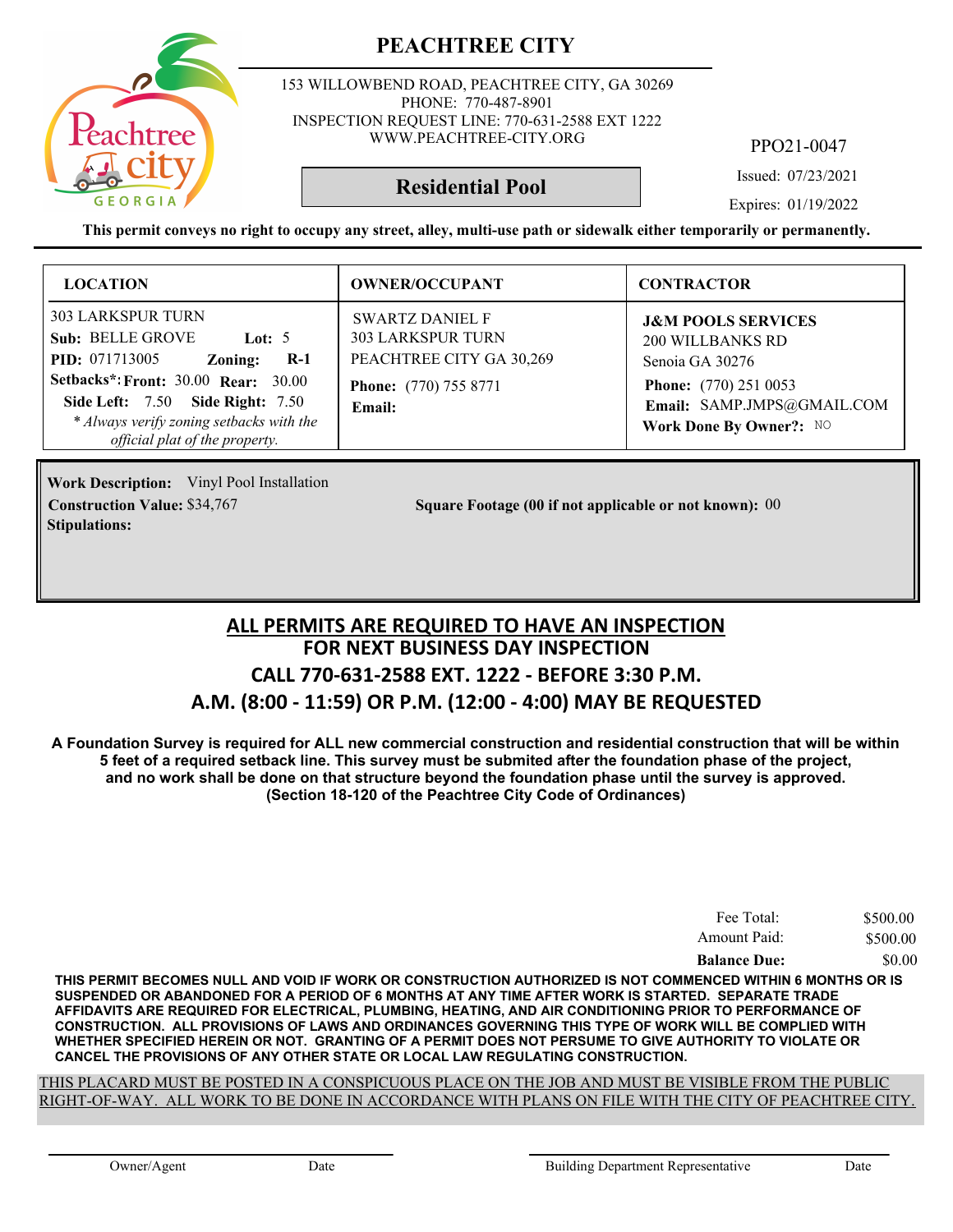# PEACHTREE CITY

153 WILLOWBEND ROAD, PEACHTREE CITY, GA 30269
PHONE: 770-487-8901
INSPECTION REQUEST LINE: 770-631-2588 EXT 1222
WWW.PEACHTREE-CITY.ORG

PPO21-0047

## Residential Pool

Issued: 07/23/2021

Expires: 01/19/2022

**This permit conveys no right to occupy any street, alley, multi-use path or sidewalk either temporarily or permanently.**

| LOCATION | OWNER/OCCUPANT | CONTRACTOR |
|---|---|---|
| 303 LARKSPUR TURN<br>**Sub:** BELLE GROVE **Lot:** 5<br>**PID:** 071713005 **Zoning:** **R-1**<br>**Setbacks*:** **Front:** 30.00 **Rear:** 30.00<br>**Side Left:** 7.50 **Side Right:** 7.50<br>*\* Always verify zoning setbacks with the official plat of the property.* | SWARTZ DANIEL F<br>303 LARKSPUR TURN<br>PEACHTREE CITY GA 30,269<br>**Phone:** (770) 755 8771<br>**Email:** | **J&M POOLS SERVICES**<br>200 WILLBANKS RD<br>Senoia GA 30276<br>**Phone:** (770) 251 0053<br>**Email:** SAMP.JMPS@GMAIL.COM<br>**Work Done By Owner?:** NO |

**Work Description:** Vinyl Pool Installation
**Construction Value:** $34,767
**Square Footage (00 if not applicable or not known):** 00
**Stipulations:**

## ALL PERMITS ARE REQUIRED TO HAVE AN INSPECTION
## FOR NEXT BUSINESS DAY INSPECTION
## CALL 770-631-2588 EXT. 1222 - BEFORE 3:30 P.M.
## A.M. (8:00 - 11:59) OR P.M. (12:00 - 4:00) MAY BE REQUESTED

**A Foundation Survey is required for ALL new commercial construction and residential construction that will be within 5 feet of a required setback line. This survey must be submited after the foundation phase of the project, and no work shall be done on that structure beyond the foundation phase until the survey is approved. (Section 18-120 of the Peachtree City Code of Ordinances)**

| | |
|---|---|
| Fee Total: | $500.00 |
| Amount Paid: | $500.00 |
| **Balance Due:** | $0.00 |

**THIS PERMIT BECOMES NULL AND VOID IF WORK OR CONSTRUCTION AUTHORIZED IS NOT COMMENCED WITHIN 6 MONTHS OR IS SUSPENDED OR ABANDONED FOR A PERIOD OF 6 MONTHS AT ANY TIME AFTER WORK IS STARTED. SEPARATE TRADE AFFIDAVITS ARE REQUIRED FOR ELECTRICAL, PLUMBING, HEATING, AND AIR CONDITIONING PRIOR TO PERFORMANCE OF CONSTRUCTION. ALL PROVISIONS OF LAWS AND ORDINANCES GOVERNING THIS TYPE OF WORK WILL BE COMPLIED WITH WHETHER SPECIFIED HEREIN OR NOT. GRANTING OF A PERMIT DOES NOT PERSUME TO GIVE AUTHORITY TO VIOLATE OR CANCEL THE PROVISIONS OF ANY OTHER STATE OR LOCAL LAW REGULATING CONSTRUCTION.**

THIS PLACARD MUST BE POSTED IN A CONSPICUOUS PLACE ON THE JOB AND MUST BE VISIBLE FROM THE PUBLIC RIGHT-OF-WAY. ALL WORK TO BE DONE IN ACCORDANCE WITH PLANS ON FILE WITH THE CITY OF PEACHTREE CITY.

Owner/Agent Date Building Department Representative Date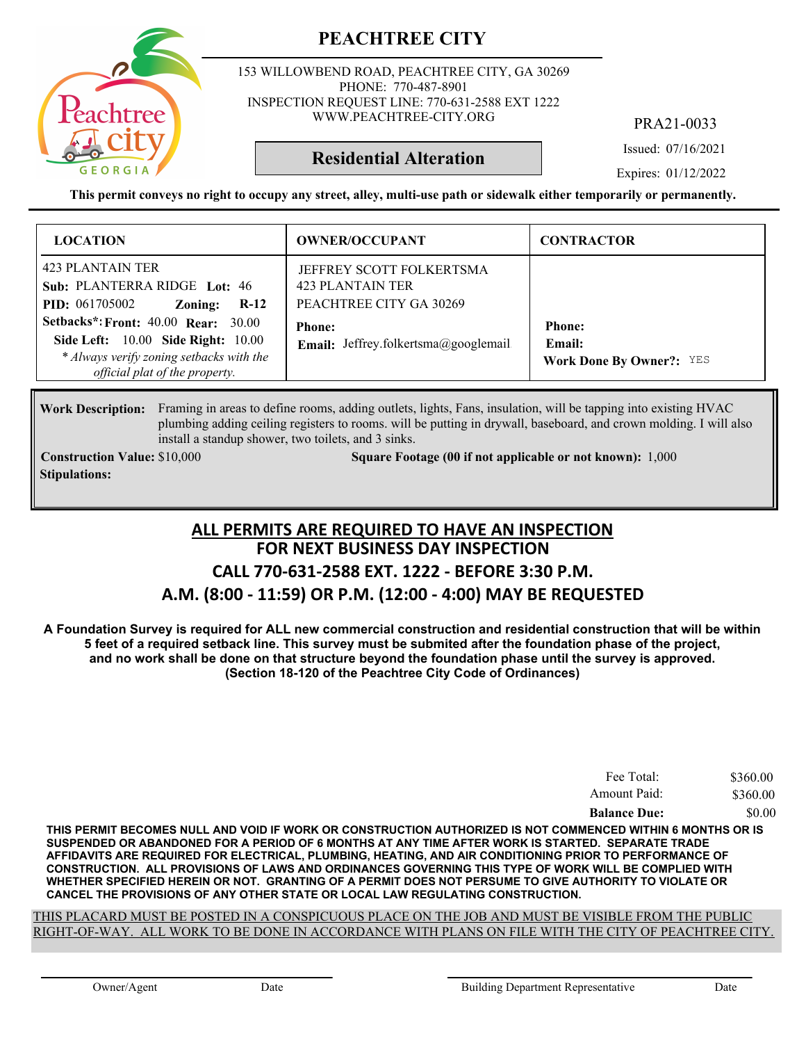# PEACHTREE CITY

153 WILLOWBEND ROAD, PEACHTREE CITY, GA 30269
PHONE: 770-487-8901
INSPECTION REQUEST LINE: 770-631-2588 EXT 1222
WWW.PEACHTREE-CITY.ORG

PRA21-0033

**Residential Alteration**

Issued: 07/16/2021

Expires: 01/12/2022

**This permit conveys no right to occupy any street, alley, multi-use path or sidewalk either temporarily or permanently.**

| LOCATION | OWNER/OCCUPANT | CONTRACTOR |
|---|---|---|
| 423 PLANTAIN TER<br>**Sub:** PLANTERRA RIDGE **Lot:** 46<br>**PID:** 061705002 **Zoning:** **R-12**<br>**Setbacks*:** **Front:** 40.00 **Rear:** 30.00<br>**Side Left:** 10.00 **Side Right:** 10.00<br>*\* Always verify zoning setbacks with the official plat of the property.* | JEFFREY SCOTT FOLKERTSMA<br>423 PLANTAIN TER<br>PEACHTREE CITY GA 30269<br>**Phone:**<br>**Email:** Jeffrey.folkertsma@googlemail | **Phone:**<br>**Email:**<br>**Work Done By Owner?:** YES |

**Work Description:** Framing in areas to define rooms, adding outlets, lights, Fans, insulation, will be tapping into existing HVAC plumbing adding ceiling registers to rooms. will be putting in drywall, baseboard, and crown molding. I will also install a standup shower, two toilets, and 3 sinks.

**Construction Value:** $10,000 **Square Footage (00 if not applicable or not known):** 1,000

**Stipulations:**

## ALL PERMITS ARE REQUIRED TO HAVE AN INSPECTION
## FOR NEXT BUSINESS DAY INSPECTION
## CALL 770-631-2588 EXT. 1222 - BEFORE 3:30 P.M.
## A.M. (8:00 - 11:59) OR P.M. (12:00 - 4:00) MAY BE REQUESTED

**A Foundation Survey is required for ALL new commercial construction and residential construction that will be within 5 feet of a required setback line. This survey must be submited after the foundation phase of the project, and no work shall be done on that structure beyond the foundation phase until the survey is approved. (Section 18-120 of the Peachtree City Code of Ordinances)**

| | |
|---|---|
| Fee Total: | $360.00 |
| Amount Paid: | $360.00 |
| **Balance Due:** | $0.00 |

**THIS PERMIT BECOMES NULL AND VOID IF WORK OR CONSTRUCTION AUTHORIZED IS NOT COMMENCED WITHIN 6 MONTHS OR IS SUSPENDED OR ABANDONED FOR A PERIOD OF 6 MONTHS AT ANY TIME AFTER WORK IS STARTED. SEPARATE TRADE AFFIDAVITS ARE REQUIRED FOR ELECTRICAL, PLUMBING, HEATING, AND AIR CONDITIONING PRIOR TO PERFORMANCE OF CONSTRUCTION. ALL PROVISIONS OF LAWS AND ORDINANCES GOVERNING THIS TYPE OF WORK WILL BE COMPLIED WITH WHETHER SPECIFIED HEREIN OR NOT. GRANTING OF A PERMIT DOES NOT PERSUME TO GIVE AUTHORITY TO VIOLATE OR CANCEL THE PROVISIONS OF ANY OTHER STATE OR LOCAL LAW REGULATING CONSTRUCTION.**

THIS PLACARD MUST BE POSTED IN A CONSPICUOUS PLACE ON THE JOB AND MUST BE VISIBLE FROM THE PUBLIC RIGHT-OF-WAY. ALL WORK TO BE DONE IN ACCORDANCE WITH PLANS ON FILE WITH THE CITY OF PEACHTREE CITY.

Owner/Agent Date Building Department Representative Date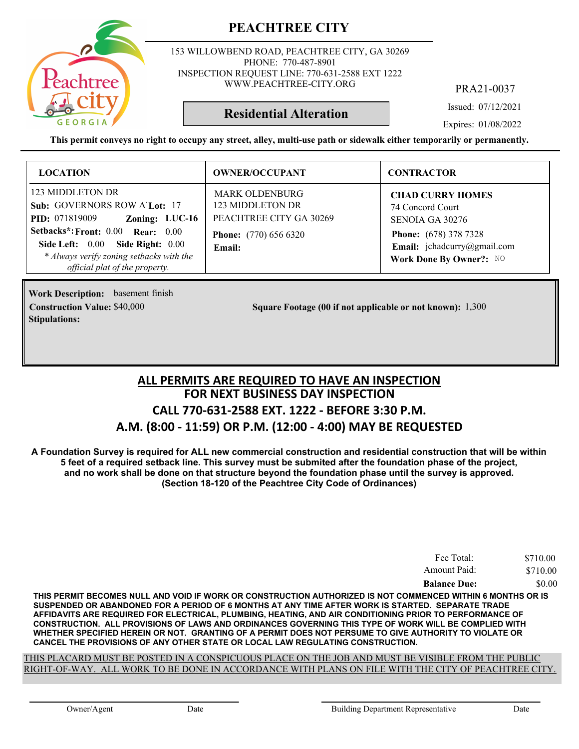# PEACHTREE CITY

153 WILLOWBEND ROAD, PEACHTREE CITY, GA 30269
PHONE: 770-487-8901
INSPECTION REQUEST LINE: 770-631-2588 EXT 1222
WWW.PEACHTREE-CITY.ORG

PRA21-0037

**Residential Alteration**

Issued: 07/12/2021

Expires: 01/08/2022

**This permit conveys no right to occupy any street, alley, multi-use path or sidewalk either temporarily or permanently.**

| LOCATION | OWNER/OCCUPANT | CONTRACTOR |
|---|---|---|
| 123 MIDDLETON DR<br>**Sub:** GOVERNORS ROW A **Lot:** 17<br>**PID:** 071819009 **Zoning:** **LUC-16**<br>**Setbacks\*: Front:** 0.00 **Rear:** 0.00<br>**Side Left:** 0.00 **Side Right:** 0.00<br>*\* Always verify zoning setbacks with the official plat of the property.* | MARK OLDENBURG<br>123 MIDDLETON DR<br>PEACHTREE CITY GA 30269<br>**Phone:** (770) 656 6320<br>**Email:** | **CHAD CURRY HOMES**<br>74 Concord Court<br>SENOIA GA 30276<br>**Phone:** (678) 378 7328<br>**Email:** jchadcurry@gmail.com<br>**Work Done By Owner?:** NO |

**Work Description:** basement finish

**Construction Value:** $40,000

**Square Footage (00 if not applicable or not known):** 1,300

**Stipulations:**

## ALL PERMITS ARE REQUIRED TO HAVE AN INSPECTION
## FOR NEXT BUSINESS DAY INSPECTION
## CALL 770-631-2588 EXT. 1222 - BEFORE 3:30 P.M.
## A.M. (8:00 - 11:59) OR P.M. (12:00 - 4:00) MAY BE REQUESTED

**A Foundation Survey is required for ALL new commercial construction and residential construction that will be within 5 feet of a required setback line. This survey must be submited after the foundation phase of the project, and no work shall be done on that structure beyond the foundation phase until the survey is approved. (Section 18-120 of the Peachtree City Code of Ordinances)**

| | |
|---|---|
| Fee Total: | $710.00 |
| Amount Paid: | $710.00 |
| **Balance Due:** | $0.00 |

**THIS PERMIT BECOMES NULL AND VOID IF WORK OR CONSTRUCTION AUTHORIZED IS NOT COMMENCED WITHIN 6 MONTHS OR IS SUSPENDED OR ABANDONED FOR A PERIOD OF 6 MONTHS AT ANY TIME AFTER WORK IS STARTED. SEPARATE TRADE AFFIDAVITS ARE REQUIRED FOR ELECTRICAL, PLUMBING, HEATING, AND AIR CONDITIONING PRIOR TO PERFORMANCE OF CONSTRUCTION. ALL PROVISIONS OF LAWS AND ORDINANCES GOVERNING THIS TYPE OF WORK WILL BE COMPLIED WITH WHETHER SPECIFIED HEREIN OR NOT. GRANTING OF A PERMIT DOES NOT PERSUME TO GIVE AUTHORITY TO VIOLATE OR CANCEL THE PROVISIONS OF ANY OTHER STATE OR LOCAL LAW REGULATING CONSTRUCTION.**

THIS PLACARD MUST BE POSTED IN A CONSPICUOUS PLACE ON THE JOB AND MUST BE VISIBLE FROM THE PUBLIC RIGHT-OF-WAY. ALL WORK TO BE DONE IN ACCORDANCE WITH PLANS ON FILE WITH THE CITY OF PEACHTREE CITY.

Owner/Agent Date Building Department Representative Date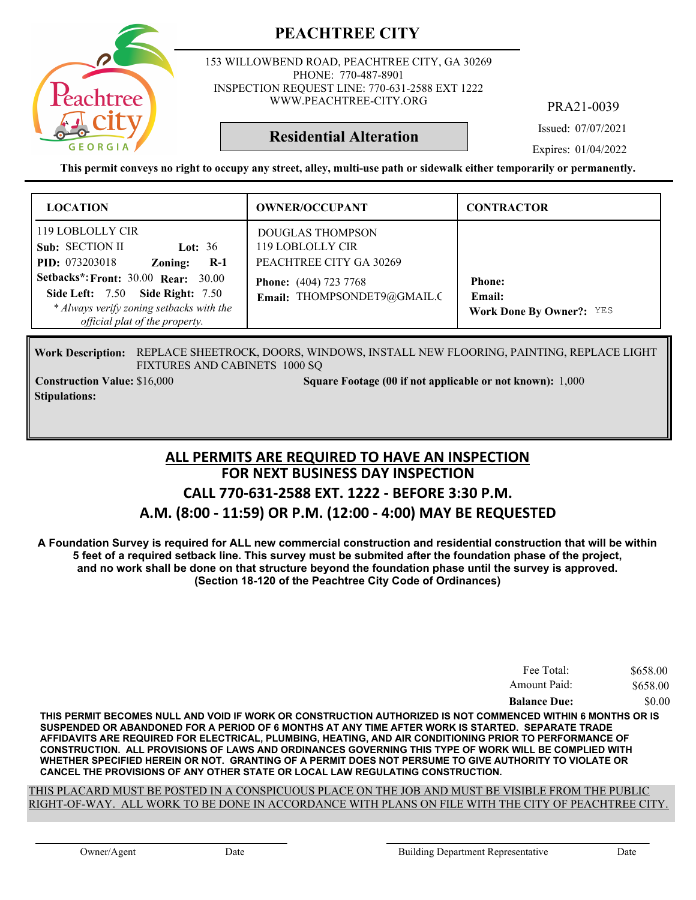# PEACHTREE CITY

153 WILLOWBEND ROAD, PEACHTREE CITY, GA 30269
PHONE: 770-487-8901
INSPECTION REQUEST LINE: 770-631-2588 EXT 1222
WWW.PEACHTREE-CITY.ORG

PRA21-0039

## Residential Alteration

Issued: 07/07/2021

Expires: 01/04/2022

**This permit conveys no right to occupy any street, alley, multi-use path or sidewalk either temporarily or permanently.**

| LOCATION | OWNER/OCCUPANT | CONTRACTOR |
|---|---|---|
| 119 LOBLOLLY CIR<br>**Sub:** SECTION II **Lot:** 36<br>**PID:** 073203018 **Zoning:** **R-1**<br>**Setbacks\*: Front:** 30.00 **Rear:** 30.00<br>**Side Left:** 7.50 **Side Right:** 7.50<br>*\* Always verify zoning setbacks with the official plat of the property.* | DOUGLAS THOMPSON<br>119 LOBLOLLY CIR<br>PEACHTREE CITY GA 30269<br>**Phone:** (404) 723 7768<br>**Email:** THOMPSONDET9@GMAIL.C | **Phone:**<br>**Email:**<br>**Work Done By Owner?:** YES |

**Work Description:** REPLACE SHEETROCK, DOORS, WINDOWS, INSTALL NEW FLOORING, PAINTING, REPLACE LIGHT FIXTURES AND CABINETS 1000 SQ

**Construction Value:** $16,000

**Square Footage (00 if not applicable or not known):** 1,000

**Stipulations:**

## ALL PERMITS ARE REQUIRED TO HAVE AN INSPECTION
## FOR NEXT BUSINESS DAY INSPECTION
## CALL 770-631-2588 EXT. 1222 - BEFORE 3:30 P.M.
## A.M. (8:00 - 11:59) OR P.M. (12:00 - 4:00) MAY BE REQUESTED

**A Foundation Survey is required for ALL new commercial construction and residential construction that will be within 5 feet of a required setback line. This survey must be submited after the foundation phase of the project, and no work shall be done on that structure beyond the foundation phase until the survey is approved. (Section 18-120 of the Peachtree City Code of Ordinances)**

| | |
|---|---|
| Fee Total: | $658.00 |
| Amount Paid: | $658.00 |
| **Balance Due:** | $0.00 |

**THIS PERMIT BECOMES NULL AND VOID IF WORK OR CONSTRUCTION AUTHORIZED IS NOT COMMENCED WITHIN 6 MONTHS OR IS SUSPENDED OR ABANDONED FOR A PERIOD OF 6 MONTHS AT ANY TIME AFTER WORK IS STARTED. SEPARATE TRADE AFFIDAVITS ARE REQUIRED FOR ELECTRICAL, PLUMBING, HEATING, AND AIR CONDITIONING PRIOR TO PERFORMANCE OF CONSTRUCTION. ALL PROVISIONS OF LAWS AND ORDINANCES GOVERNING THIS TYPE OF WORK WILL BE COMPLIED WITH WHETHER SPECIFIED HEREIN OR NOT. GRANTING OF A PERMIT DOES NOT PERSUME TO GIVE AUTHORITY TO VIOLATE OR CANCEL THE PROVISIONS OF ANY OTHER STATE OR LOCAL LAW REGULATING CONSTRUCTION.**

THIS PLACARD MUST BE POSTED IN A CONSPICUOUS PLACE ON THE JOB AND MUST BE VISIBLE FROM THE PUBLIC RIGHT-OF-WAY. ALL WORK TO BE DONE IN ACCORDANCE WITH PLANS ON FILE WITH THE CITY OF PEACHTREE CITY.

Owner/Agent Date | Building Department Representative Date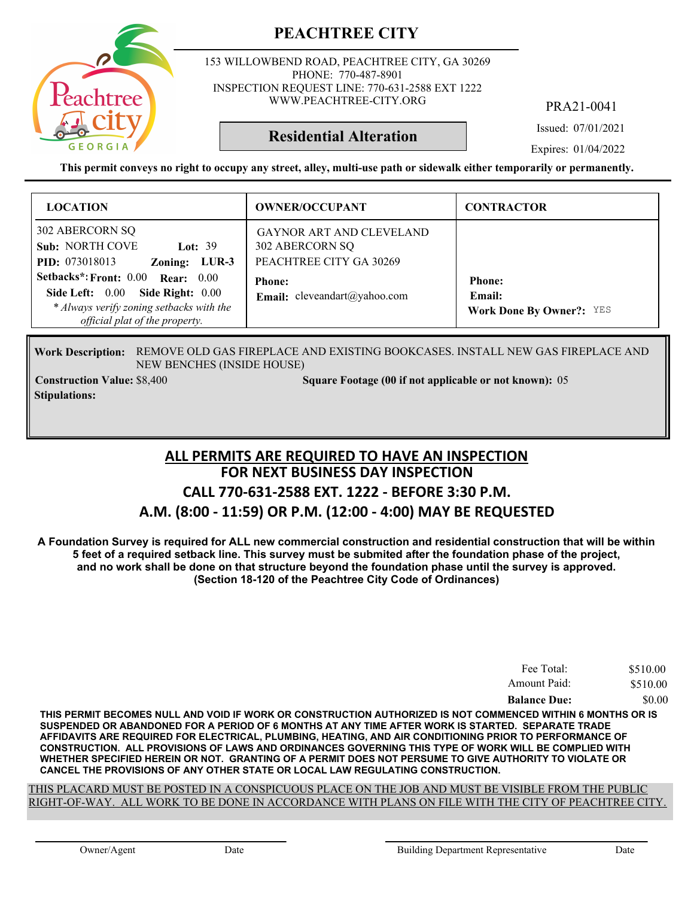# PEACHTREE CITY

153 WILLOWBEND ROAD, PEACHTREE CITY, GA 30269
PHONE: 770-487-8901
INSPECTION REQUEST LINE: 770-631-2588 EXT 1222
WWW.PEACHTREE-CITY.ORG

PRA21-0041

## Residential Alteration

Issued: 07/01/2021

Expires: 01/04/2022

**This permit conveys no right to occupy any street, alley, multi-use path or sidewalk either temporarily or permanently.**

| LOCATION | OWNER/OCCUPANT | CONTRACTOR |
|---|---|---|
| 302 ABERCORN SQ<br>**Sub:** NORTH COVE **Lot:** 39<br>**PID:** 073018013 **Zoning:** LUR-3<br>**Setbacks*: Front:** 0.00 **Rear:** 0.00<br>**Side Left:** 0.00 **Side Right:** 0.00<br>*\* Always verify zoning setbacks with the official plat of the property.* | GAYNOR ART AND CLEVELAND<br>302 ABERCORN SQ<br>PEACHTREE CITY GA 30269<br>**Phone:**<br>**Email:** cleveandart@yahoo.com | <br><br><br>**Phone:**<br>**Email:**<br>**Work Done By Owner?:** YES |

**Work Description:** REMOVE OLD GAS FIREPLACE AND EXISTING BOOKCASES. INSTALL NEW GAS FIREPLACE AND NEW BENCHES (INSIDE HOUSE)

**Construction Value:** $8,400 **Square Footage (00 if not applicable or not known):** 05

**Stipulations:**

## ALL PERMITS ARE REQUIRED TO HAVE AN INSPECTION
## FOR NEXT BUSINESS DAY INSPECTION
## CALL 770-631-2588 EXT. 1222 - BEFORE 3:30 P.M.
## A.M. (8:00 - 11:59) OR P.M. (12:00 - 4:00) MAY BE REQUESTED

**A Foundation Survey is required for ALL new commercial construction and residential construction that will be within 5 feet of a required setback line. This survey must be submited after the foundation phase of the project, and no work shall be done on that structure beyond the foundation phase until the survey is approved. (Section 18-120 of the Peachtree City Code of Ordinances)**

| | |
|---|---|
| Fee Total: | $510.00 |
| Amount Paid: | $510.00 |
| **Balance Due:** | $0.00 |

**THIS PERMIT BECOMES NULL AND VOID IF WORK OR CONSTRUCTION AUTHORIZED IS NOT COMMENCED WITHIN 6 MONTHS OR IS SUSPENDED OR ABANDONED FOR A PERIOD OF 6 MONTHS AT ANY TIME AFTER WORK IS STARTED. SEPARATE TRADE AFFIDAVITS ARE REQUIRED FOR ELECTRICAL, PLUMBING, HEATING, AND AIR CONDITIONING PRIOR TO PERFORMANCE OF CONSTRUCTION. ALL PROVISIONS OF LAWS AND ORDINANCES GOVERNING THIS TYPE OF WORK WILL BE COMPLIED WITH WHETHER SPECIFIED HEREIN OR NOT. GRANTING OF A PERMIT DOES NOT PERSUME TO GIVE AUTHORITY TO VIOLATE OR CANCEL THE PROVISIONS OF ANY OTHER STATE OR LOCAL LAW REGULATING CONSTRUCTION.**

THIS PLACARD MUST BE POSTED IN A CONSPICUOUS PLACE ON THE JOB AND MUST BE VISIBLE FROM THE PUBLIC RIGHT-OF-WAY. ALL WORK TO BE DONE IN ACCORDANCE WITH PLANS ON FILE WITH THE CITY OF PEACHTREE CITY.

Owner/Agent    Date    Building Department Representative    Date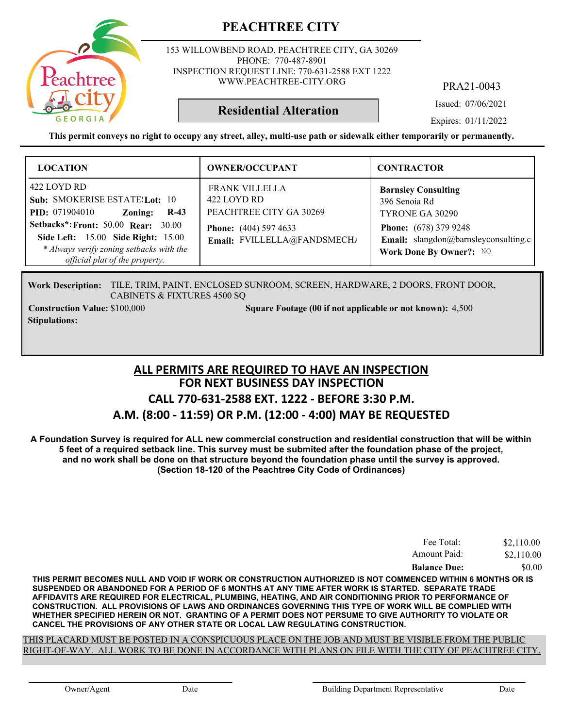# PEACHTREE CITY

153 WILLOWBEND ROAD, PEACHTREE CITY, GA 30269
PHONE: 770-487-8901
INSPECTION REQUEST LINE: 770-631-2588 EXT 1222
WWW.PEACHTREE-CITY.ORG

PRA21-0043

## Residential Alteration

Issued: 07/06/2021

Expires: 01/11/2022

**This permit conveys no right to occupy any street, alley, multi-use path or sidewalk either temporarily or permanently.**

| LOCATION | OWNER/OCCUPANT | CONTRACTOR |
|---|---|---|
| 422 LOYD RD<br>**Sub:** SMOKERISE ESTATE! **Lot:** 10<br>**PID:** 071904010 **Zoning:** **R-43**<br>**Setbacks*: Front:** 50.00 **Rear:** 30.00<br>**Side Left:** 15.00 **Side Right:** 15.00<br>*\* Always verify zoning setbacks with the official plat of the property.* | FRANK VILLELLA<br>422 LOYD RD<br>PEACHTREE CITY GA 30269<br>**Phone:** (404) 597 4633<br>**Email:** FVILLELLA@FANDSMECH/ | **Barnsley Consulting**<br>396 Senoia Rd<br>TYRONE GA 30290<br>**Phone:** (678) 379 9248<br>**Email:** slangdon@barnsleyconsulting.c<br>**Work Done By Owner?:** NO |

**Work Description:** TILE, TRIM, PAINT, ENCLOSED SUNROOM, SCREEN, HARDWARE, 2 DOORS, FRONT DOOR, CABINETS & FIXTURES 4500 SQ

**Construction Value:** $100,000

**Square Footage (00 if not applicable or not known):** 4,500

**Stipulations:**

## ALL PERMITS ARE REQUIRED TO HAVE AN INSPECTION
## FOR NEXT BUSINESS DAY INSPECTION
## CALL 770-631-2588 EXT. 1222 - BEFORE 3:30 P.M.
## A.M. (8:00 - 11:59) OR P.M. (12:00 - 4:00) MAY BE REQUESTED

**A Foundation Survey is required for ALL new commercial construction and residential construction that will be within 5 feet of a required setback line. This survey must be submited after the foundation phase of the project, and no work shall be done on that structure beyond the foundation phase until the survey is approved. (Section 18-120 of the Peachtree City Code of Ordinances)**

| | |
|---|---|
| Fee Total: | $2,110.00 |
| Amount Paid: | $2,110.00 |
| **Balance Due:** | $0.00 |

**THIS PERMIT BECOMES NULL AND VOID IF WORK OR CONSTRUCTION AUTHORIZED IS NOT COMMENCED WITHIN 6 MONTHS OR IS SUSPENDED OR ABANDONED FOR A PERIOD OF 6 MONTHS AT ANY TIME AFTER WORK IS STARTED. SEPARATE TRADE AFFIDAVITS ARE REQUIRED FOR ELECTRICAL, PLUMBING, HEATING, AND AIR CONDITIONING PRIOR TO PERFORMANCE OF CONSTRUCTION. ALL PROVISIONS OF LAWS AND ORDINANCES GOVERNING THIS TYPE OF WORK WILL BE COMPLIED WITH WHETHER SPECIFIED HEREIN OR NOT. GRANTING OF A PERMIT DOES NOT PERSUME TO GIVE AUTHORITY TO VIOLATE OR CANCEL THE PROVISIONS OF ANY OTHER STATE OR LOCAL LAW REGULATING CONSTRUCTION.**

THIS PLACARD MUST BE POSTED IN A CONSPICUOUS PLACE ON THE JOB AND MUST BE VISIBLE FROM THE PUBLIC RIGHT-OF-WAY. ALL WORK TO BE DONE IN ACCORDANCE WITH PLANS ON FILE WITH THE CITY OF PEACHTREE CITY.

Owner/Agent Date

Building Department Representative Date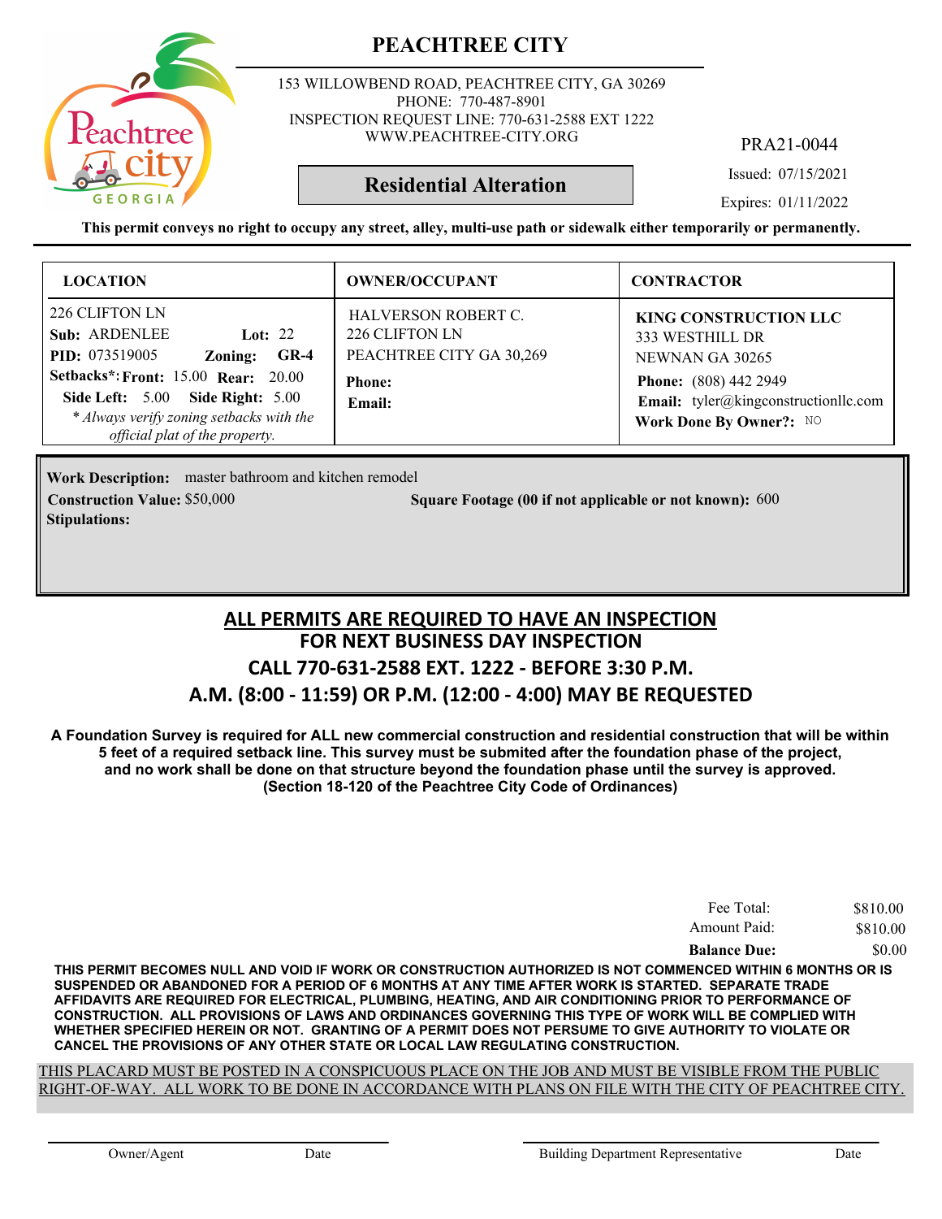# PEACHTREE CITY

153 WILLOWBEND ROAD, PEACHTREE CITY, GA 30269
PHONE: 770-487-8901
INSPECTION REQUEST LINE: 770-631-2588 EXT 1222
WWW.PEACHTREE-CITY.ORG

PRA21-0044

**Residential Alteration**

Issued: 07/15/2021
Expires: 01/11/2022

**This permit conveys no right to occupy any street, alley, multi-use path or sidewalk either temporarily or permanently.**

| LOCATION | OWNER/OCCUPANT | CONTRACTOR |
|---|---|---|
| 226 CLIFTON LN<br>**Sub:** ARDENLEE **Lot:** 22<br>**PID:** 073519005 **Zoning:** **GR-4**<br>**Setbacks\*: Front:** 15.00 **Rear:** 20.00<br>**Side Left:** 5.00 **Side Right:** 5.00<br>*\* Always verify zoning setbacks with the official plat of the property.* | HALVERSON ROBERT C.<br>226 CLIFTON LN<br>PEACHTREE CITY GA 30,269<br>**Phone:**<br>**Email:** | **KING CONSTRUCTION LLC**<br>333 WESTHILL DR<br>NEWNAN GA 30265<br>**Phone:** (808) 442 2949<br>**Email:** tyler@kingconstructionllc.com<br>**Work Done By Owner?:** NO |

**Work Description:** master bathroom and kitchen remodel
**Construction Value:** $50,000 **Square Footage (00 if not applicable or not known):** 600
**Stipulations:**

## ALL PERMITS ARE REQUIRED TO HAVE AN INSPECTION
## FOR NEXT BUSINESS DAY INSPECTION
## CALL 770-631-2588 EXT. 1222 - BEFORE 3:30 P.M.
## A.M. (8:00 - 11:59) OR P.M. (12:00 - 4:00) MAY BE REQUESTED

**A Foundation Survey is required for ALL new commercial construction and residential construction that will be within 5 feet of a required setback line. This survey must be submited after the foundation phase of the project, and no work shall be done on that structure beyond the foundation phase until the survey is approved. (Section 18-120 of the Peachtree City Code of Ordinances)**

| | |
|---|---|
| Fee Total: | $810.00 |
| Amount Paid: | $810.00 |
| **Balance Due:** | $0.00 |

**THIS PERMIT BECOMES NULL AND VOID IF WORK OR CONSTRUCTION AUTHORIZED IS NOT COMMENCED WITHIN 6 MONTHS OR IS SUSPENDED OR ABANDONED FOR A PERIOD OF 6 MONTHS AT ANY TIME AFTER WORK IS STARTED. SEPARATE TRADE AFFIDAVITS ARE REQUIRED FOR ELECTRICAL, PLUMBING, HEATING, AND AIR CONDITIONING PRIOR TO PERFORMANCE OF CONSTRUCTION. ALL PROVISIONS OF LAWS AND ORDINANCES GOVERNING THIS TYPE OF WORK WILL BE COMPLIED WITH WHETHER SPECIFIED HEREIN OR NOT. GRANTING OF A PERMIT DOES NOT PERSUME TO GIVE AUTHORITY TO VIOLATE OR CANCEL THE PROVISIONS OF ANY OTHER STATE OR LOCAL LAW REGULATING CONSTRUCTION.**

THIS PLACARD MUST BE POSTED IN A CONSPICUOUS PLACE ON THE JOB AND MUST BE VISIBLE FROM THE PUBLIC RIGHT-OF-WAY. ALL WORK TO BE DONE IN ACCORDANCE WITH PLANS ON FILE WITH THE CITY OF PEACHTREE CITY.

Owner/Agent  Date  Building Department Representative  Date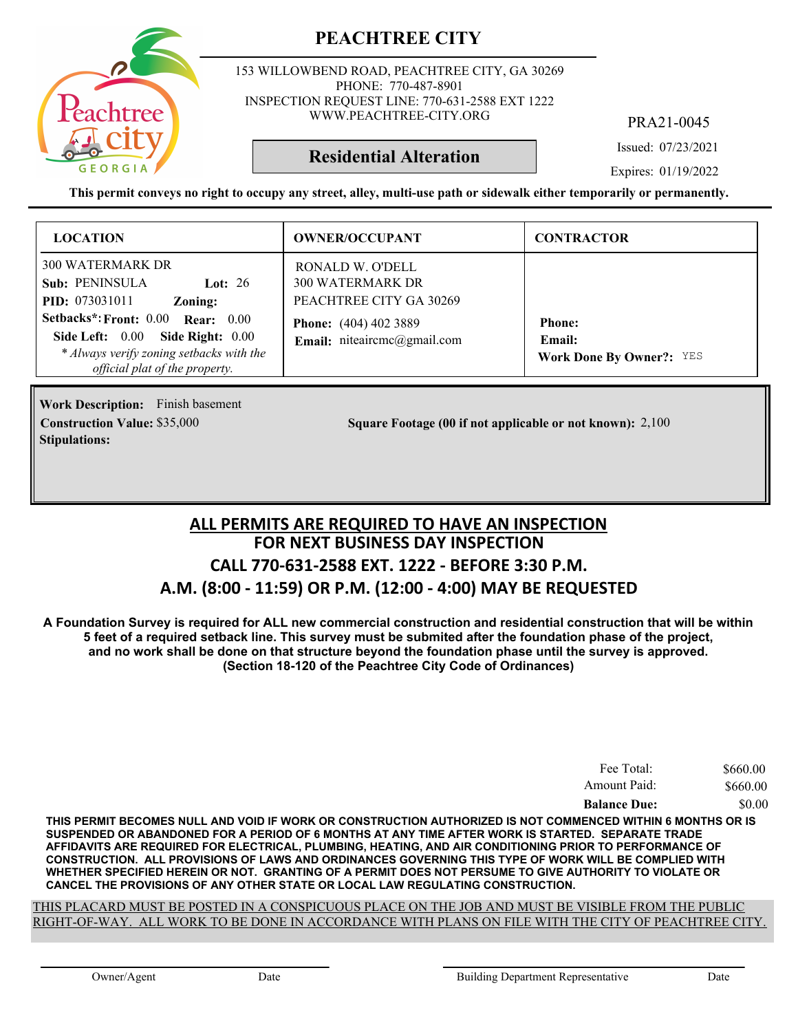# PEACHTREE CITY

153 WILLOWBEND ROAD, PEACHTREE CITY, GA 30269
PHONE: 770-487-8901
INSPECTION REQUEST LINE: 770-631-2588 EXT 1222
WWW.PEACHTREE-CITY.ORG

PRA21-0045

## Residential Alteration

Issued: 07/23/2021
Expires: 01/19/2022

**This permit conveys no right to occupy any street, alley, multi-use path or sidewalk either temporarily or permanently.**

| LOCATION | OWNER/OCCUPANT | CONTRACTOR |
|---|---|---|
| 300 WATERMARK DR<br>**Sub:** PENINSULA **Lot:** 26<br>**PID:** 073031011 **Zoning:**<br>**Setbacks\*: Front:** 0.00 **Rear:** 0.00<br>**Side Left:** 0.00 **Side Right:** 0.00<br>*\* Always verify zoning setbacks with the official plat of the property.* | RONALD W. O'DELL<br>300 WATERMARK DR<br>PEACHTREE CITY GA 30269<br>**Phone:** (404) 402 3889<br>**Email:** niteaircmc@gmail.com | **Phone:**<br>**Email:**<br>**Work Done By Owner?:** YES |

**Work Description:** Finish basement
**Construction Value:** $35,000
**Square Footage (00 if not applicable or not known):** 2,100
**Stipulations:**

## ALL PERMITS ARE REQUIRED TO HAVE AN INSPECTION
## FOR NEXT BUSINESS DAY INSPECTION
## CALL 770-631-2588 EXT. 1222 - BEFORE 3:30 P.M.
## A.M. (8:00 - 11:59) OR P.M. (12:00 - 4:00) MAY BE REQUESTED

**A Foundation Survey is required for ALL new commercial construction and residential construction that will be within 5 feet of a required setback line. This survey must be submited after the foundation phase of the project, and no work shall be done on that structure beyond the foundation phase until the survey is approved. (Section 18-120 of the Peachtree City Code of Ordinances)**

| | |
|---|---|
| Fee Total: | $660.00 |
| Amount Paid: | $660.00 |
| **Balance Due:** | $0.00 |

**THIS PERMIT BECOMES NULL AND VOID IF WORK OR CONSTRUCTION AUTHORIZED IS NOT COMMENCED WITHIN 6 MONTHS OR IS SUSPENDED OR ABANDONED FOR A PERIOD OF 6 MONTHS AT ANY TIME AFTER WORK IS STARTED. SEPARATE TRADE AFFIDAVITS ARE REQUIRED FOR ELECTRICAL, PLUMBING, HEATING, AND AIR CONDITIONING PRIOR TO PERFORMANCE OF CONSTRUCTION. ALL PROVISIONS OF LAWS AND ORDINANCES GOVERNING THIS TYPE OF WORK WILL BE COMPLIED WITH WHETHER SPECIFIED HEREIN OR NOT. GRANTING OF A PERMIT DOES NOT PERSUME TO GIVE AUTHORITY TO VIOLATE OR CANCEL THE PROVISIONS OF ANY OTHER STATE OR LOCAL LAW REGULATING CONSTRUCTION.**

THIS PLACARD MUST BE POSTED IN A CONSPICUOUS PLACE ON THE JOB AND MUST BE VISIBLE FROM THE PUBLIC RIGHT-OF-WAY. ALL WORK TO BE DONE IN ACCORDANCE WITH PLANS ON FILE WITH THE CITY OF PEACHTREE CITY.

Owner/Agent Date Building Department Representative Date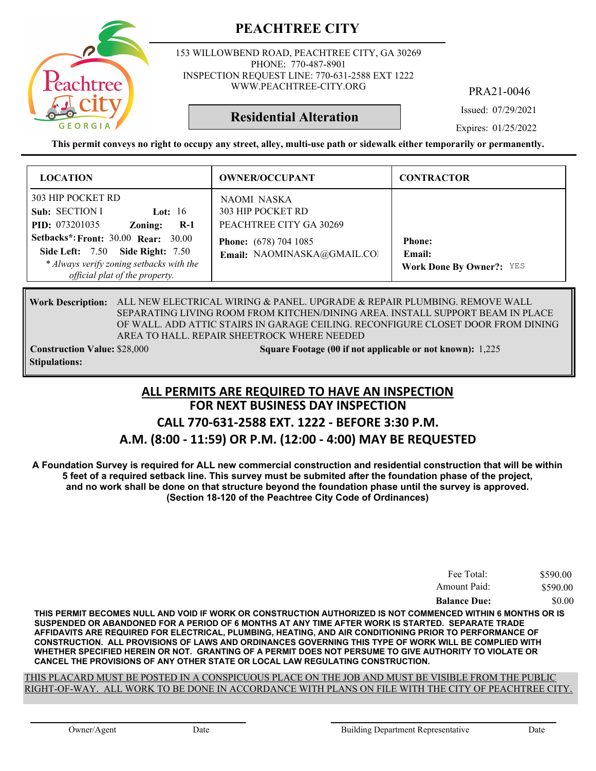# PEACHTREE CITY

153 WILLOWBEND ROAD, PEACHTREE CITY, GA 30269
PHONE: 770-487-8901
INSPECTION REQUEST LINE: 770-631-2588 EXT 1222
WWW.PEACHTREE-CITY.ORG

PRA21-0046

**Residential Alteration**

Issued: 07/29/2021

Expires: 01/25/2022

**This permit conveys no right to occupy any street, alley, multi-use path or sidewalk either temporarily or permanently.**

| LOCATION | OWNER/OCCUPANT | CONTRACTOR |
|---|---|---|
| 303 HIP POCKET RD<br>**Sub:** SECTION I **Lot:** 16<br>**PID:** 073201035 **Zoning:** **R-1**<br>**Setbacks*:** **Front:** 30.00 **Rear:** 30.00<br>**Side Left:** 7.50 **Side Right:** 7.50<br>*\* Always verify zoning setbacks with the official plat of the property.* | NAOMI NASKA<br>303 HIP POCKET RD<br>PEACHTREE CITY GA 30269<br>**Phone:** (678) 704 1085<br>**Email:** NAOMINASKA@GMAIL.COI | **Phone:**<br>**Email:**<br>**Work Done By Owner?:** YES |

**Work Description:** ALL NEW ELECTRICAL WIRING & PANEL. UPGRADE & REPAIR PLUMBING. REMOVE WALL SEPARATING LIVING ROOM FROM KITCHEN/DINING AREA. INSTALL SUPPORT BEAM IN PLACE OF WALL. ADD ATTIC STAIRS IN GARAGE CEILING. RECONFIGURE CLOSET DOOR FROM DINING AREA TO HALL. REPAIR SHEETROCK WHERE NEEDED

**Construction Value:** $28,000 **Square Footage (00 if not applicable or not known):** 1,225

**Stipulations:**

## ALL PERMITS ARE REQUIRED TO HAVE AN INSPECTION
## FOR NEXT BUSINESS DAY INSPECTION
## CALL 770-631-2588 EXT. 1222 - BEFORE 3:30 P.M.
## A.M. (8:00 - 11:59) OR P.M. (12:00 - 4:00) MAY BE REQUESTED

**A Foundation Survey is required for ALL new commercial construction and residential construction that will be within 5 feet of a required setback line. This survey must be submited after the foundation phase of the project, and no work shall be done on that structure beyond the foundation phase until the survey is approved. (Section 18-120 of the Peachtree City Code of Ordinances)**

| | |
|---|---|
| Fee Total: | $590.00 |
| Amount Paid: | $590.00 |
| **Balance Due:** | $0.00 |

**THIS PERMIT BECOMES NULL AND VOID IF WORK OR CONSTRUCTION AUTHORIZED IS NOT COMMENCED WITHIN 6 MONTHS OR IS SUSPENDED OR ABANDONED FOR A PERIOD OF 6 MONTHS AT ANY TIME AFTER WORK IS STARTED. SEPARATE TRADE AFFIDAVITS ARE REQUIRED FOR ELECTRICAL, PLUMBING, HEATING, AND AIR CONDITIONING PRIOR TO PERFORMANCE OF CONSTRUCTION. ALL PROVISIONS OF LAWS AND ORDINANCES GOVERNING THIS TYPE OF WORK WILL BE COMPLIED WITH WHETHER SPECIFIED HEREIN OR NOT. GRANTING OF A PERMIT DOES NOT PERSUME TO GIVE AUTHORITY TO VIOLATE OR CANCEL THE PROVISIONS OF ANY OTHER STATE OR LOCAL LAW REGULATING CONSTRUCTION.**

THIS PLACARD MUST BE POSTED IN A CONSPICUOUS PLACE ON THE JOB AND MUST BE VISIBLE FROM THE PUBLIC RIGHT-OF-WAY. ALL WORK TO BE DONE IN ACCORDANCE WITH PLANS ON FILE WITH THE CITY OF PEACHTREE CITY.

Owner/Agent    Date    Building Department Representative    Date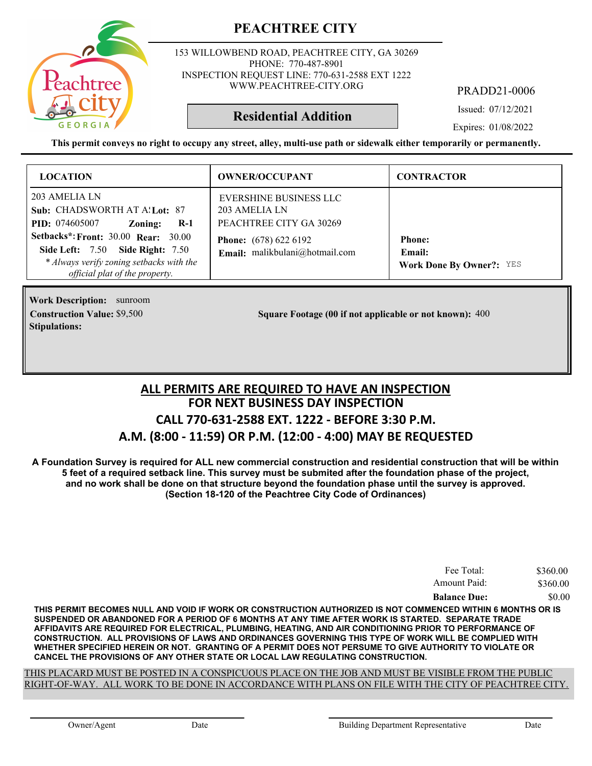# PEACHTREE CITY

153 WILLOWBEND ROAD, PEACHTREE CITY, GA 30269
PHONE: 770-487-8901
INSPECTION REQUEST LINE: 770-631-2588 EXT 1222
WWW.PEACHTREE-CITY.ORG

PRADD21-0006

## Residential Addition

Issued: 07/12/2021

Expires: 01/08/2022

**This permit conveys no right to occupy any street, alley, multi-use path or sidewalk either temporarily or permanently.**

| LOCATION | OWNER/OCCUPANT | CONTRACTOR |
|---|---|---|
| 203 AMELIA LN<br>**Sub:** CHADSWORTH AT A! **Lot:** 87<br>**PID:** 074605007 **Zoning:** **R-1**<br>**Setbacks*:** **Front:** 30.00 **Rear:** 30.00<br>**Side Left:** 7.50 **Side Right:** 7.50<br>*\* Always verify zoning setbacks with the official plat of the property.* | EVERSHINE BUSINESS LLC<br>203 AMELIA LN<br>PEACHTREE CITY GA 30269<br>**Phone:** (678) 622 6192<br>**Email:** malikbulani@hotmail.com | **Phone:**<br>**Email:**<br>**Work Done By Owner?:** YES |

**Work Description:** sunroom

**Construction Value:** $9,500

**Square Footage (00 if not applicable or not known):** 400

**Stipulations:**

## ALL PERMITS ARE REQUIRED TO HAVE AN INSPECTION
## FOR NEXT BUSINESS DAY INSPECTION
## CALL 770-631-2588 EXT. 1222 - BEFORE 3:30 P.M.
## A.M. (8:00 - 11:59) OR P.M. (12:00 - 4:00) MAY BE REQUESTED

**A Foundation Survey is required for ALL new commercial construction and residential construction that will be within 5 feet of a required setback line. This survey must be submited after the foundation phase of the project, and no work shall be done on that structure beyond the foundation phase until the survey is approved. (Section 18-120 of the Peachtree City Code of Ordinances)**

| | |
|---|---|
| Fee Total: | $360.00 |
| Amount Paid: | $360.00 |
| **Balance Due:** | $0.00 |

**THIS PERMIT BECOMES NULL AND VOID IF WORK OR CONSTRUCTION AUTHORIZED IS NOT COMMENCED WITHIN 6 MONTHS OR IS SUSPENDED OR ABANDONED FOR A PERIOD OF 6 MONTHS AT ANY TIME AFTER WORK IS STARTED. SEPARATE TRADE AFFIDAVITS ARE REQUIRED FOR ELECTRICAL, PLUMBING, HEATING, AND AIR CONDITIONING PRIOR TO PERFORMANCE OF CONSTRUCTION. ALL PROVISIONS OF LAWS AND ORDINANCES GOVERNING THIS TYPE OF WORK WILL BE COMPLIED WITH WHETHER SPECIFIED HEREIN OR NOT. GRANTING OF A PERMIT DOES NOT PERSUME TO GIVE AUTHORITY TO VIOLATE OR CANCEL THE PROVISIONS OF ANY OTHER STATE OR LOCAL LAW REGULATING CONSTRUCTION.**

THIS PLACARD MUST BE POSTED IN A CONSPICUOUS PLACE ON THE JOB AND MUST BE VISIBLE FROM THE PUBLIC RIGHT-OF-WAY. ALL WORK TO BE DONE IN ACCORDANCE WITH PLANS ON FILE WITH THE CITY OF PEACHTREE CITY.

Owner/Agent &nbsp;&nbsp;&nbsp; Date &nbsp;&nbsp;&nbsp; Building Department Representative &nbsp;&nbsp;&nbsp; Date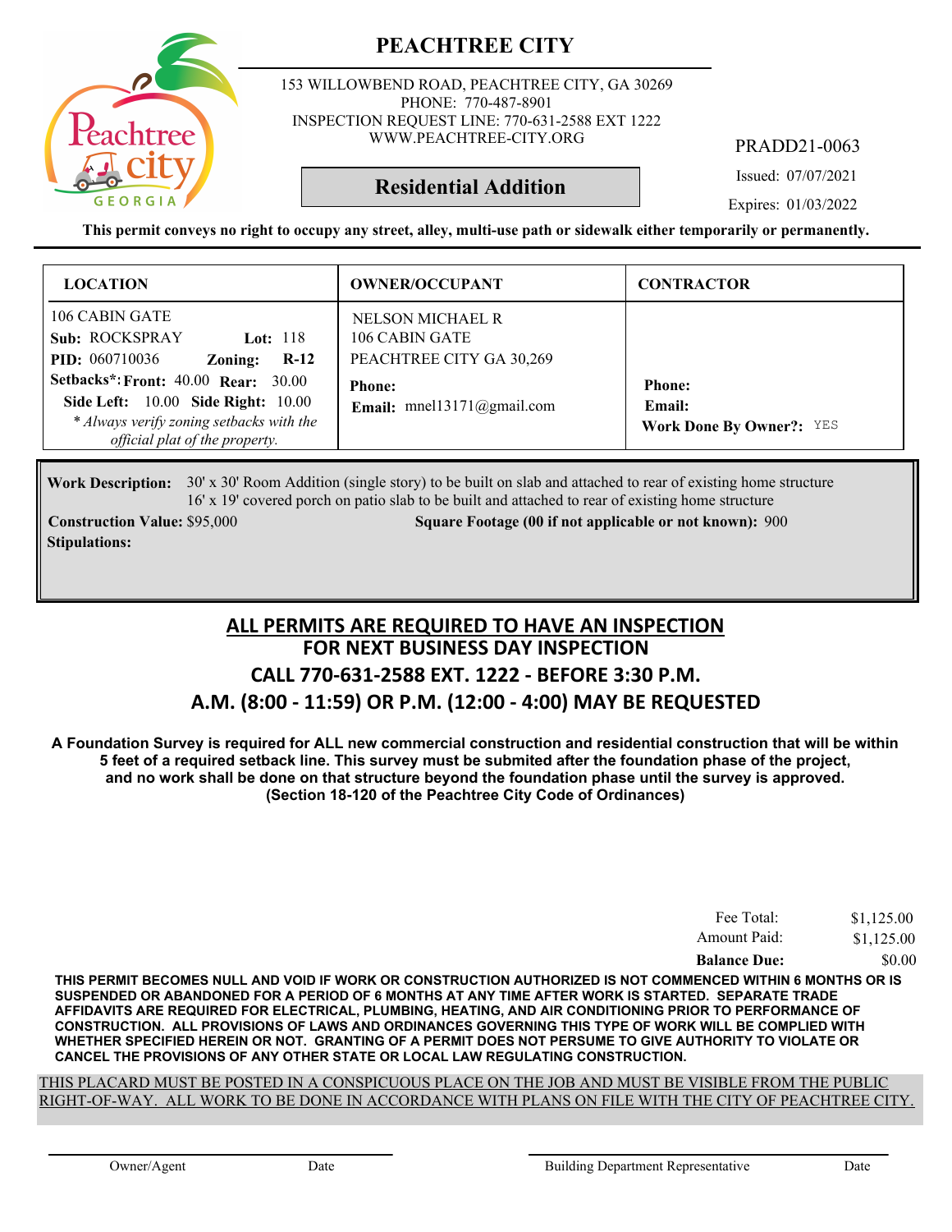# PEACHTREE CITY

153 WILLOWBEND ROAD, PEACHTREE CITY, GA 30269
PHONE: 770-487-8901
INSPECTION REQUEST LINE: 770-631-2588 EXT 1222
WWW.PEACHTREE-CITY.ORG

PRADD21-0063

## Residential Addition

Issued: 07/07/2021

Expires: 01/03/2022

**This permit conveys no right to occupy any street, alley, multi-use path or sidewalk either temporarily or permanently.**

| LOCATION | OWNER/OCCUPANT | CONTRACTOR |
|---|---|---|
| 106 CABIN GATE<br>**Sub:** ROCKSPRAY **Lot:** 118<br>**PID:** 060710036 **Zoning:** **R-12**<br>**Setbacks*: Front:** 40.00 **Rear:** 30.00<br>**Side Left:** 10.00 **Side Right:** 10.00<br>*\* Always verify zoning setbacks with the official plat of the property.* | NELSON MICHAEL R<br>106 CABIN GATE<br>PEACHTREE CITY GA 30,269<br>**Phone:**<br>**Email:** mnel13171@gmail.com | **Phone:**<br>**Email:**<br>**Work Done By Owner?:** YES |

**Work Description:** 30' x 30' Room Addition (single story) to be built on slab and attached to rear of existing home structure
16' x 19' covered porch on patio slab to be built and attached to rear of existing home structure

**Construction Value:** $95,000 **Square Footage (00 if not applicable or not known):** 900

**Stipulations:**

## ALL PERMITS ARE REQUIRED TO HAVE AN INSPECTION
## FOR NEXT BUSINESS DAY INSPECTION
## CALL 770-631-2588 EXT. 1222 - BEFORE 3:30 P.M.
## A.M. (8:00 - 11:59) OR P.M. (12:00 - 4:00) MAY BE REQUESTED

**A Foundation Survey is required for ALL new commercial construction and residential construction that will be within 5 feet of a required setback line. This survey must be submited after the foundation phase of the project, and no work shall be done on that structure beyond the foundation phase until the survey is approved. (Section 18-120 of the Peachtree City Code of Ordinances)**

| | |
|---|---|
| Fee Total: | $1,125.00 |
| Amount Paid: | $1,125.00 |
| **Balance Due:** | $0.00 |

**THIS PERMIT BECOMES NULL AND VOID IF WORK OR CONSTRUCTION AUTHORIZED IS NOT COMMENCED WITHIN 6 MONTHS OR IS SUSPENDED OR ABANDONED FOR A PERIOD OF 6 MONTHS AT ANY TIME AFTER WORK IS STARTED. SEPARATE TRADE AFFIDAVITS ARE REQUIRED FOR ELECTRICAL, PLUMBING, HEATING, AND AIR CONDITIONING PRIOR TO PERFORMANCE OF CONSTRUCTION. ALL PROVISIONS OF LAWS AND ORDINANCES GOVERNING THIS TYPE OF WORK WILL BE COMPLIED WITH WHETHER SPECIFIED HEREIN OR NOT. GRANTING OF A PERMIT DOES NOT PERSUME TO GIVE AUTHORITY TO VIOLATE OR CANCEL THE PROVISIONS OF ANY OTHER STATE OR LOCAL LAW REGULATING CONSTRUCTION.**

THIS PLACARD MUST BE POSTED IN A CONSPICUOUS PLACE ON THE JOB AND MUST BE VISIBLE FROM THE PUBLIC RIGHT-OF-WAY. ALL WORK TO BE DONE IN ACCORDANCE WITH PLANS ON FILE WITH THE CITY OF PEACHTREE CITY.

Owner/Agent Date Building Department Representative Date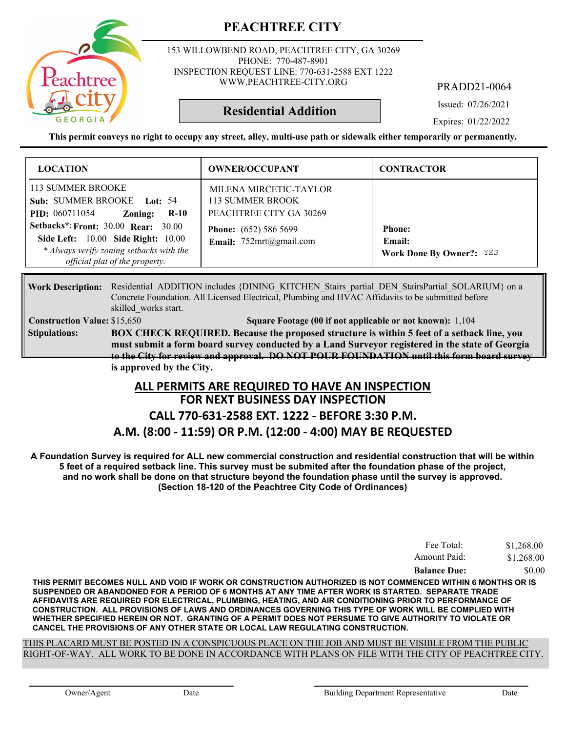# PEACHTREE CITY

153 WILLOWBEND ROAD, PEACHTREE CITY, GA 30269
PHONE: 770-487-8901
INSPECTION REQUEST LINE: 770-631-2588 EXT 1222
WWW.PEACHTREE-CITY.ORG

PRADD21-0064

## Residential Addition

Issued: 07/26/2021
Expires: 01/22/2022

**This permit conveys no right to occupy any street, alley, multi-use path or sidewalk either temporarily or permanently.**

| LOCATION | OWNER/OCCUPANT | CONTRACTOR |
|---|---|---|
| 113 SUMMER BROOKE<br>**Sub:** SUMMER BROOKE **Lot:** 54<br>**PID:** 060711054 **Zoning:** **R-10**<br>**Setbacks*:** **Front:** 30.00 **Rear:** 30.00<br>**Side Left:** 10.00 **Side Right:** 10.00<br>*\* Always verify zoning setbacks with the official plat of the property.* | MILENA MIRCETIC-TAYLOR<br>113 SUMMER BROOK<br>PEACHTREE CITY GA 30269<br>**Phone:** (652) 586 5699<br>**Email:** 752mrt@gmail.com | **Phone:**<br>**Email:**<br>**Work Done By Owner?:** YES |

**Work Description:** Residential ADDITION includes {DINING_KITCHEN_Stairs_partial_DEN_StairsPartial_SOLARIUM} on a Concrete Foundation. All Licensed Electrical, Plumbing and HVAC Affidavits to be submitted before skilled_works start.

**Construction Value:** $15,650 **Square Footage (00 if not applicable or not known):** 1,104

**Stipulations:** **BOX CHECK REQUIRED. Because the proposed structure is within 5 feet of a setback line, you must submit a form board survey conducted by a Land Surveyor registered in the state of Georgia to the City for review and approval. DO NOT POUR FOUNDATION until this form board survey is approved by the City.**

## ALL PERMITS ARE REQUIRED TO HAVE AN INSPECTION
## FOR NEXT BUSINESS DAY INSPECTION
## CALL 770-631-2588 EXT. 1222 - BEFORE 3:30 P.M.
## A.M. (8:00 - 11:59) OR P.M. (12:00 - 4:00) MAY BE REQUESTED

**A Foundation Survey is required for ALL new commercial construction and residential construction that will be within 5 feet of a required setback line. This survey must be submited after the foundation phase of the project, and no work shall be done on that structure beyond the foundation phase until the survey is approved. (Section 18-120 of the Peachtree City Code of Ordinances)**

| | |
|---|---|
| Fee Total: | $1,268.00 |
| Amount Paid: | $1,268.00 |
| **Balance Due:** | $0.00 |

**THIS PERMIT BECOMES NULL AND VOID IF WORK OR CONSTRUCTION AUTHORIZED IS NOT COMMENCED WITHIN 6 MONTHS OR IS SUSPENDED OR ABANDONED FOR A PERIOD OF 6 MONTHS AT ANY TIME AFTER WORK IS STARTED. SEPARATE TRADE AFFIDAVITS ARE REQUIRED FOR ELECTRICAL, PLUMBING, HEATING, AND AIR CONDITIONING PRIOR TO PERFORMANCE OF CONSTRUCTION. ALL PROVISIONS OF LAWS AND ORDINANCES GOVERNING THIS TYPE OF WORK WILL BE COMPLIED WITH WHETHER SPECIFIED HEREIN OR NOT. GRANTING OF A PERMIT DOES NOT PERSUME TO GIVE AUTHORITY TO VIOLATE OR CANCEL THE PROVISIONS OF ANY OTHER STATE OR LOCAL LAW REGULATING CONSTRUCTION.**

THIS PLACARD MUST BE POSTED IN A CONSPICUOUS PLACE ON THE JOB AND MUST BE VISIBLE FROM THE PUBLIC RIGHT-OF-WAY. ALL WORK TO BE DONE IN ACCORDANCE WITH PLANS ON FILE WITH THE CITY OF PEACHTREE CITY.

Owner/Agent Date Building Department Representative Date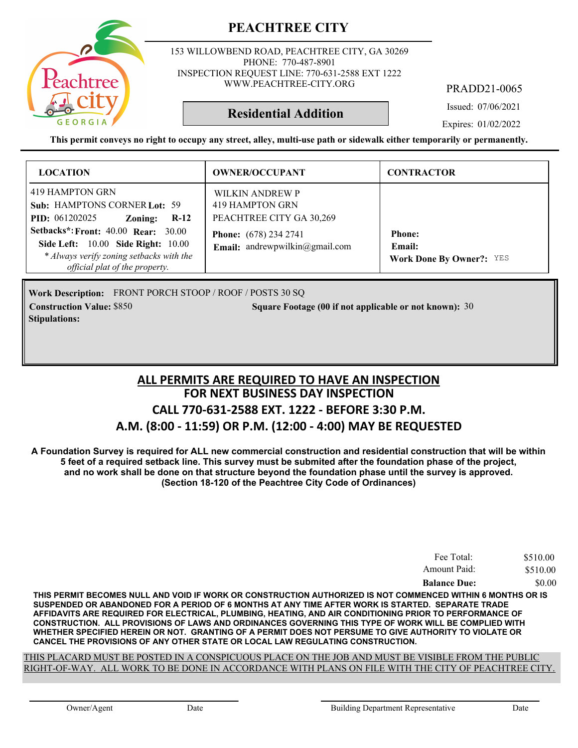# PEACHTREE CITY

153 WILLOWBEND ROAD, PEACHTREE CITY, GA 30269
PHONE: 770-487-8901
INSPECTION REQUEST LINE: 770-631-2588 EXT 1222
WWW.PEACHTREE-CITY.ORG

PRADD21-0065

## Residential Addition

Issued: 07/06/2021

Expires: 01/02/2022

**This permit conveys no right to occupy any street, alley, multi-use path or sidewalk either temporarily or permanently.**

| LOCATION | OWNER/OCCUPANT | CONTRACTOR |
|---|---|---|
| 419 HAMPTON GRN<br>**Sub:** HAMPTONS CORNER **Lot:** 59<br>**PID:** 061202025 **Zoning:** **R-12**<br>**Setbacks\*: Front:** 40.00 **Rear:** 30.00<br>**Side Left:** 10.00 **Side Right:** 10.00<br>*\* Always verify zoning setbacks with the official plat of the property.* | WILKIN ANDREW P<br>419 HAMPTON GRN<br>PEACHTREE CITY GA 30,269<br>**Phone:** (678) 234 2741<br>**Email:** andrewpwilkin@gmail.com | **Phone:**<br>**Email:**<br>**Work Done By Owner?:** YES |

**Work Description:** FRONT PORCH STOOP / ROOF / POSTS 30 SQ

**Construction Value:** $850

**Square Footage (00 if not applicable or not known):** 30

**Stipulations:**

## ALL PERMITS ARE REQUIRED TO HAVE AN INSPECTION
## FOR NEXT BUSINESS DAY INSPECTION
## CALL 770-631-2588 EXT. 1222 - BEFORE 3:30 P.M.
## A.M. (8:00 - 11:59) OR P.M. (12:00 - 4:00) MAY BE REQUESTED

**A Foundation Survey is required for ALL new commercial construction and residential construction that will be within 5 feet of a required setback line. This survey must be submited after the foundation phase of the project, and no work shall be done on that structure beyond the foundation phase until the survey is approved. (Section 18-120 of the Peachtree City Code of Ordinances)**

| | |
|---|---|
| Fee Total: | $510.00 |
| Amount Paid: | $510.00 |
| **Balance Due:** | $0.00 |

**THIS PERMIT BECOMES NULL AND VOID IF WORK OR CONSTRUCTION AUTHORIZED IS NOT COMMENCED WITHIN 6 MONTHS OR IS SUSPENDED OR ABANDONED FOR A PERIOD OF 6 MONTHS AT ANY TIME AFTER WORK IS STARTED. SEPARATE TRADE AFFIDAVITS ARE REQUIRED FOR ELECTRICAL, PLUMBING, HEATING, AND AIR CONDITIONING PRIOR TO PERFORMANCE OF CONSTRUCTION. ALL PROVISIONS OF LAWS AND ORDINANCES GOVERNING THIS TYPE OF WORK WILL BE COMPLIED WITH WHETHER SPECIFIED HEREIN OR NOT. GRANTING OF A PERMIT DOES NOT PERSUME TO GIVE AUTHORITY TO VIOLATE OR CANCEL THE PROVISIONS OF ANY OTHER STATE OR LOCAL LAW REGULATING CONSTRUCTION.**

THIS PLACARD MUST BE POSTED IN A CONSPICUOUS PLACE ON THE JOB AND MUST BE VISIBLE FROM THE PUBLIC RIGHT-OF-WAY. ALL WORK TO BE DONE IN ACCORDANCE WITH PLANS ON FILE WITH THE CITY OF PEACHTREE CITY.

Owner/Agent &nbsp;&nbsp;&nbsp; Date &nbsp;&nbsp;&nbsp; Building Department Representative &nbsp;&nbsp;&nbsp; Date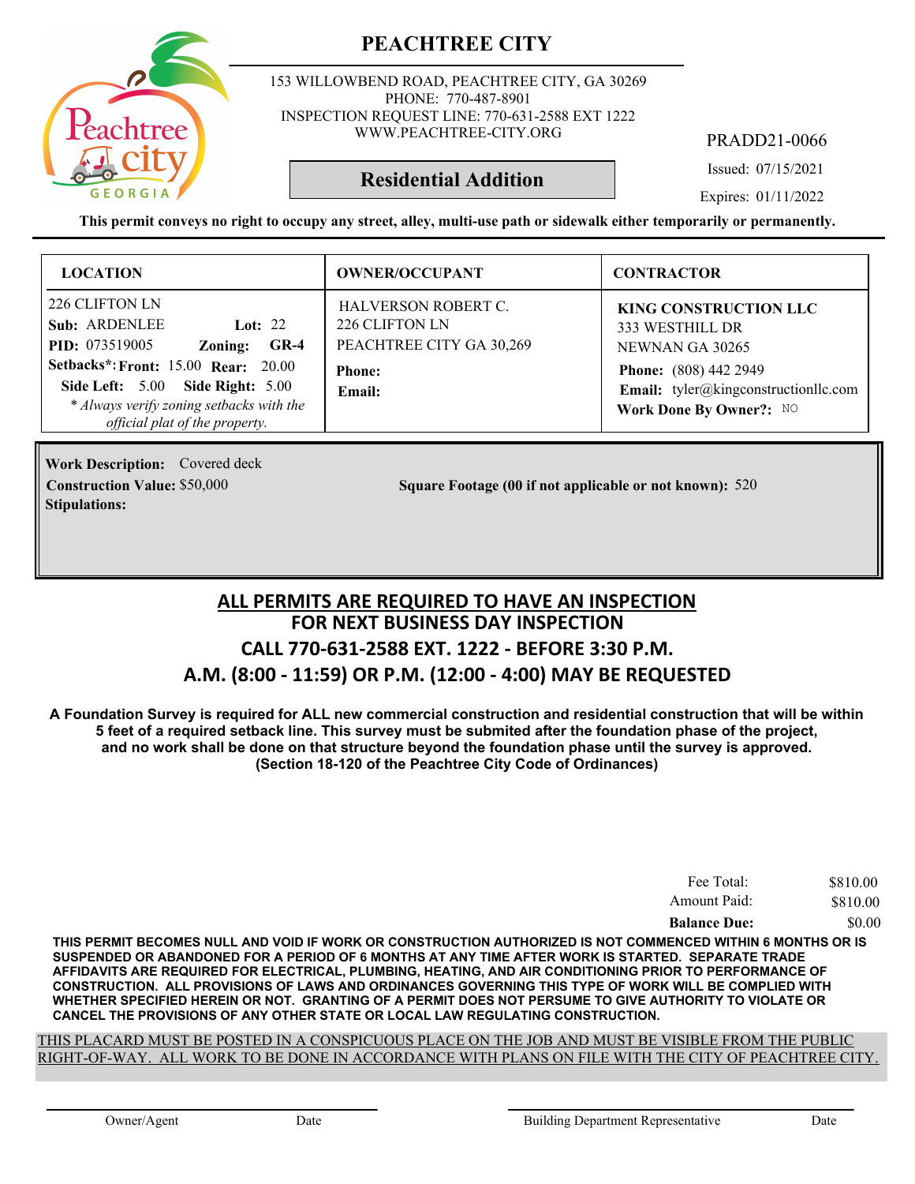# PEACHTREE CITY

153 WILLOWBEND ROAD, PEACHTREE CITY, GA 30269
PHONE: 770-487-8901
INSPECTION REQUEST LINE: 770-631-2588 EXT 1222
WWW.PEACHTREE-CITY.ORG

PRADD21-0066

## Residential Addition

Issued: 07/15/2021

Expires: 01/11/2022

**This permit conveys no right to occupy any street, alley, multi-use path or sidewalk either temporarily or permanently.**

| LOCATION | OWNER/OCCUPANT | CONTRACTOR |
|---|---|---|
| 226 CLIFTON LN<br>**Sub:** ARDENLEE **Lot:** 22<br>**PID:** 073519005 **Zoning:** **GR-4**<br>**Setbacks*:** **Front:** 15.00 **Rear:** 20.00<br>**Side Left:** 5.00 **Side Right:** 5.00<br>*\* Always verify zoning setbacks with the official plat of the property.* | HALVERSON ROBERT C.<br>226 CLIFTON LN<br>PEACHTREE CITY GA 30,269<br>**Phone:**<br>**Email:** | **KING CONSTRUCTION LLC**<br>333 WESTHILL DR<br>NEWNAN GA 30265<br>**Phone:** (808) 442 2949<br>**Email:** tyler@kingconstructionllc.com<br>**Work Done By Owner?:** NO |

**Work Description:** Covered deck

**Construction Value:** $50,000

**Square Footage (00 if not applicable or not known):** 520

**Stipulations:**

## ALL PERMITS ARE REQUIRED TO HAVE AN INSPECTION
## FOR NEXT BUSINESS DAY INSPECTION
## CALL 770-631-2588 EXT. 1222 - BEFORE 3:30 P.M.
## A.M. (8:00 - 11:59) OR P.M. (12:00 - 4:00) MAY BE REQUESTED

**A Foundation Survey is required for ALL new commercial construction and residential construction that will be within 5 feet of a required setback line. This survey must be submited after the foundation phase of the project, and no work shall be done on that structure beyond the foundation phase until the survey is approved. (Section 18-120 of the Peachtree City Code of Ordinances)**

| | |
|---|---|
| Fee Total: | $810.00 |
| Amount Paid: | $810.00 |
| **Balance Due:** | $0.00 |

**THIS PERMIT BECOMES NULL AND VOID IF WORK OR CONSTRUCTION AUTHORIZED IS NOT COMMENCED WITHIN 6 MONTHS OR IS SUSPENDED OR ABANDONED FOR A PERIOD OF 6 MONTHS AT ANY TIME AFTER WORK IS STARTED. SEPARATE TRADE AFFIDAVITS ARE REQUIRED FOR ELECTRICAL, PLUMBING, HEATING, AND AIR CONDITIONING PRIOR TO PERFORMANCE OF CONSTRUCTION. ALL PROVISIONS OF LAWS AND ORDINANCES GOVERNING THIS TYPE OF WORK WILL BE COMPLIED WITH WHETHER SPECIFIED HEREIN OR NOT. GRANTING OF A PERMIT DOES NOT PERSUME TO GIVE AUTHORITY TO VIOLATE OR CANCEL THE PROVISIONS OF ANY OTHER STATE OR LOCAL LAW REGULATING CONSTRUCTION.**

THIS PLACARD MUST BE POSTED IN A CONSPICUOUS PLACE ON THE JOB AND MUST BE VISIBLE FROM THE PUBLIC RIGHT-OF-WAY. ALL WORK TO BE DONE IN ACCORDANCE WITH PLANS ON FILE WITH THE CITY OF PEACHTREE CITY.

Owner/Agent Date Building Department Representative Date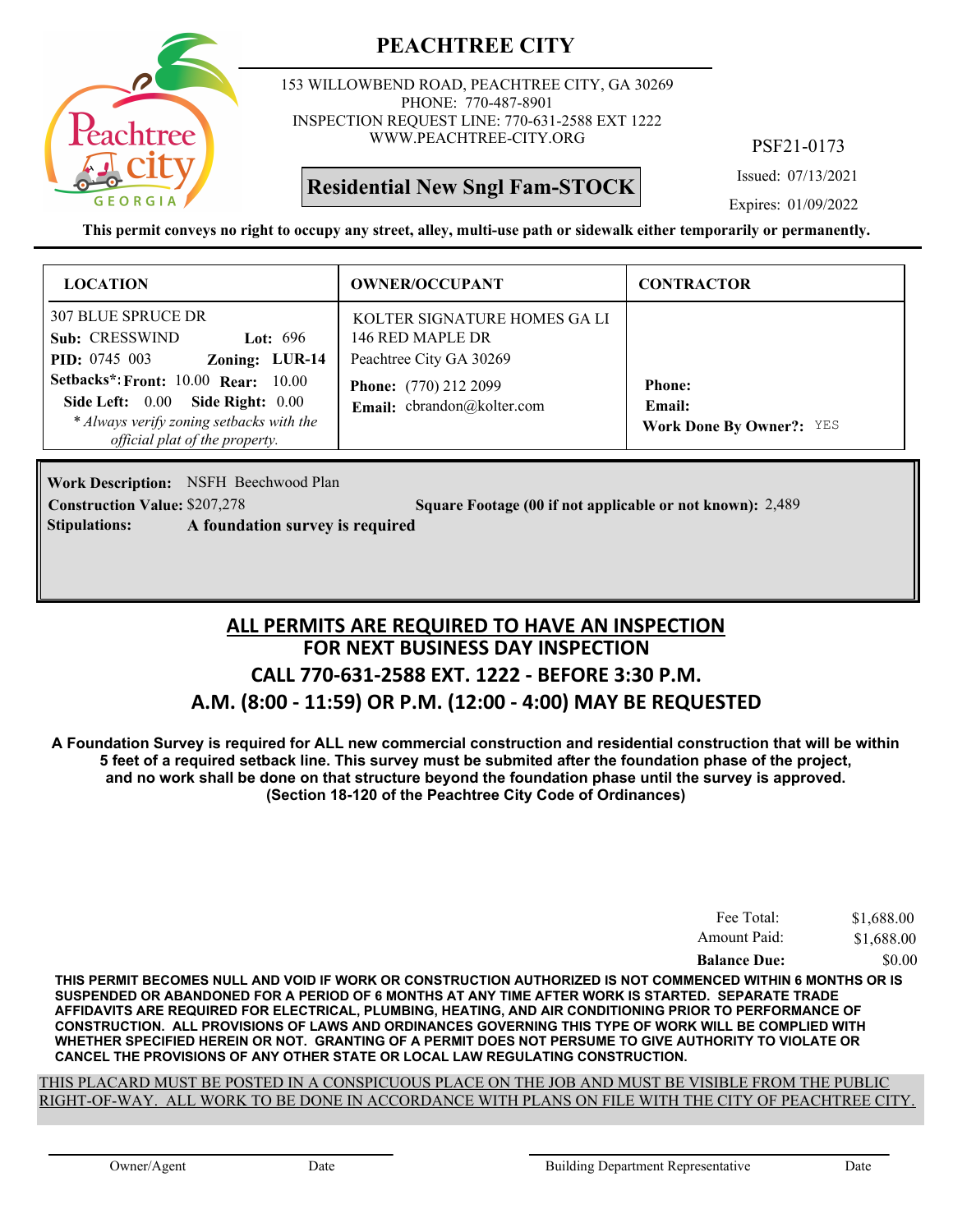# PEACHTREE CITY

153 WILLOWBEND ROAD, PEACHTREE CITY, GA 30269
PHONE: 770-487-8901
INSPECTION REQUEST LINE: 770-631-2588 EXT 1222
WWW.PEACHTREE-CITY.ORG

PSF21-0173

**Residential New Sngl Fam-STOCK**

Issued: 07/13/2021
Expires: 01/09/2022

**This permit conveys no right to occupy any street, alley, multi-use path or sidewalk either temporarily or permanently.**

| LOCATION | OWNER/OCCUPANT | CONTRACTOR |
|---|---|---|
| 307 BLUE SPRUCE DR<br>**Sub:** CRESSWIND **Lot:** 696<br>**PID:** 0745 003 **Zoning:** LUR-14<br>**Setbacks*: Front:** 10.00 **Rear:** 10.00<br>**Side Left:** 0.00 **Side Right:** 0.00<br>*\* Always verify zoning setbacks with the official plat of the property.* | KOLTER SIGNATURE HOMES GA LI<br>146 RED MAPLE DR<br>Peachtree City GA 30269<br>**Phone:** (770) 212 2099<br>**Email:** cbrandon@kolter.com | **Phone:**<br>**Email:**<br>**Work Done By Owner?:** YES |

**Work Description:** NSFH Beechwood Plan
**Construction Value:** $207,278 **Square Footage (00 if not applicable or not known):** 2,489
**Stipulations:** **A foundation survey is required**

## ALL PERMITS ARE REQUIRED TO HAVE AN INSPECTION
## FOR NEXT BUSINESS DAY INSPECTION
## CALL 770-631-2588 EXT. 1222 - BEFORE 3:30 P.M.
## A.M. (8:00 - 11:59) OR P.M. (12:00 - 4:00) MAY BE REQUESTED

**A Foundation Survey is required for ALL new commercial construction and residential construction that will be within 5 feet of a required setback line. This survey must be submited after the foundation phase of the project, and no work shall be done on that structure beyond the foundation phase until the survey is approved. (Section 18-120 of the Peachtree City Code of Ordinances)**

| | |
|---|---|
| Fee Total: | $1,688.00 |
| Amount Paid: | $1,688.00 |
| **Balance Due:** | $0.00 |

**THIS PERMIT BECOMES NULL AND VOID IF WORK OR CONSTRUCTION AUTHORIZED IS NOT COMMENCED WITHIN 6 MONTHS OR IS SUSPENDED OR ABANDONED FOR A PERIOD OF 6 MONTHS AT ANY TIME AFTER WORK IS STARTED. SEPARATE TRADE AFFIDAVITS ARE REQUIRED FOR ELECTRICAL, PLUMBING, HEATING, AND AIR CONDITIONING PRIOR TO PERFORMANCE OF CONSTRUCTION. ALL PROVISIONS OF LAWS AND ORDINANCES GOVERNING THIS TYPE OF WORK WILL BE COMPLIED WITH WHETHER SPECIFIED HEREIN OR NOT. GRANTING OF A PERMIT DOES NOT PERSUME TO GIVE AUTHORITY TO VIOLATE OR CANCEL THE PROVISIONS OF ANY OTHER STATE OR LOCAL LAW REGULATING CONSTRUCTION.**

THIS PLACARD MUST BE POSTED IN A CONSPICUOUS PLACE ON THE JOB AND MUST BE VISIBLE FROM THE PUBLIC RIGHT-OF-WAY. ALL WORK TO BE DONE IN ACCORDANCE WITH PLANS ON FILE WITH THE CITY OF PEACHTREE CITY.

Owner/Agent Date Building Department Representative Date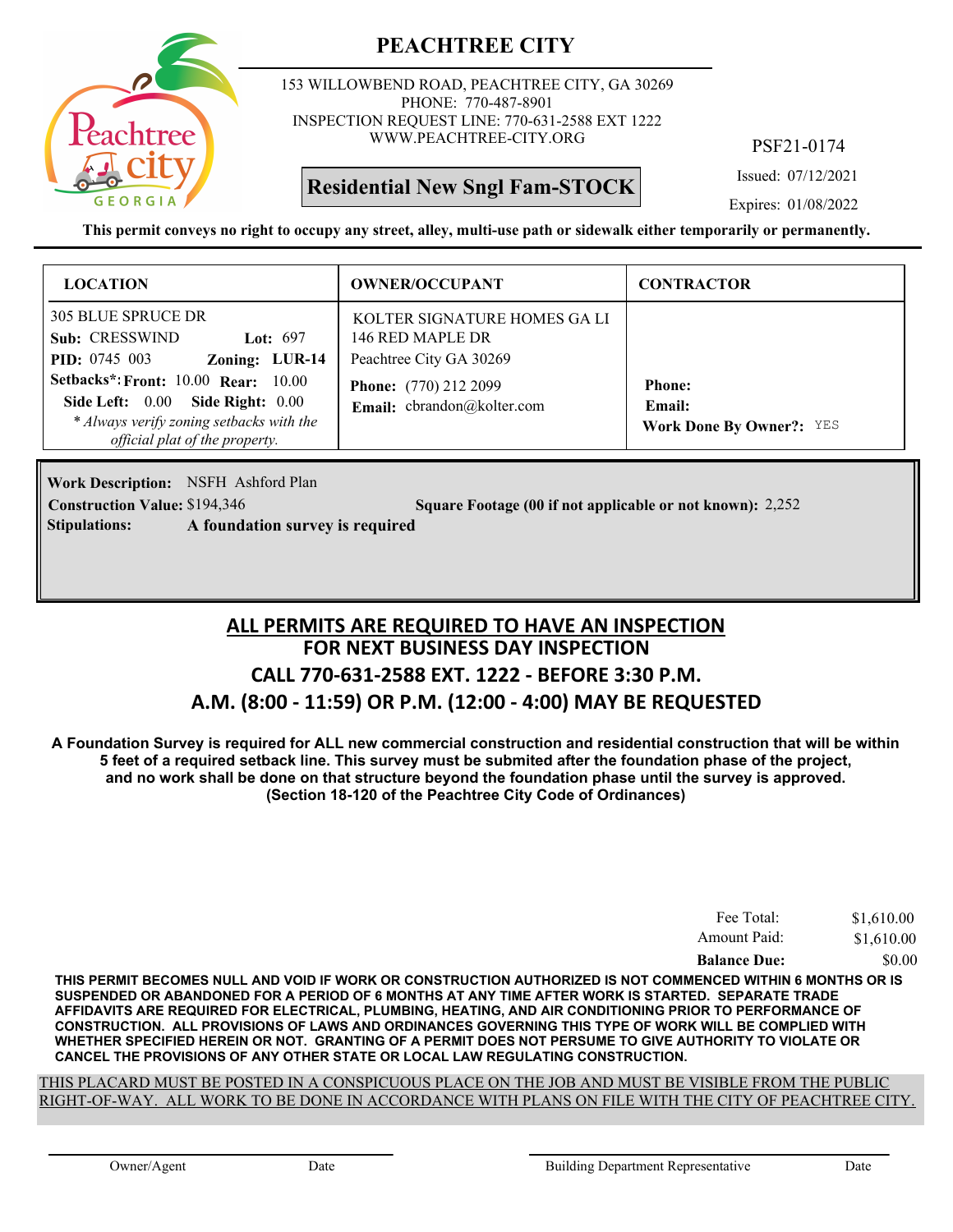# PEACHTREE CITY

153 WILLOWBEND ROAD, PEACHTREE CITY, GA 30269
PHONE: 770-487-8901
INSPECTION REQUEST LINE: 770-631-2588 EXT 1222
WWW.PEACHTREE-CITY.ORG

PSF21-0174

**Residential New Sngl Fam-STOCK**

Issued: 07/12/2021
Expires: 01/08/2022

**This permit conveys no right to occupy any street, alley, multi-use path or sidewalk either temporarily or permanently.**

| LOCATION | OWNER/OCCUPANT | CONTRACTOR |
|---|---|---|
| 305 BLUE SPRUCE DR<br>**Sub:** CRESSWIND **Lot:** 697<br>**PID:** 0745 003 **Zoning:** LUR-14<br>**Setbacks*: Front:** 10.00 **Rear:** 10.00<br>**Side Left:** 0.00 **Side Right:** 0.00<br>*\* Always verify zoning setbacks with the official plat of the property.* | KOLTER SIGNATURE HOMES GA LI<br>146 RED MAPLE DR<br>Peachtree City GA 30269<br>**Phone:** (770) 212 2099<br>**Email:** cbrandon@kolter.com | **Phone:**<br>**Email:**<br>**Work Done By Owner?:** YES |

**Work Description:** NSFH Ashford Plan
**Construction Value:** $194,346 **Square Footage (00 if not applicable or not known):** 2,252
**Stipulations:** **A foundation survey is required**

## ALL PERMITS ARE REQUIRED TO HAVE AN INSPECTION
## FOR NEXT BUSINESS DAY INSPECTION
## CALL 770-631-2588 EXT. 1222 - BEFORE 3:30 P.M.
## A.M. (8:00 - 11:59) OR P.M. (12:00 - 4:00) MAY BE REQUESTED

**A Foundation Survey is required for ALL new commercial construction and residential construction that will be within 5 feet of a required setback line. This survey must be submited after the foundation phase of the project, and no work shall be done on that structure beyond the foundation phase until the survey is approved. (Section 18-120 of the Peachtree City Code of Ordinances)**

| | |
|---|---|
| Fee Total: | $1,610.00 |
| Amount Paid: | $1,610.00 |
| **Balance Due:** | $0.00 |

**THIS PERMIT BECOMES NULL AND VOID IF WORK OR CONSTRUCTION AUTHORIZED IS NOT COMMENCED WITHIN 6 MONTHS OR IS SUSPENDED OR ABANDONED FOR A PERIOD OF 6 MONTHS AT ANY TIME AFTER WORK IS STARTED. SEPARATE TRADE AFFIDAVITS ARE REQUIRED FOR ELECTRICAL, PLUMBING, HEATING, AND AIR CONDITIONING PRIOR TO PERFORMANCE OF CONSTRUCTION. ALL PROVISIONS OF LAWS AND ORDINANCES GOVERNING THIS TYPE OF WORK WILL BE COMPLIED WITH WHETHER SPECIFIED HEREIN OR NOT. GRANTING OF A PERMIT DOES NOT PERSUME TO GIVE AUTHORITY TO VIOLATE OR CANCEL THE PROVISIONS OF ANY OTHER STATE OR LOCAL LAW REGULATING CONSTRUCTION.**

THIS PLACARD MUST BE POSTED IN A CONSPICUOUS PLACE ON THE JOB AND MUST BE VISIBLE FROM THE PUBLIC RIGHT-OF-WAY. ALL WORK TO BE DONE IN ACCORDANCE WITH PLANS ON FILE WITH THE CITY OF PEACHTREE CITY.

Owner/Agent Date Building Department Representative Date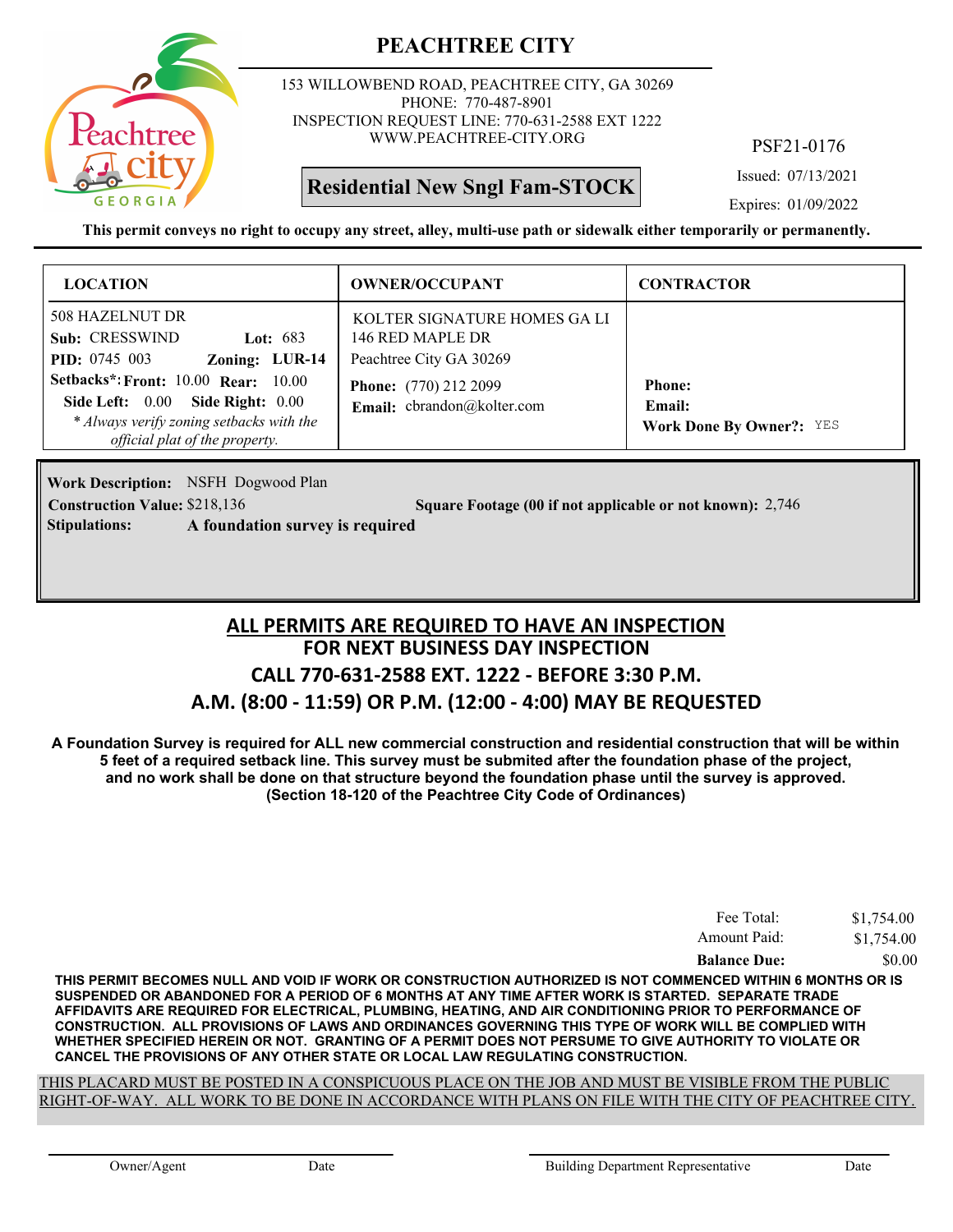# PEACHTREE CITY

153 WILLOWBEND ROAD, PEACHTREE CITY, GA 30269
PHONE: 770-487-8901
INSPECTION REQUEST LINE: 770-631-2588 EXT 1222
WWW.PEACHTREE-CITY.ORG

PSF21-0176

**Residential New Sngl Fam-STOCK**

Issued: 07/13/2021
Expires: 01/09/2022

**This permit conveys no right to occupy any street, alley, multi-use path or sidewalk either temporarily or permanently.**

| LOCATION | OWNER/OCCUPANT | CONTRACTOR |
|---|---|---|
| 508 HAZELNUT DR<br>**Sub:** CRESSWIND **Lot:** 683<br>**PID:** 0745 003 **Zoning:** LUR-14<br>**Setbacks*:** **Front:** 10.00 **Rear:** 10.00<br>**Side Left:** 0.00 **Side Right:** 0.00<br>*\* Always verify zoning setbacks with the official plat of the property.* | KOLTER SIGNATURE HOMES GA LI<br>146 RED MAPLE DR<br>Peachtree City GA 30269<br>**Phone:** (770) 212 2099<br>**Email:** cbrandon@kolter.com | **Phone:**<br>**Email:**<br>**Work Done By Owner?:** YES |

**Work Description:** NSFH Dogwood Plan
**Construction Value:** $218,136 **Square Footage (00 if not applicable or not known):** 2,746
**Stipulations:** **A foundation survey is required**

## ALL PERMITS ARE REQUIRED TO HAVE AN INSPECTION
## FOR NEXT BUSINESS DAY INSPECTION
## CALL 770-631-2588 EXT. 1222 - BEFORE 3:30 P.M.
## A.M. (8:00 - 11:59) OR P.M. (12:00 - 4:00) MAY BE REQUESTED

**A Foundation Survey is required for ALL new commercial construction and residential construction that will be within 5 feet of a required setback line. This survey must be submited after the foundation phase of the project, and no work shall be done on that structure beyond the foundation phase until the survey is approved. (Section 18-120 of the Peachtree City Code of Ordinances)**

| | |
|---|---|
| Fee Total: | $1,754.00 |
| Amount Paid: | $1,754.00 |
| **Balance Due:** | $0.00 |

**THIS PERMIT BECOMES NULL AND VOID IF WORK OR CONSTRUCTION AUTHORIZED IS NOT COMMENCED WITHIN 6 MONTHS OR IS SUSPENDED OR ABANDONED FOR A PERIOD OF 6 MONTHS AT ANY TIME AFTER WORK IS STARTED. SEPARATE TRADE AFFIDAVITS ARE REQUIRED FOR ELECTRICAL, PLUMBING, HEATING, AND AIR CONDITIONING PRIOR TO PERFORMANCE OF CONSTRUCTION. ALL PROVISIONS OF LAWS AND ORDINANCES GOVERNING THIS TYPE OF WORK WILL BE COMPLIED WITH WHETHER SPECIFIED HEREIN OR NOT. GRANTING OF A PERMIT DOES NOT PERSUME TO GIVE AUTHORITY TO VIOLATE OR CANCEL THE PROVISIONS OF ANY OTHER STATE OR LOCAL LAW REGULATING CONSTRUCTION.**

THIS PLACARD MUST BE POSTED IN A CONSPICUOUS PLACE ON THE JOB AND MUST BE VISIBLE FROM THE PUBLIC RIGHT-OF-WAY. ALL WORK TO BE DONE IN ACCORDANCE WITH PLANS ON FILE WITH THE CITY OF PEACHTREE CITY.

Owner/Agent    Date    Building Department Representative    Date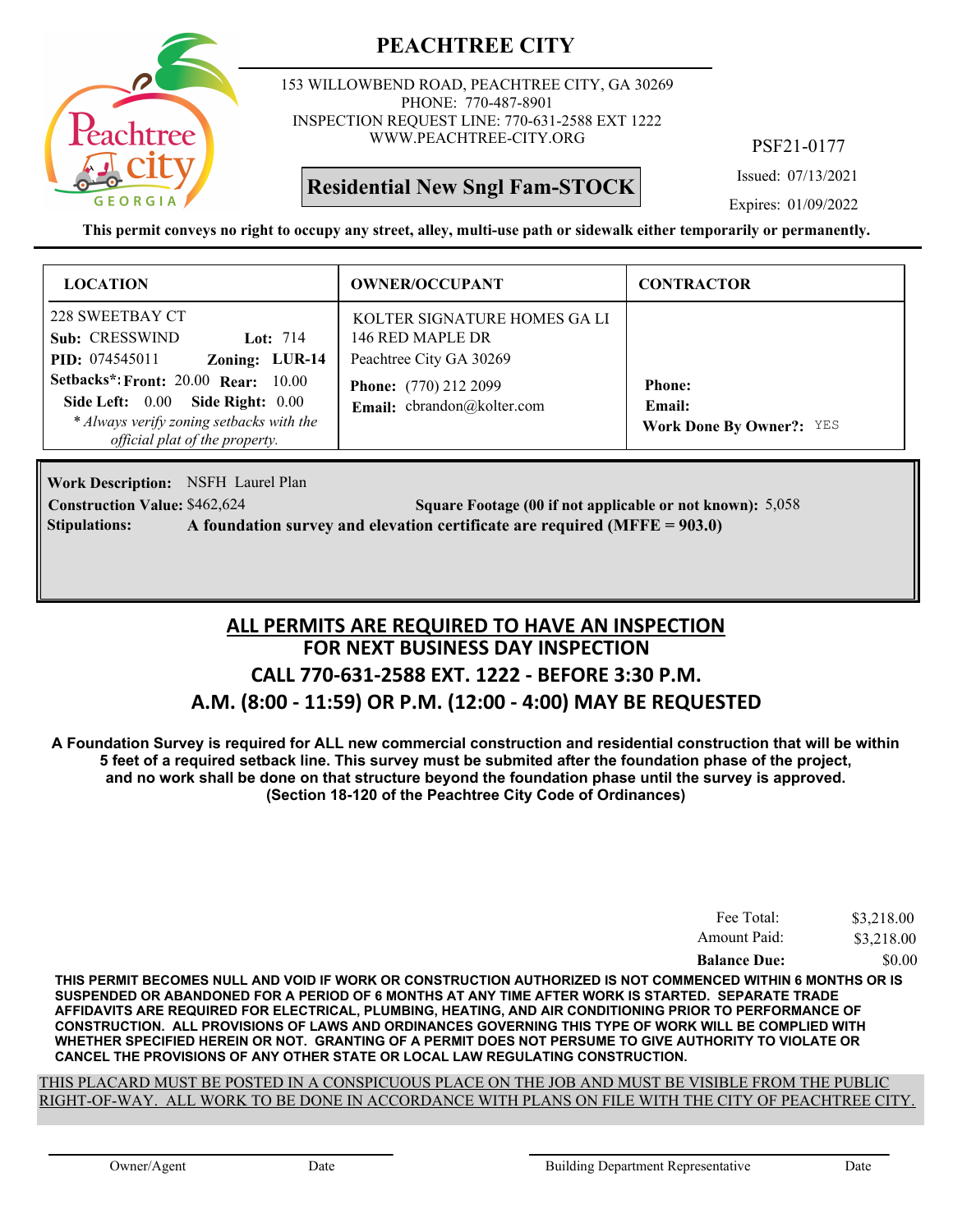# PEACHTREE CITY

153 WILLOWBEND ROAD, PEACHTREE CITY, GA 30269
PHONE: 770-487-8901
INSPECTION REQUEST LINE: 770-631-2588 EXT 1222
WWW.PEACHTREE-CITY.ORG

PSF21-0177

**Residential New Sngl Fam-STOCK**

Issued: 07/13/2021

Expires: 01/09/2022

**This permit conveys no right to occupy any street, alley, multi-use path or sidewalk either temporarily or permanently.**

| LOCATION | OWNER/OCCUPANT | CONTRACTOR |
|---|---|---|
| 228 SWEETBAY CT<br>**Sub:** CRESSWIND **Lot:** 714<br>**PID:** 074545011 **Zoning:** **LUR-14**<br>**Setbacks*:** **Front:** 20.00 **Rear:** 10.00<br>**Side Left:** 0.00 **Side Right:** 0.00<br>*\* Always verify zoning setbacks with the official plat of the property.* | KOLTER SIGNATURE HOMES GA LI<br>146 RED MAPLE DR<br>Peachtree City GA 30269<br>**Phone:** (770) 212 2099<br>**Email:** cbrandon@kolter.com | **Phone:**<br>**Email:**<br>**Work Done By Owner?:** YES |

**Work Description:** NSFH Laurel Plan

**Construction Value:** $462,624 **Square Footage (00 if not applicable or not known):** 5,058

**Stipulations:** **A foundation survey and elevation certificate are required (MFFE = 903.0)**

## ALL PERMITS ARE REQUIRED TO HAVE AN INSPECTION
## FOR NEXT BUSINESS DAY INSPECTION
## CALL 770-631-2588 EXT. 1222 - BEFORE 3:30 P.M.
## A.M. (8:00 - 11:59) OR P.M. (12:00 - 4:00) MAY BE REQUESTED

**A Foundation Survey is required for ALL new commercial construction and residential construction that will be within 5 feet of a required setback line. This survey must be submited after the foundation phase of the project, and no work shall be done on that structure beyond the foundation phase until the survey is approved. (Section 18-120 of the Peachtree City Code of Ordinances)**

| | |
|---|---|
| Fee Total: | $3,218.00 |
| Amount Paid: | $3,218.00 |
| **Balance Due:** | $0.00 |

**THIS PERMIT BECOMES NULL AND VOID IF WORK OR CONSTRUCTION AUTHORIZED IS NOT COMMENCED WITHIN 6 MONTHS OR IS SUSPENDED OR ABANDONED FOR A PERIOD OF 6 MONTHS AT ANY TIME AFTER WORK IS STARTED. SEPARATE TRADE AFFIDAVITS ARE REQUIRED FOR ELECTRICAL, PLUMBING, HEATING, AND AIR CONDITIONING PRIOR TO PERFORMANCE OF CONSTRUCTION. ALL PROVISIONS OF LAWS AND ORDINANCES GOVERNING THIS TYPE OF WORK WILL BE COMPLIED WITH WHETHER SPECIFIED HEREIN OR NOT. GRANTING OF A PERMIT DOES NOT PERSUME TO GIVE AUTHORITY TO VIOLATE OR CANCEL THE PROVISIONS OF ANY OTHER STATE OR LOCAL LAW REGULATING CONSTRUCTION.**

THIS PLACARD MUST BE POSTED IN A CONSPICUOUS PLACE ON THE JOB AND MUST BE VISIBLE FROM THE PUBLIC RIGHT-OF-WAY. ALL WORK TO BE DONE IN ACCORDANCE WITH PLANS ON FILE WITH THE CITY OF PEACHTREE CITY.

Owner/Agent Date Building Department Representative Date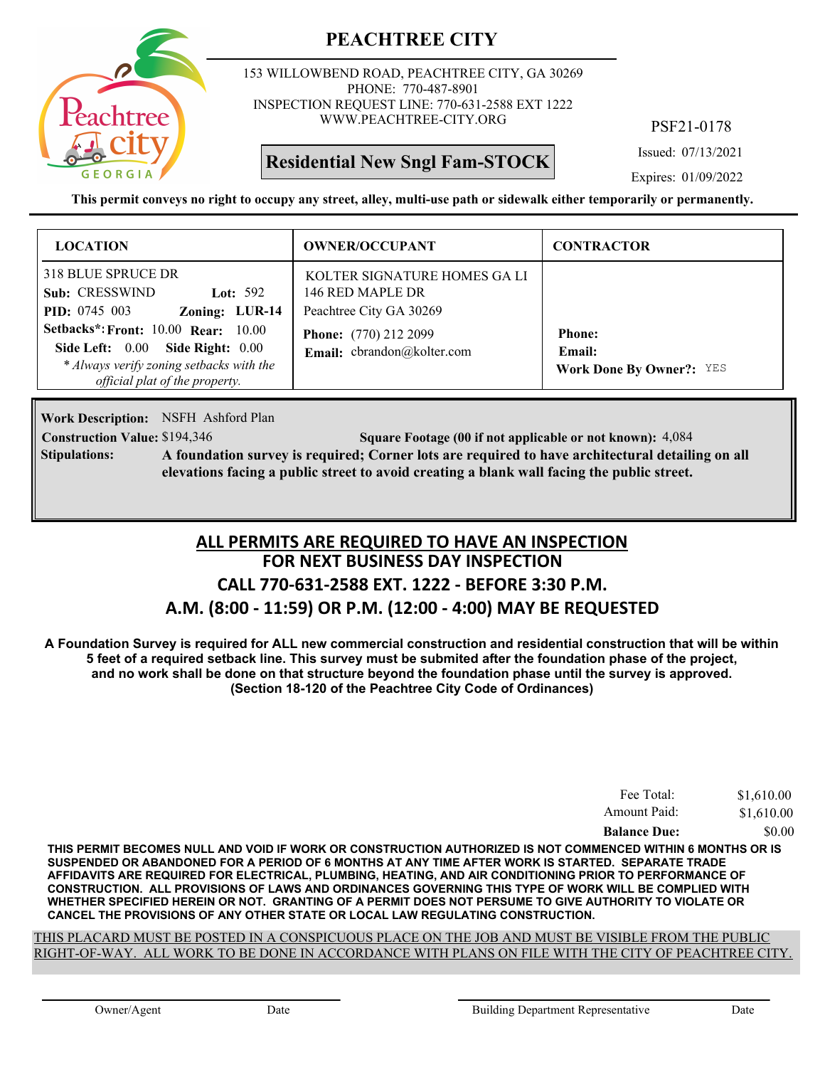# PEACHTREE CITY

153 WILLOWBEND ROAD, PEACHTREE CITY, GA 30269
PHONE: 770-487-8901
INSPECTION REQUEST LINE: 770-631-2588 EXT 1222
WWW.PEACHTREE-CITY.ORG

PSF21-0178

**Residential New Sngl Fam-STOCK**

Issued: 07/13/2021

Expires: 01/09/2022

**This permit conveys no right to occupy any street, alley, multi-use path or sidewalk either temporarily or permanently.**

| LOCATION | OWNER/OCCUPANT | CONTRACTOR |
|---|---|---|
| 318 BLUE SPRUCE DR<br>**Sub:** CRESSWIND **Lot:** 592<br>**PID:** 0745 003 **Zoning:** **LUR-14**<br>**Setbacks*: Front:** 10.00 **Rear:** 10.00<br>**Side Left:** 0.00 **Side Right:** 0.00<br>*\* Always verify zoning setbacks with the official plat of the property.* | KOLTER SIGNATURE HOMES GA LI<br>146 RED MAPLE DR<br>Peachtree City GA 30269<br>**Phone:** (770) 212 2099<br>**Email:** cbrandon@kolter.com | **Phone:**<br>**Email:**<br>**Work Done By Owner?:** YES |

**Work Description:** NSFH Ashford Plan

**Construction Value:** $194,346 **Square Footage (00 if not applicable or not known):** 4,084

**Stipulations:** **A foundation survey is required; Corner lots are required to have architectural detailing on all elevations facing a public street to avoid creating a blank wall facing the public street.**

## ALL PERMITS ARE REQUIRED TO HAVE AN INSPECTION
## FOR NEXT BUSINESS DAY INSPECTION
## CALL 770-631-2588 EXT. 1222 - BEFORE 3:30 P.M.
## A.M. (8:00 - 11:59) OR P.M. (12:00 - 4:00) MAY BE REQUESTED

**A Foundation Survey is required for ALL new commercial construction and residential construction that will be within 5 feet of a required setback line. This survey must be submited after the foundation phase of the project, and no work shall be done on that structure beyond the foundation phase until the survey is approved. (Section 18-120 of the Peachtree City Code of Ordinances)**

| | |
|---|---|
| Fee Total: | $1,610.00 |
| Amount Paid: | $1,610.00 |
| **Balance Due:** | $0.00 |

**THIS PERMIT BECOMES NULL AND VOID IF WORK OR CONSTRUCTION AUTHORIZED IS NOT COMMENCED WITHIN 6 MONTHS OR IS SUSPENDED OR ABANDONED FOR A PERIOD OF 6 MONTHS AT ANY TIME AFTER WORK IS STARTED. SEPARATE TRADE AFFIDAVITS ARE REQUIRED FOR ELECTRICAL, PLUMBING, HEATING, AND AIR CONDITIONING PRIOR TO PERFORMANCE OF CONSTRUCTION. ALL PROVISIONS OF LAWS AND ORDINANCES GOVERNING THIS TYPE OF WORK WILL BE COMPLIED WITH WHETHER SPECIFIED HEREIN OR NOT. GRANTING OF A PERMIT DOES NOT PERSUME TO GIVE AUTHORITY TO VIOLATE OR CANCEL THE PROVISIONS OF ANY OTHER STATE OR LOCAL LAW REGULATING CONSTRUCTION.**

THIS PLACARD MUST BE POSTED IN A CONSPICUOUS PLACE ON THE JOB AND MUST BE VISIBLE FROM THE PUBLIC RIGHT-OF-WAY. ALL WORK TO BE DONE IN ACCORDANCE WITH PLANS ON FILE WITH THE CITY OF PEACHTREE CITY.

Owner/Agent Date Building Department Representative Date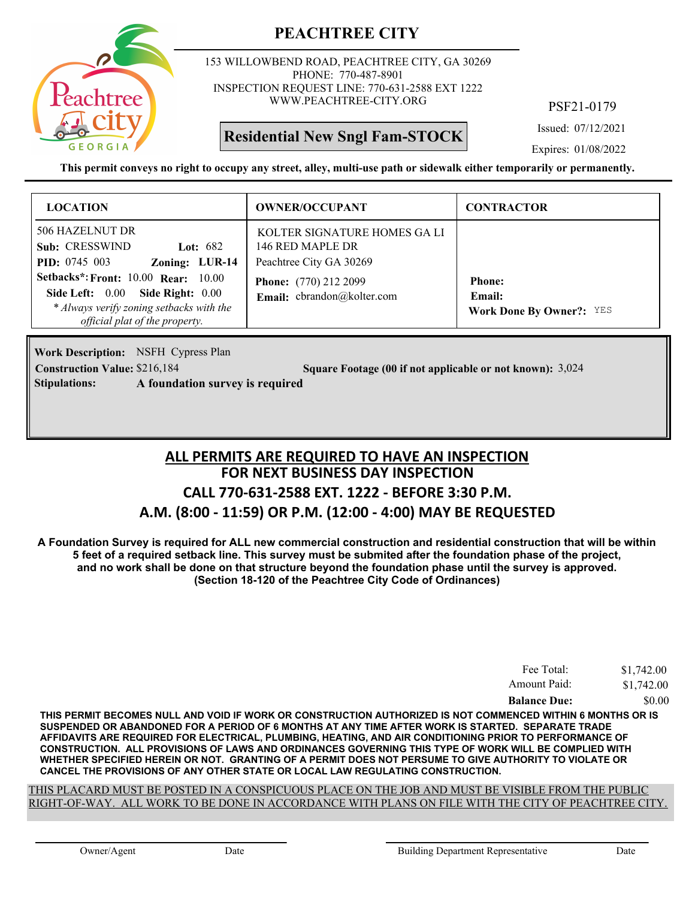# PEACHTREE CITY

153 WILLOWBEND ROAD, PEACHTREE CITY, GA 30269
PHONE: 770-487-8901
INSPECTION REQUEST LINE: 770-631-2588 EXT 1222
WWW.PEACHTREE-CITY.ORG

PSF21-0179

**Residential New Sngl Fam-STOCK**

Issued: 07/12/2021
Expires: 01/08/2022

**This permit conveys no right to occupy any street, alley, multi-use path or sidewalk either temporarily or permanently.**

| LOCATION | OWNER/OCCUPANT | CONTRACTOR |
|---|---|---|
| 506 HAZELNUT DR<br>**Sub:** CRESSWIND **Lot:** 682<br>**PID:** 0745 003 **Zoning:** LUR-14<br>**Setbacks\*: Front:** 10.00 **Rear:** 10.00<br>**Side Left:** 0.00 **Side Right:** 0.00<br>*\* Always verify zoning setbacks with the official plat of the property.* | KOLTER SIGNATURE HOMES GA LI<br>146 RED MAPLE DR<br>Peachtree City GA 30269<br>**Phone:** (770) 212 2099<br>**Email:** cbrandon@kolter.com | **Phone:**<br>**Email:**<br>**Work Done By Owner?:** YES |

**Work Description:** NSFH Cypress Plan
**Construction Value:** $216,184 **Square Footage (00 if not applicable or not known):** 3,024
**Stipulations:** **A foundation survey is required**

## ALL PERMITS ARE REQUIRED TO HAVE AN INSPECTION
## FOR NEXT BUSINESS DAY INSPECTION
## CALL 770-631-2588 EXT. 1222 - BEFORE 3:30 P.M.
## A.M. (8:00 - 11:59) OR P.M. (12:00 - 4:00) MAY BE REQUESTED

**A Foundation Survey is required for ALL new commercial construction and residential construction that will be within 5 feet of a required setback line. This survey must be submited after the foundation phase of the project, and no work shall be done on that structure beyond the foundation phase until the survey is approved. (Section 18-120 of the Peachtree City Code of Ordinances)**

| | |
|---|---|
| Fee Total: | $1,742.00 |
| Amount Paid: | $1,742.00 |
| **Balance Due:** | $0.00 |

**THIS PERMIT BECOMES NULL AND VOID IF WORK OR CONSTRUCTION AUTHORIZED IS NOT COMMENCED WITHIN 6 MONTHS OR IS SUSPENDED OR ABANDONED FOR A PERIOD OF 6 MONTHS AT ANY TIME AFTER WORK IS STARTED. SEPARATE TRADE AFFIDAVITS ARE REQUIRED FOR ELECTRICAL, PLUMBING, HEATING, AND AIR CONDITIONING PRIOR TO PERFORMANCE OF CONSTRUCTION. ALL PROVISIONS OF LAWS AND ORDINANCES GOVERNING THIS TYPE OF WORK WILL BE COMPLIED WITH WHETHER SPECIFIED HEREIN OR NOT. GRANTING OF A PERMIT DOES NOT PERSUME TO GIVE AUTHORITY TO VIOLATE OR CANCEL THE PROVISIONS OF ANY OTHER STATE OR LOCAL LAW REGULATING CONSTRUCTION.**

THIS PLACARD MUST BE POSTED IN A CONSPICUOUS PLACE ON THE JOB AND MUST BE VISIBLE FROM THE PUBLIC RIGHT-OF-WAY. ALL WORK TO BE DONE IN ACCORDANCE WITH PLANS ON FILE WITH THE CITY OF PEACHTREE CITY.

Owner/Agent Date Building Department Representative Date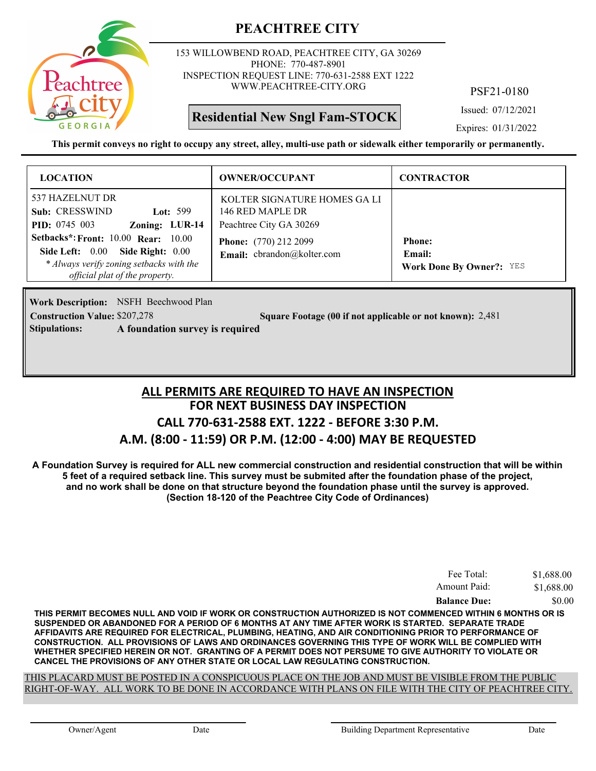# PEACHTREE CITY

153 WILLOWBEND ROAD, PEACHTREE CITY, GA 30269
PHONE: 770-487-8901
INSPECTION REQUEST LINE: 770-631-2588 EXT 1222
WWW.PEACHTREE-CITY.ORG

PSF21-0180

**Residential New Sngl Fam-STOCK**

Issued: 07/12/2021
Expires: 01/31/2022

**This permit conveys no right to occupy any street, alley, multi-use path or sidewalk either temporarily or permanently.**

| LOCATION | OWNER/OCCUPANT | CONTRACTOR |
|---|---|---|
| 537 HAZELNUT DR<br>**Sub:** CRESSWIND **Lot:** 599<br>**PID:** 0745 003 **Zoning:** **LUR-14**<br>**Setbacks*: Front:** 10.00 **Rear:** 10.00<br>**Side Left:** 0.00 **Side Right:** 0.00<br>*\* Always verify zoning setbacks with the official plat of the property.* | KOLTER SIGNATURE HOMES GA LI<br>146 RED MAPLE DR<br>Peachtree City GA 30269<br>**Phone:** (770) 212 2099<br>**Email:** cbrandon@kolter.com | **Phone:**<br>**Email:**<br>**Work Done By Owner?:** YES |

**Work Description:** NSFH Beechwood Plan
**Construction Value:** $207,278 **Square Footage (00 if not applicable or not known):** 2,481
**Stipulations:** **A foundation survey is required**

## ALL PERMITS ARE REQUIRED TO HAVE AN INSPECTION
## FOR NEXT BUSINESS DAY INSPECTION
## CALL 770-631-2588 EXT. 1222 - BEFORE 3:30 P.M.
## A.M. (8:00 - 11:59) OR P.M. (12:00 - 4:00) MAY BE REQUESTED

**A Foundation Survey is required for ALL new commercial construction and residential construction that will be within 5 feet of a required setback line. This survey must be submited after the foundation phase of the project, and no work shall be done on that structure beyond the foundation phase until the survey is approved. (Section 18-120 of the Peachtree City Code of Ordinances)**

| | |
|---|---|
| Fee Total: | $1,688.00 |
| Amount Paid: | $1,688.00 |
| **Balance Due:** | $0.00 |

**THIS PERMIT BECOMES NULL AND VOID IF WORK OR CONSTRUCTION AUTHORIZED IS NOT COMMENCED WITHIN 6 MONTHS OR IS SUSPENDED OR ABANDONED FOR A PERIOD OF 6 MONTHS AT ANY TIME AFTER WORK IS STARTED. SEPARATE TRADE AFFIDAVITS ARE REQUIRED FOR ELECTRICAL, PLUMBING, HEATING, AND AIR CONDITIONING PRIOR TO PERFORMANCE OF CONSTRUCTION. ALL PROVISIONS OF LAWS AND ORDINANCES GOVERNING THIS TYPE OF WORK WILL BE COMPLIED WITH WHETHER SPECIFIED HEREIN OR NOT. GRANTING OF A PERMIT DOES NOT PERSUME TO GIVE AUTHORITY TO VIOLATE OR CANCEL THE PROVISIONS OF ANY OTHER STATE OR LOCAL LAW REGULATING CONSTRUCTION.**

THIS PLACARD MUST BE POSTED IN A CONSPICUOUS PLACE ON THE JOB AND MUST BE VISIBLE FROM THE PUBLIC RIGHT-OF-WAY. ALL WORK TO BE DONE IN ACCORDANCE WITH PLANS ON FILE WITH THE CITY OF PEACHTREE CITY.

Owner/Agent Date Building Department Representative Date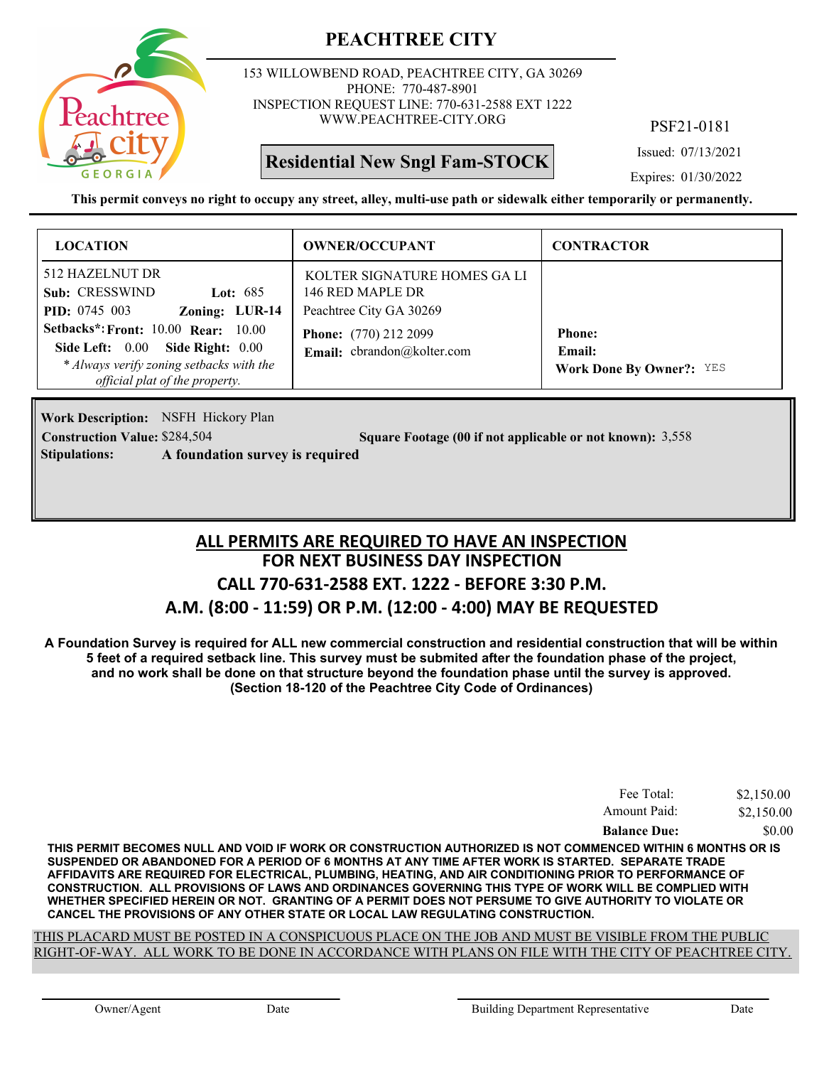# PEACHTREE CITY

153 WILLOWBEND ROAD, PEACHTREE CITY, GA 30269
PHONE: 770-487-8901
INSPECTION REQUEST LINE: 770-631-2588 EXT 1222
WWW.PEACHTREE-CITY.ORG

PSF21-0181

**Residential New Sngl Fam-STOCK**

Issued: 07/13/2021

Expires: 01/30/2022

**This permit conveys no right to occupy any street, alley, multi-use path or sidewalk either temporarily or permanently.**

| LOCATION | OWNER/OCCUPANT | CONTRACTOR |
|---|---|---|
| 512 HAZELNUT DR<br>**Sub:** CRESSWIND **Lot:** 685<br>**PID:** 0745 003 **Zoning:** **LUR-14**<br>**Setbacks\*: Front:** 10.00 **Rear:** 10.00<br>**Side Left:** 0.00 **Side Right:** 0.00<br>*\* Always verify zoning setbacks with the official plat of the property.* | KOLTER SIGNATURE HOMES GA LI<br>146 RED MAPLE DR<br>Peachtree City GA 30269<br>**Phone:** (770) 212 2099<br>**Email:** cbrandon@kolter.com | **Phone:**<br>**Email:**<br>**Work Done By Owner?:** YES |

**Work Description:** NSFH Hickory Plan

**Construction Value:** $284,504 **Square Footage (00 if not applicable or not known):** 3,558

**Stipulations:** **A foundation survey is required**

## ALL PERMITS ARE REQUIRED TO HAVE AN INSPECTION
## FOR NEXT BUSINESS DAY INSPECTION
## CALL 770-631-2588 EXT. 1222 - BEFORE 3:30 P.M.
## A.M. (8:00 - 11:59) OR P.M. (12:00 - 4:00) MAY BE REQUESTED

**A Foundation Survey is required for ALL new commercial construction and residential construction that will be within 5 feet of a required setback line. This survey must be submited after the foundation phase of the project, and no work shall be done on that structure beyond the foundation phase until the survey is approved. (Section 18-120 of the Peachtree City Code of Ordinances)**

| | |
|---|---|
| Fee Total: | $2,150.00 |
| Amount Paid: | $2,150.00 |
| **Balance Due:** | $0.00 |

**THIS PERMIT BECOMES NULL AND VOID IF WORK OR CONSTRUCTION AUTHORIZED IS NOT COMMENCED WITHIN 6 MONTHS OR IS SUSPENDED OR ABANDONED FOR A PERIOD OF 6 MONTHS AT ANY TIME AFTER WORK IS STARTED. SEPARATE TRADE AFFIDAVITS ARE REQUIRED FOR ELECTRICAL, PLUMBING, HEATING, AND AIR CONDITIONING PRIOR TO PERFORMANCE OF CONSTRUCTION. ALL PROVISIONS OF LAWS AND ORDINANCES GOVERNING THIS TYPE OF WORK WILL BE COMPLIED WITH WHETHER SPECIFIED HEREIN OR NOT. GRANTING OF A PERMIT DOES NOT PERSUME TO GIVE AUTHORITY TO VIOLATE OR CANCEL THE PROVISIONS OF ANY OTHER STATE OR LOCAL LAW REGULATING CONSTRUCTION.**

THIS PLACARD MUST BE POSTED IN A CONSPICUOUS PLACE ON THE JOB AND MUST BE VISIBLE FROM THE PUBLIC RIGHT-OF-WAY. ALL WORK TO BE DONE IN ACCORDANCE WITH PLANS ON FILE WITH THE CITY OF PEACHTREE CITY.

Owner/Agent Date Building Department Representative Date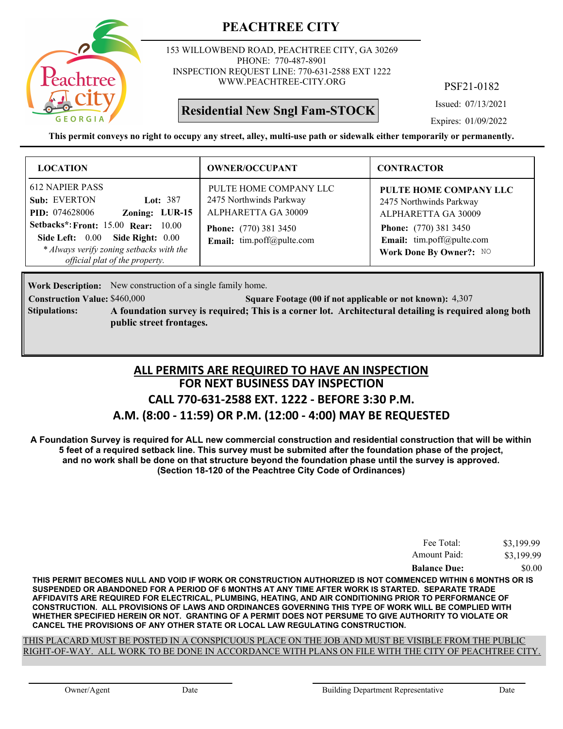# PEACHTREE CITY

153 WILLOWBEND ROAD, PEACHTREE CITY, GA 30269
PHONE: 770-487-8901
INSPECTION REQUEST LINE: 770-631-2588 EXT 1222
WWW.PEACHTREE-CITY.ORG

PSF21-0182

**Residential New Sngl Fam-STOCK**

Issued: 07/13/2021
Expires: 01/09/2022

**This permit conveys no right to occupy any street, alley, multi-use path or sidewalk either temporarily or permanently.**

| LOCATION | OWNER/OCCUPANT | CONTRACTOR |
|---|---|---|
| 612 NAPIER PASS<br>**Sub:** EVERTON **Lot:** 387<br>**PID:** 074628006 **Zoning:** LUR-15<br>**Setbacks\*: Front:** 15.00 **Rear:** 10.00<br>**Side Left:** 0.00 **Side Right:** 0.00<br>*\* Always verify zoning setbacks with the official plat of the property.* | PULTE HOME COMPANY LLC<br>2475 Northwinds Parkway<br>ALPHARETTA GA 30009<br>**Phone:** (770) 381 3450<br>**Email:** tim.poff@pulte.com | **PULTE HOME COMPANY LLC**<br>2475 Northwinds Parkway<br>ALPHARETTA GA 30009<br>**Phone:** (770) 381 3450<br>**Email:** tim.poff@pulte.com<br>**Work Done By Owner?:** NO |

**Work Description:** New construction of a single family home.

**Construction Value:** $460,000 **Square Footage (00 if not applicable or not known):** 4,307

**Stipulations:** **A foundation survey is required; This is a corner lot. Architectural detailing is required along both public street frontages.**

## ALL PERMITS ARE REQUIRED TO HAVE AN INSPECTION
## FOR NEXT BUSINESS DAY INSPECTION
## CALL 770-631-2588 EXT. 1222 - BEFORE 3:30 P.M.
## A.M. (8:00 - 11:59) OR P.M. (12:00 - 4:00) MAY BE REQUESTED

**A Foundation Survey is required for ALL new commercial construction and residential construction that will be within 5 feet of a required setback line. This survey must be submited after the foundation phase of the project, and no work shall be done on that structure beyond the foundation phase until the survey is approved. (Section 18-120 of the Peachtree City Code of Ordinances)**

| | |
|---|---|
| Fee Total: | $3,199.99 |
| Amount Paid: | $3,199.99 |
| **Balance Due:** | $0.00 |

**THIS PERMIT BECOMES NULL AND VOID IF WORK OR CONSTRUCTION AUTHORIZED IS NOT COMMENCED WITHIN 6 MONTHS OR IS SUSPENDED OR ABANDONED FOR A PERIOD OF 6 MONTHS AT ANY TIME AFTER WORK IS STARTED. SEPARATE TRADE AFFIDAVITS ARE REQUIRED FOR ELECTRICAL, PLUMBING, HEATING, AND AIR CONDITIONING PRIOR TO PERFORMANCE OF CONSTRUCTION. ALL PROVISIONS OF LAWS AND ORDINANCES GOVERNING THIS TYPE OF WORK WILL BE COMPLIED WITH WHETHER SPECIFIED HEREIN OR NOT. GRANTING OF A PERMIT DOES NOT PERSUME TO GIVE AUTHORITY TO VIOLATE OR CANCEL THE PROVISIONS OF ANY OTHER STATE OR LOCAL LAW REGULATING CONSTRUCTION.**

THIS PLACARD MUST BE POSTED IN A CONSPICUOUS PLACE ON THE JOB AND MUST BE VISIBLE FROM THE PUBLIC RIGHT-OF-WAY. ALL WORK TO BE DONE IN ACCORDANCE WITH PLANS ON FILE WITH THE CITY OF PEACHTREE CITY.

Owner/Agent Date Building Department Representative Date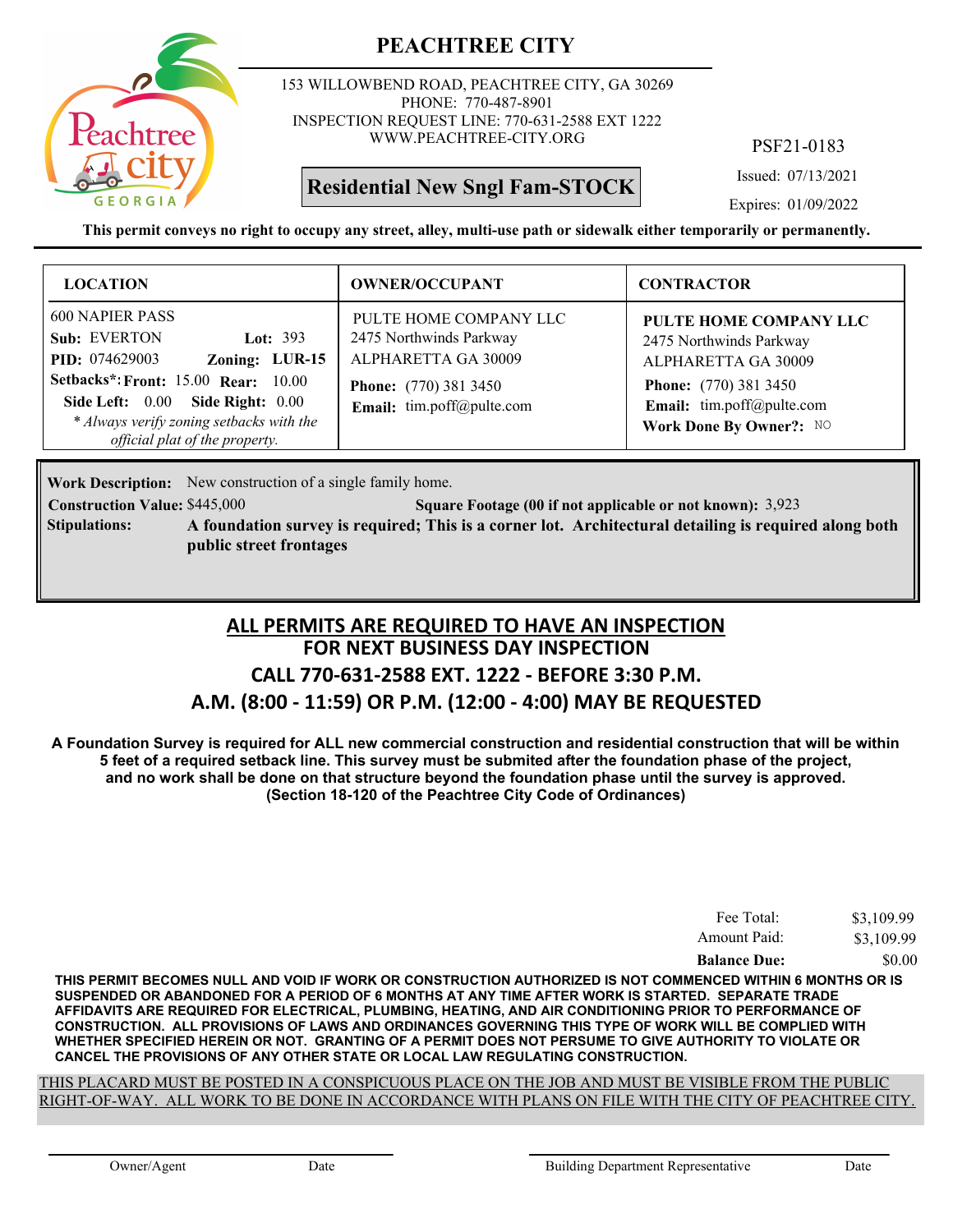# PEACHTREE CITY

153 WILLOWBEND ROAD, PEACHTREE CITY, GA 30269
PHONE: 770-487-8901
INSPECTION REQUEST LINE: 770-631-2588 EXT 1222
WWW.PEACHTREE-CITY.ORG

PSF21-0183

**Residential New Sngl Fam-STOCK**

Issued: 07/13/2021

Expires: 01/09/2022

**This permit conveys no right to occupy any street, alley, multi-use path or sidewalk either temporarily or permanently.**

| LOCATION | OWNER/OCCUPANT | CONTRACTOR |
|---|---|---|
| 600 NAPIER PASS<br>**Sub:** EVERTON **Lot:** 393<br>**PID:** 074629003 **Zoning:** LUR-15<br>**Setbacks\*: Front:** 15.00 **Rear:** 10.00<br>**Side Left:** 0.00 **Side Right:** 0.00<br>*\* Always verify zoning setbacks with the official plat of the property.* | PULTE HOME COMPANY LLC<br>2475 Northwinds Parkway<br>ALPHARETTA GA 30009<br>**Phone:** (770) 381 3450<br>**Email:** tim.poff@pulte.com | **PULTE HOME COMPANY LLC**<br>2475 Northwinds Parkway<br>ALPHARETTA GA 30009<br>**Phone:** (770) 381 3450<br>**Email:** tim.poff@pulte.com<br>**Work Done By Owner?:** NO |

**Work Description:** New construction of a single family home.

**Construction Value:** $445,000 **Square Footage (00 if not applicable or not known):** 3,923

**Stipulations:** **A foundation survey is required; This is a corner lot. Architectural detailing is required along both public street frontages**

## ALL PERMITS ARE REQUIRED TO HAVE AN INSPECTION
## FOR NEXT BUSINESS DAY INSPECTION
## CALL 770-631-2588 EXT. 1222 - BEFORE 3:30 P.M.
## A.M. (8:00 - 11:59) OR P.M. (12:00 - 4:00) MAY BE REQUESTED

**A Foundation Survey is required for ALL new commercial construction and residential construction that will be within 5 feet of a required setback line. This survey must be submited after the foundation phase of the project, and no work shall be done on that structure beyond the foundation phase until the survey is approved. (Section 18-120 of the Peachtree City Code of Ordinances)**

| | |
|---|---|
| Fee Total: | $3,109.99 |
| Amount Paid: | $3,109.99 |
| **Balance Due:** | $0.00 |

**THIS PERMIT BECOMES NULL AND VOID IF WORK OR CONSTRUCTION AUTHORIZED IS NOT COMMENCED WITHIN 6 MONTHS OR IS SUSPENDED OR ABANDONED FOR A PERIOD OF 6 MONTHS AT ANY TIME AFTER WORK IS STARTED. SEPARATE TRADE AFFIDAVITS ARE REQUIRED FOR ELECTRICAL, PLUMBING, HEATING, AND AIR CONDITIONING PRIOR TO PERFORMANCE OF CONSTRUCTION. ALL PROVISIONS OF LAWS AND ORDINANCES GOVERNING THIS TYPE OF WORK WILL BE COMPLIED WITH WHETHER SPECIFIED HEREIN OR NOT. GRANTING OF A PERMIT DOES NOT PERSUME TO GIVE AUTHORITY TO VIOLATE OR CANCEL THE PROVISIONS OF ANY OTHER STATE OR LOCAL LAW REGULATING CONSTRUCTION.**

THIS PLACARD MUST BE POSTED IN A CONSPICUOUS PLACE ON THE JOB AND MUST BE VISIBLE FROM THE PUBLIC RIGHT-OF-WAY. ALL WORK TO BE DONE IN ACCORDANCE WITH PLANS ON FILE WITH THE CITY OF PEACHTREE CITY.

Owner/Agent Date Building Department Representative Date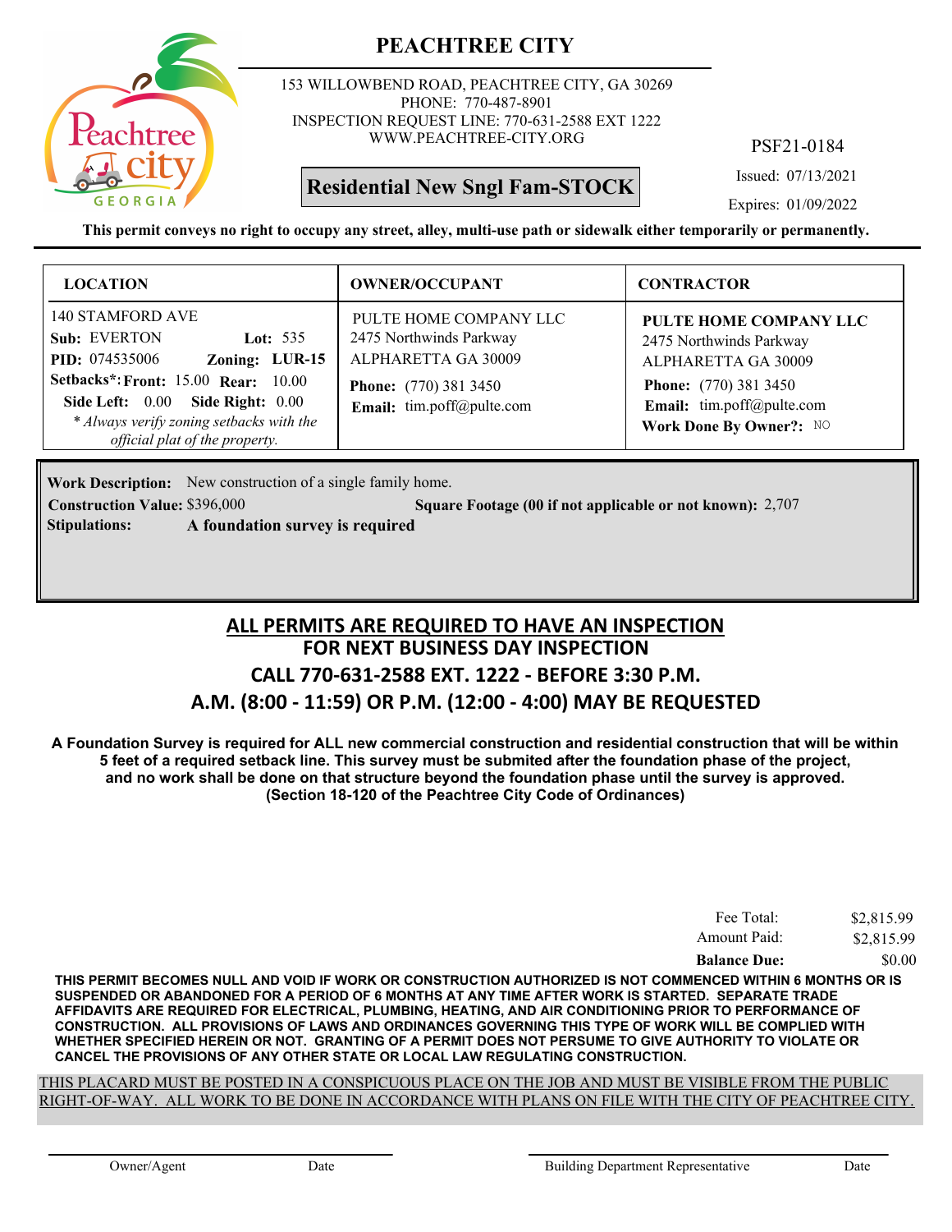# PEACHTREE CITY

153 WILLOWBEND ROAD, PEACHTREE CITY, GA 30269
PHONE: 770-487-8901
INSPECTION REQUEST LINE: 770-631-2588 EXT 1222
WWW.PEACHTREE-CITY.ORG

PSF21-0184

**Residential New Sngl Fam-STOCK**

Issued: 07/13/2021

Expires: 01/09/2022

**This permit conveys no right to occupy any street, alley, multi-use path or sidewalk either temporarily or permanently.**

| LOCATION | OWNER/OCCUPANT | CONTRACTOR |
|---|---|---|
| 140 STAMFORD AVE<br>**Sub:** EVERTON **Lot:** 535<br>**PID:** 074535006 **Zoning:** **LUR-15**<br>**Setbacks\*: Front:** 15.00 **Rear:** 10.00<br>**Side Left:** 0.00 **Side Right:** 0.00<br>*\* Always verify zoning setbacks with the official plat of the property.* | PULTE HOME COMPANY LLC<br>2475 Northwinds Parkway<br>ALPHARETTA GA 30009<br>**Phone:** (770) 381 3450<br>**Email:** tim.poff@pulte.com | **PULTE HOME COMPANY LLC**<br>2475 Northwinds Parkway<br>ALPHARETTA GA 30009<br>**Phone:** (770) 381 3450<br>**Email:** tim.poff@pulte.com<br>**Work Done By Owner?:** NO |

**Work Description:** New construction of a single family home.

**Construction Value:** $396,000 **Square Footage (00 if not applicable or not known):** 2,707

**Stipulations:** **A foundation survey is required**

## ALL PERMITS ARE REQUIRED TO HAVE AN INSPECTION
## FOR NEXT BUSINESS DAY INSPECTION
## CALL 770-631-2588 EXT. 1222 - BEFORE 3:30 P.M.
## A.M. (8:00 - 11:59) OR P.M. (12:00 - 4:00) MAY BE REQUESTED

**A Foundation Survey is required for ALL new commercial construction and residential construction that will be within 5 feet of a required setback line. This survey must be submited after the foundation phase of the project, and no work shall be done on that structure beyond the foundation phase until the survey is approved. (Section 18-120 of the Peachtree City Code of Ordinances)**

| | |
|---|---|
| Fee Total: | $2,815.99 |
| Amount Paid: | $2,815.99 |
| **Balance Due:** | $0.00 |

**THIS PERMIT BECOMES NULL AND VOID IF WORK OR CONSTRUCTION AUTHORIZED IS NOT COMMENCED WITHIN 6 MONTHS OR IS SUSPENDED OR ABANDONED FOR A PERIOD OF 6 MONTHS AT ANY TIME AFTER WORK IS STARTED. SEPARATE TRADE AFFIDAVITS ARE REQUIRED FOR ELECTRICAL, PLUMBING, HEATING, AND AIR CONDITIONING PRIOR TO PERFORMANCE OF CONSTRUCTION. ALL PROVISIONS OF LAWS AND ORDINANCES GOVERNING THIS TYPE OF WORK WILL BE COMPLIED WITH WHETHER SPECIFIED HEREIN OR NOT. GRANTING OF A PERMIT DOES NOT PERSUME TO GIVE AUTHORITY TO VIOLATE OR CANCEL THE PROVISIONS OF ANY OTHER STATE OR LOCAL LAW REGULATING CONSTRUCTION.**

THIS PLACARD MUST BE POSTED IN A CONSPICUOUS PLACE ON THE JOB AND MUST BE VISIBLE FROM THE PUBLIC RIGHT-OF-WAY. ALL WORK TO BE DONE IN ACCORDANCE WITH PLANS ON FILE WITH THE CITY OF PEACHTREE CITY.

Owner/Agent Date Building Department Representative Date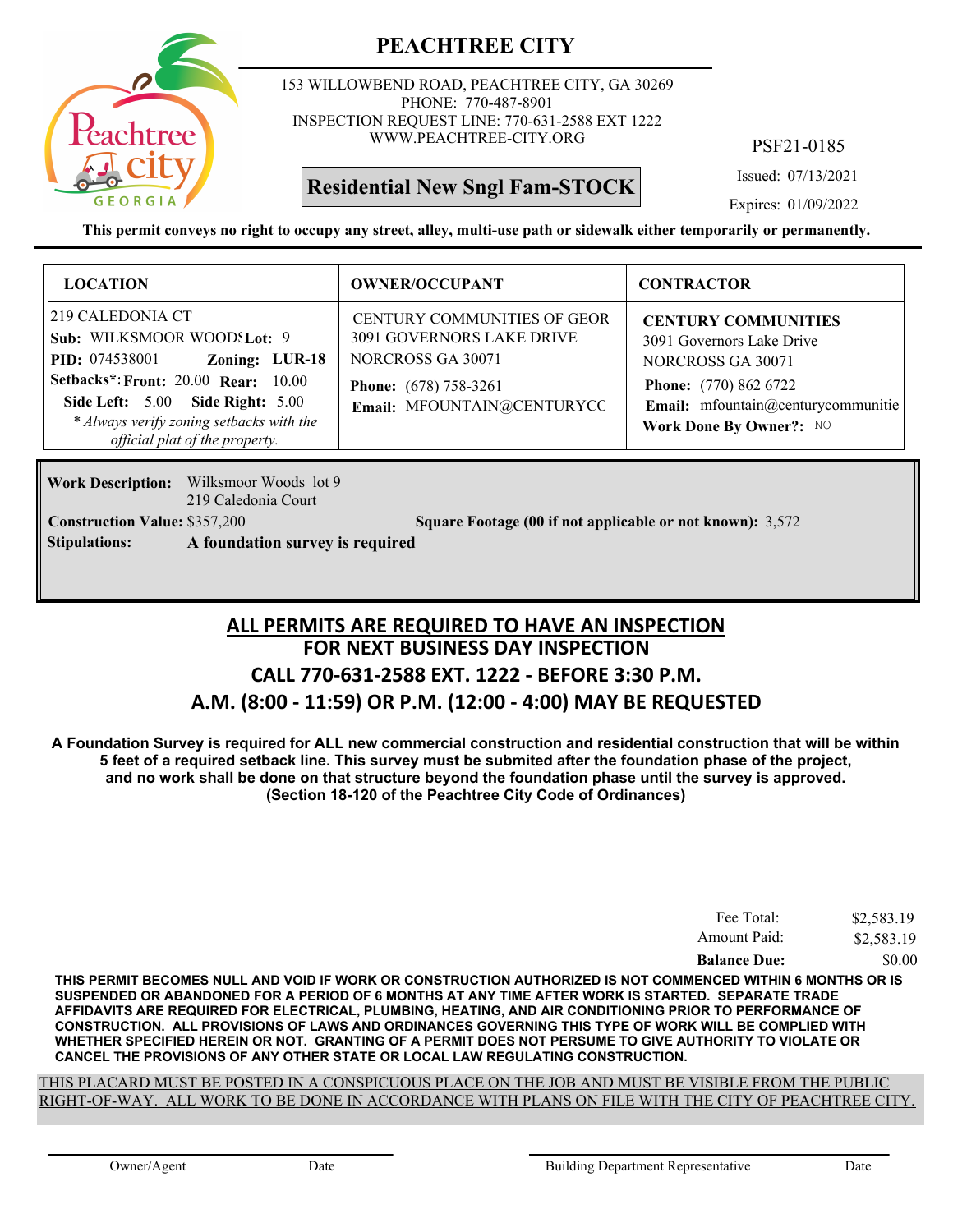# PEACHTREE CITY

153 WILLOWBEND ROAD, PEACHTREE CITY, GA 30269
PHONE: 770-487-8901
INSPECTION REQUEST LINE: 770-631-2588 EXT 1222
WWW.PEACHTREE-CITY.ORG

PSF21-0185

**Residential New Sngl Fam-STOCK**

Issued: 07/13/2021
Expires: 01/09/2022

**This permit conveys no right to occupy any street, alley, multi-use path or sidewalk either temporarily or permanently.**

| LOCATION | OWNER/OCCUPANT | CONTRACTOR |
|---|---|---|
| 219 CALEDONIA CT<br>**Sub:** WILKSMOOR WOODS **Lot:** 9<br>**PID:** 074538001 **Zoning:** **LUR-18**<br>**Setbacks*:** **Front:** 20.00 **Rear:** 10.00<br>**Side Left:** 5.00 **Side Right:** 5.00<br>*\* Always verify zoning setbacks with the official plat of the property.* | CENTURY COMMUNITIES OF GEOR<br>3091 GOVERNORS LAKE DRIVE<br>NORCROSS GA 30071<br>**Phone:** (678) 758-3261<br>**Email:** MFOUNTAIN@CENTURYCC | **CENTURY COMMUNITIES**<br>3091 Governors Lake Drive<br>NORCROSS GA 30071<br>**Phone:** (770) 862 6722<br>**Email:** mfountain@centurycommunitie<br>**Work Done By Owner?:** NO |

**Work Description:** Wilksmoor Woods lot 9
219 Caledonia Court

**Construction Value:** $357,200 **Square Footage (00 if not applicable or not known):** 3,572

**Stipulations:** **A foundation survey is required**

## ALL PERMITS ARE REQUIRED TO HAVE AN INSPECTION
## FOR NEXT BUSINESS DAY INSPECTION
## CALL 770-631-2588 EXT. 1222 - BEFORE 3:30 P.M.
## A.M. (8:00 - 11:59) OR P.M. (12:00 - 4:00) MAY BE REQUESTED

**A Foundation Survey is required for ALL new commercial construction and residential construction that will be within 5 feet of a required setback line. This survey must be submited after the foundation phase of the project, and no work shall be done on that structure beyond the foundation phase until the survey is approved. (Section 18-120 of the Peachtree City Code of Ordinances)**

| | |
|---|---|
| Fee Total: | $2,583.19 |
| Amount Paid: | $2,583.19 |
| **Balance Due:** | $0.00 |

**THIS PERMIT BECOMES NULL AND VOID IF WORK OR CONSTRUCTION AUTHORIZED IS NOT COMMENCED WITHIN 6 MONTHS OR IS SUSPENDED OR ABANDONED FOR A PERIOD OF 6 MONTHS AT ANY TIME AFTER WORK IS STARTED. SEPARATE TRADE AFFIDAVITS ARE REQUIRED FOR ELECTRICAL, PLUMBING, HEATING, AND AIR CONDITIONING PRIOR TO PERFORMANCE OF CONSTRUCTION. ALL PROVISIONS OF LAWS AND ORDINANCES GOVERNING THIS TYPE OF WORK WILL BE COMPLIED WITH WHETHER SPECIFIED HEREIN OR NOT. GRANTING OF A PERMIT DOES NOT PERSUME TO GIVE AUTHORITY TO VIOLATE OR CANCEL THE PROVISIONS OF ANY OTHER STATE OR LOCAL LAW REGULATING CONSTRUCTION.**

THIS PLACARD MUST BE POSTED IN A CONSPICUOUS PLACE ON THE JOB AND MUST BE VISIBLE FROM THE PUBLIC RIGHT-OF-WAY. ALL WORK TO BE DONE IN ACCORDANCE WITH PLANS ON FILE WITH THE CITY OF PEACHTREE CITY.

Owner/Agent Date Building Department Representative Date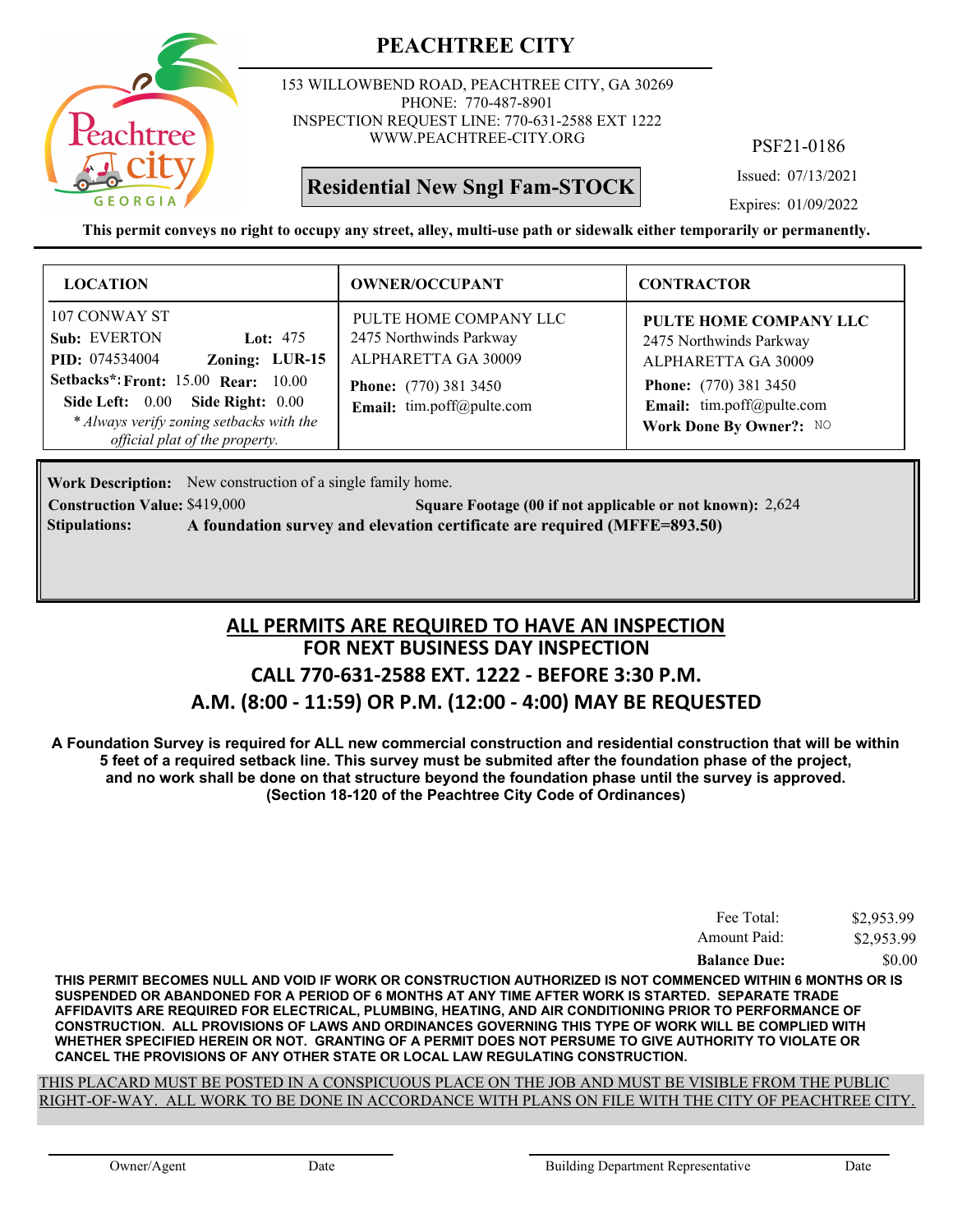# PEACHTREE CITY

153 WILLOWBEND ROAD, PEACHTREE CITY, GA 30269
PHONE: 770-487-8901
INSPECTION REQUEST LINE: 770-631-2588 EXT 1222
WWW.PEACHTREE-CITY.ORG

PSF21-0186

**Residential New Sngl Fam-STOCK**

Issued: 07/13/2021
Expires: 01/09/2022

**This permit conveys no right to occupy any street, alley, multi-use path or sidewalk either temporarily or permanently.**

| LOCATION | OWNER/OCCUPANT | CONTRACTOR |
|---|---|---|
| 107 CONWAY ST<br>**Sub:** EVERTON **Lot:** 475<br>**PID:** 074534004 **Zoning:** **LUR-15**<br>**Setbacks*: Front:** 15.00 **Rear:** 10.00<br>**Side Left:** 0.00 **Side Right:** 0.00<br>*\* Always verify zoning setbacks with the official plat of the property.* | PULTE HOME COMPANY LLC<br>2475 Northwinds Parkway<br>ALPHARETTA GA 30009<br>**Phone:** (770) 381 3450<br>**Email:** tim.poff@pulte.com | **PULTE HOME COMPANY LLC**<br>2475 Northwinds Parkway<br>ALPHARETTA GA 30009<br>**Phone:** (770) 381 3450<br>**Email:** tim.poff@pulte.com<br>**Work Done By Owner?:** NO |

**Work Description:** New construction of a single family home.
**Construction Value:** $419,000 **Square Footage (00 if not applicable or not known):** 2,624
**Stipulations:** **A foundation survey and elevation certificate are required (MFFE=893.50)**

## ALL PERMITS ARE REQUIRED TO HAVE AN INSPECTION
## FOR NEXT BUSINESS DAY INSPECTION
## CALL 770-631-2588 EXT. 1222 - BEFORE 3:30 P.M.
## A.M. (8:00 - 11:59) OR P.M. (12:00 - 4:00) MAY BE REQUESTED

**A Foundation Survey is required for ALL new commercial construction and residential construction that will be within 5 feet of a required setback line. This survey must be submited after the foundation phase of the project, and no work shall be done on that structure beyond the foundation phase until the survey is approved. (Section 18-120 of the Peachtree City Code of Ordinances)**

| | |
|---|---|
| Fee Total: | $2,953.99 |
| Amount Paid: | $2,953.99 |
| **Balance Due:** | $0.00 |

**THIS PERMIT BECOMES NULL AND VOID IF WORK OR CONSTRUCTION AUTHORIZED IS NOT COMMENCED WITHIN 6 MONTHS OR IS SUSPENDED OR ABANDONED FOR A PERIOD OF 6 MONTHS AT ANY TIME AFTER WORK IS STARTED. SEPARATE TRADE AFFIDAVITS ARE REQUIRED FOR ELECTRICAL, PLUMBING, HEATING, AND AIR CONDITIONING PRIOR TO PERFORMANCE OF CONSTRUCTION. ALL PROVISIONS OF LAWS AND ORDINANCES GOVERNING THIS TYPE OF WORK WILL BE COMPLIED WITH WHETHER SPECIFIED HEREIN OR NOT. GRANTING OF A PERMIT DOES NOT PERSUME TO GIVE AUTHORITY TO VIOLATE OR CANCEL THE PROVISIONS OF ANY OTHER STATE OR LOCAL LAW REGULATING CONSTRUCTION.**

THIS PLACARD MUST BE POSTED IN A CONSPICUOUS PLACE ON THE JOB AND MUST BE VISIBLE FROM THE PUBLIC RIGHT-OF-WAY. ALL WORK TO BE DONE IN ACCORDANCE WITH PLANS ON FILE WITH THE CITY OF PEACHTREE CITY.

Owner/Agent    Date    Building Department Representative    Date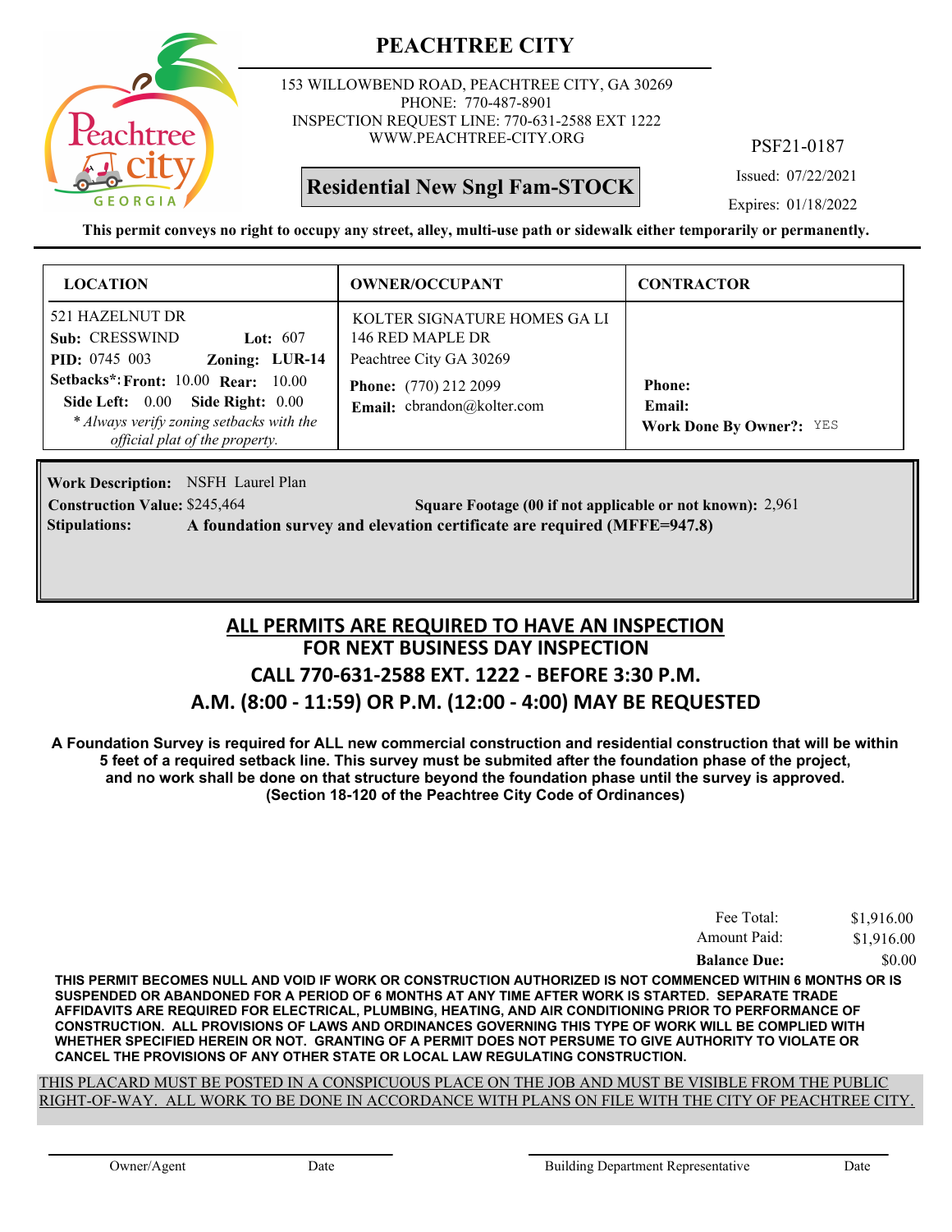# PEACHTREE CITY

153 WILLOWBEND ROAD, PEACHTREE CITY, GA 30269
PHONE: 770-487-8901
INSPECTION REQUEST LINE: 770-631-2588 EXT 1222
WWW.PEACHTREE-CITY.ORG

PSF21-0187

**Residential New Sngl Fam-STOCK**

Issued: 07/22/2021
Expires: 01/18/2022

**This permit conveys no right to occupy any street, alley, multi-use path or sidewalk either temporarily or permanently.**

| LOCATION | OWNER/OCCUPANT | CONTRACTOR |
|---|---|---|
| 521 HAZELNUT DR<br>**Sub:** CRESSWIND **Lot:** 607<br>**PID:** 0745 003 **Zoning:** **LUR-14**<br>**Setbacks\*: Front:** 10.00 **Rear:** 10.00<br>**Side Left:** 0.00 **Side Right:** 0.00<br>*\* Always verify zoning setbacks with the official plat of the property.* | KOLTER SIGNATURE HOMES GA LI<br>146 RED MAPLE DR<br>Peachtree City GA 30269<br>**Phone:** (770) 212 2099<br>**Email:** cbrandon@kolter.com | **Phone:**<br>**Email:**<br>**Work Done By Owner?:** YES |

**Work Description:** NSFH Laurel Plan
**Construction Value:** $245,464 **Square Footage (00 if not applicable or not known):** 2,961
**Stipulations:** **A foundation survey and elevation certificate are required (MFFE=947.8)**

## ALL PERMITS ARE REQUIRED TO HAVE AN INSPECTION
## FOR NEXT BUSINESS DAY INSPECTION
## CALL 770-631-2588 EXT. 1222 - BEFORE 3:30 P.M.
## A.M. (8:00 - 11:59) OR P.M. (12:00 - 4:00) MAY BE REQUESTED

**A Foundation Survey is required for ALL new commercial construction and residential construction that will be within 5 feet of a required setback line. This survey must be submited after the foundation phase of the project, and no work shall be done on that structure beyond the foundation phase until the survey is approved. (Section 18-120 of the Peachtree City Code of Ordinances)**

| | |
|---|---|
| Fee Total: | $1,916.00 |
| Amount Paid: | $1,916.00 |
| **Balance Due:** | $0.00 |

**THIS PERMIT BECOMES NULL AND VOID IF WORK OR CONSTRUCTION AUTHORIZED IS NOT COMMENCED WITHIN 6 MONTHS OR IS SUSPENDED OR ABANDONED FOR A PERIOD OF 6 MONTHS AT ANY TIME AFTER WORK IS STARTED. SEPARATE TRADE AFFIDAVITS ARE REQUIRED FOR ELECTRICAL, PLUMBING, HEATING, AND AIR CONDITIONING PRIOR TO PERFORMANCE OF CONSTRUCTION. ALL PROVISIONS OF LAWS AND ORDINANCES GOVERNING THIS TYPE OF WORK WILL BE COMPLIED WITH WHETHER SPECIFIED HEREIN OR NOT. GRANTING OF A PERMIT DOES NOT PERSUME TO GIVE AUTHORITY TO VIOLATE OR CANCEL THE PROVISIONS OF ANY OTHER STATE OR LOCAL LAW REGULATING CONSTRUCTION.**

THIS PLACARD MUST BE POSTED IN A CONSPICUOUS PLACE ON THE JOB AND MUST BE VISIBLE FROM THE PUBLIC RIGHT-OF-WAY. ALL WORK TO BE DONE IN ACCORDANCE WITH PLANS ON FILE WITH THE CITY OF PEACHTREE CITY.

Owner/Agent    Date    Building Department Representative    Date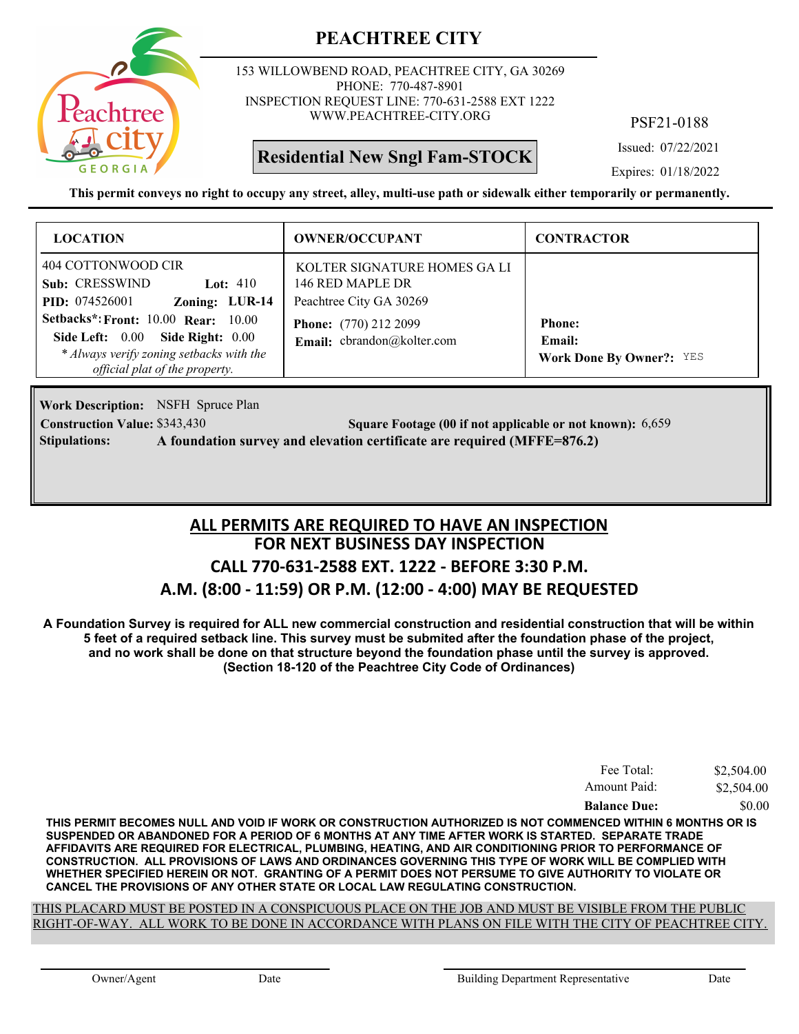# PEACHTREE CITY

153 WILLOWBEND ROAD, PEACHTREE CITY, GA 30269
PHONE: 770-487-8901
INSPECTION REQUEST LINE: 770-631-2588 EXT 1222
WWW.PEACHTREE-CITY.ORG

PSF21-0188

**Residential New Sngl Fam-STOCK**

Issued: 07/22/2021
Expires: 01/18/2022

**This permit conveys no right to occupy any street, alley, multi-use path or sidewalk either temporarily or permanently.**

| LOCATION | OWNER/OCCUPANT | CONTRACTOR |
|---|---|---|
| 404 COTTONWOOD CIR<br>**Sub:** CRESSWIND **Lot:** 410<br>**PID:** 074526001 **Zoning:** LUR-14<br>**Setbacks\*: Front:** 10.00 **Rear:** 10.00<br>**Side Left:** 0.00 **Side Right:** 0.00<br>*\* Always verify zoning setbacks with the official plat of the property.* | KOLTER SIGNATURE HOMES GA LI<br>146 RED MAPLE DR<br>Peachtree City GA 30269<br>**Phone:** (770) 212 2099<br>**Email:** cbrandon@kolter.com | **Phone:**<br>**Email:**<br>**Work Done By Owner?:** YES |

**Work Description:** NSFH Spruce Plan
**Construction Value:** $343,430 **Square Footage (00 if not applicable or not known):** 6,659
**Stipulations:** **A foundation survey and elevation certificate are required (MFFE=876.2)**

## ALL PERMITS ARE REQUIRED TO HAVE AN INSPECTION
## FOR NEXT BUSINESS DAY INSPECTION
## CALL 770-631-2588 EXT. 1222 - BEFORE 3:30 P.M.
## A.M. (8:00 - 11:59) OR P.M. (12:00 - 4:00) MAY BE REQUESTED

**A Foundation Survey is required for ALL new commercial construction and residential construction that will be within 5 feet of a required setback line. This survey must be submited after the foundation phase of the project, and no work shall be done on that structure beyond the foundation phase until the survey is approved. (Section 18-120 of the Peachtree City Code of Ordinances)**

| | |
|---|---|
| Fee Total: | $2,504.00 |
| Amount Paid: | $2,504.00 |
| **Balance Due:** | $0.00 |

**THIS PERMIT BECOMES NULL AND VOID IF WORK OR CONSTRUCTION AUTHORIZED IS NOT COMMENCED WITHIN 6 MONTHS OR IS SUSPENDED OR ABANDONED FOR A PERIOD OF 6 MONTHS AT ANY TIME AFTER WORK IS STARTED. SEPARATE TRADE AFFIDAVITS ARE REQUIRED FOR ELECTRICAL, PLUMBING, HEATING, AND AIR CONDITIONING PRIOR TO PERFORMANCE OF CONSTRUCTION. ALL PROVISIONS OF LAWS AND ORDINANCES GOVERNING THIS TYPE OF WORK WILL BE COMPLIED WITH WHETHER SPECIFIED HEREIN OR NOT. GRANTING OF A PERMIT DOES NOT PERSUME TO GIVE AUTHORITY TO VIOLATE OR CANCEL THE PROVISIONS OF ANY OTHER STATE OR LOCAL LAW REGULATING CONSTRUCTION.**

THIS PLACARD MUST BE POSTED IN A CONSPICUOUS PLACE ON THE JOB AND MUST BE VISIBLE FROM THE PUBLIC RIGHT-OF-WAY. ALL WORK TO BE DONE IN ACCORDANCE WITH PLANS ON FILE WITH THE CITY OF PEACHTREE CITY.

Owner/Agent Date Building Department Representative Date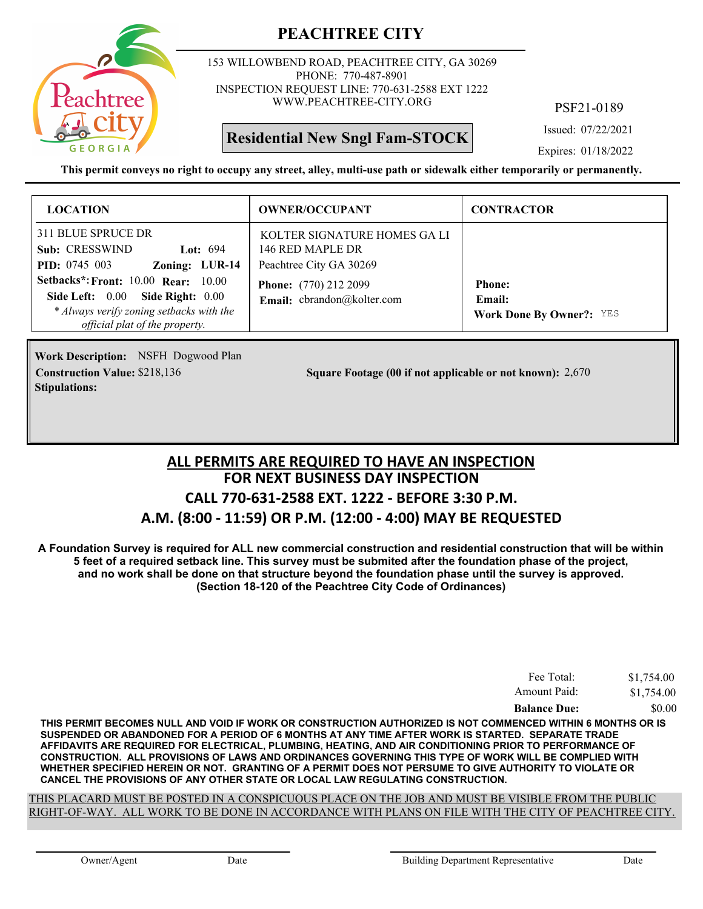# PEACHTREE CITY

153 WILLOWBEND ROAD, PEACHTREE CITY, GA 30269
PHONE: 770-487-8901
INSPECTION REQUEST LINE: 770-631-2588 EXT 1222
WWW.PEACHTREE-CITY.ORG

PSF21-0189

**Residential New Sngl Fam-STOCK**

Issued: 07/22/2021
Expires: 01/18/2022

**This permit conveys no right to occupy any street, alley, multi-use path or sidewalk either temporarily or permanently.**

| LOCATION | OWNER/OCCUPANT | CONTRACTOR |
|---|---|---|
| 311 BLUE SPRUCE DR<br>**Sub:** CRESSWIND **Lot:** 694<br>**PID:** 0745 003 **Zoning:** LUR-14<br>**Setbacks*: Front:** 10.00 **Rear:** 10.00<br>**Side Left:** 0.00 **Side Right:** 0.00<br>*\* Always verify zoning setbacks with the official plat of the property.* | KOLTER SIGNATURE HOMES GA LI<br>146 RED MAPLE DR<br>Peachtree City GA 30269<br>**Phone:** (770) 212 2099<br>**Email:** cbrandon@kolter.com | **Phone:**<br>**Email:**<br>**Work Done By Owner?:** YES |

**Work Description:** NSFH Dogwood Plan
**Construction Value:** $218,136
**Square Footage (00 if not applicable or not known):** 2,670
**Stipulations:**

## ALL PERMITS ARE REQUIRED TO HAVE AN INSPECTION
## FOR NEXT BUSINESS DAY INSPECTION
## CALL 770-631-2588 EXT. 1222 - BEFORE 3:30 P.M.
## A.M. (8:00 - 11:59) OR P.M. (12:00 - 4:00) MAY BE REQUESTED

**A Foundation Survey is required for ALL new commercial construction and residential construction that will be within 5 feet of a required setback line. This survey must be submited after the foundation phase of the project, and no work shall be done on that structure beyond the foundation phase until the survey is approved. (Section 18-120 of the Peachtree City Code of Ordinances)**

| | |
|---|---|
| Fee Total: | $1,754.00 |
| Amount Paid: | $1,754.00 |
| **Balance Due:** | $0.00 |

**THIS PERMIT BECOMES NULL AND VOID IF WORK OR CONSTRUCTION AUTHORIZED IS NOT COMMENCED WITHIN 6 MONTHS OR IS SUSPENDED OR ABANDONED FOR A PERIOD OF 6 MONTHS AT ANY TIME AFTER WORK IS STARTED. SEPARATE TRADE AFFIDAVITS ARE REQUIRED FOR ELECTRICAL, PLUMBING, HEATING, AND AIR CONDITIONING PRIOR TO PERFORMANCE OF CONSTRUCTION. ALL PROVISIONS OF LAWS AND ORDINANCES GOVERNING THIS TYPE OF WORK WILL BE COMPLIED WITH WHETHER SPECIFIED HEREIN OR NOT. GRANTING OF A PERMIT DOES NOT PERSUME TO GIVE AUTHORITY TO VIOLATE OR CANCEL THE PROVISIONS OF ANY OTHER STATE OR LOCAL LAW REGULATING CONSTRUCTION.**

THIS PLACARD MUST BE POSTED IN A CONSPICUOUS PLACE ON THE JOB AND MUST BE VISIBLE FROM THE PUBLIC RIGHT-OF-WAY. ALL WORK TO BE DONE IN ACCORDANCE WITH PLANS ON FILE WITH THE CITY OF PEACHTREE CITY.

Owner/Agent &nbsp;&nbsp; Date &nbsp;&nbsp; Building Department Representative &nbsp;&nbsp; Date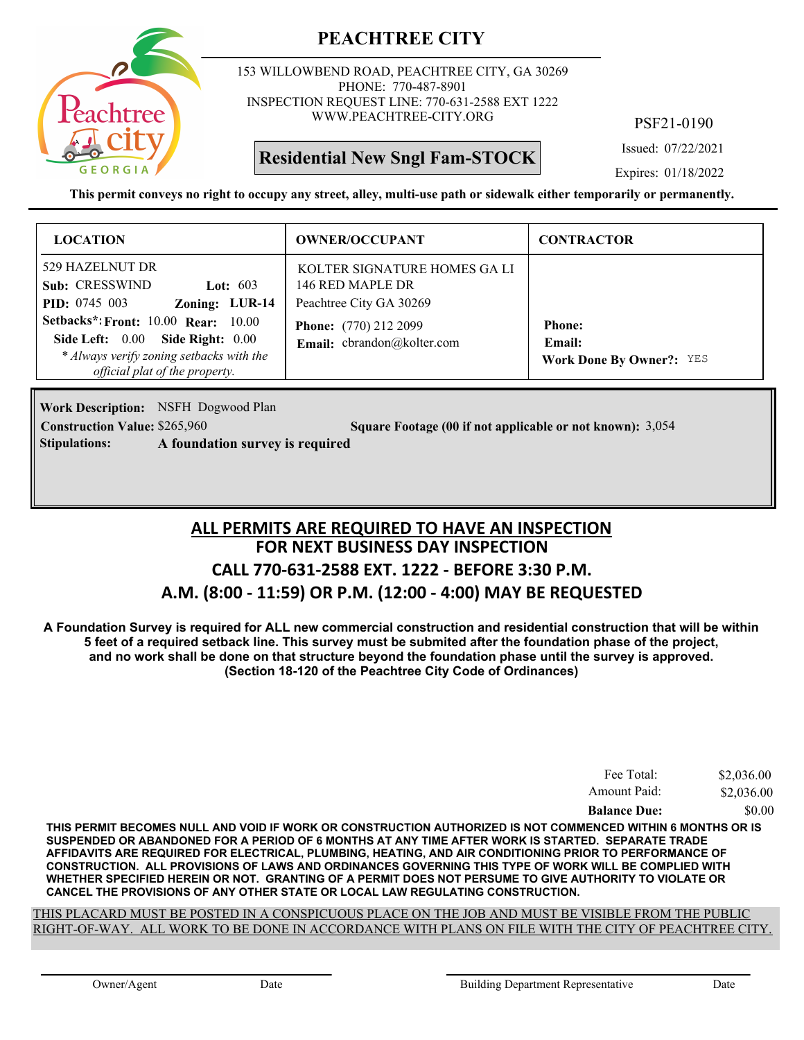# PEACHTREE CITY

153 WILLOWBEND ROAD, PEACHTREE CITY, GA 30269
PHONE: 770-487-8901
INSPECTION REQUEST LINE: 770-631-2588 EXT 1222
WWW.PEACHTREE-CITY.ORG

PSF21-0190

**Residential New Sngl Fam-STOCK**

Issued: 07/22/2021
Expires: 01/18/2022

**This permit conveys no right to occupy any street, alley, multi-use path or sidewalk either temporarily or permanently.**

| LOCATION | OWNER/OCCUPANT | CONTRACTOR |
|---|---|---|
| 529 HAZELNUT DR<br>**Sub:** CRESSWIND **Lot:** 603<br>**PID:** 0745 003 **Zoning: LUR-14**<br>**Setbacks*: Front:** 10.00 **Rear:** 10.00<br>**Side Left:** 0.00 **Side Right:** 0.00<br>*\* Always verify zoning setbacks with the official plat of the property.* | KOLTER SIGNATURE HOMES GA LI<br>146 RED MAPLE DR<br>Peachtree City GA 30269<br>**Phone:** (770) 212 2099<br>**Email:** cbrandon@kolter.com | **Phone:**<br>**Email:**<br>**Work Done By Owner?:** YES |

**Work Description:** NSFH Dogwood Plan
**Construction Value:** $265,960 **Square Footage (00 if not applicable or not known):** 3,054
**Stipulations:** **A foundation survey is required**

## ALL PERMITS ARE REQUIRED TO HAVE AN INSPECTION
## FOR NEXT BUSINESS DAY INSPECTION
## CALL 770-631-2588 EXT. 1222 - BEFORE 3:30 P.M.
## A.M. (8:00 - 11:59) OR P.M. (12:00 - 4:00) MAY BE REQUESTED

**A Foundation Survey is required for ALL new commercial construction and residential construction that will be within 5 feet of a required setback line. This survey must be submited after the foundation phase of the project, and no work shall be done on that structure beyond the foundation phase until the survey is approved. (Section 18-120 of the Peachtree City Code of Ordinances)**

| | |
|---|---|
| Fee Total: | $2,036.00 |
| Amount Paid: | $2,036.00 |
| **Balance Due:** | $0.00 |

**THIS PERMIT BECOMES NULL AND VOID IF WORK OR CONSTRUCTION AUTHORIZED IS NOT COMMENCED WITHIN 6 MONTHS OR IS SUSPENDED OR ABANDONED FOR A PERIOD OF 6 MONTHS AT ANY TIME AFTER WORK IS STARTED. SEPARATE TRADE AFFIDAVITS ARE REQUIRED FOR ELECTRICAL, PLUMBING, HEATING, AND AIR CONDITIONING PRIOR TO PERFORMANCE OF CONSTRUCTION. ALL PROVISIONS OF LAWS AND ORDINANCES GOVERNING THIS TYPE OF WORK WILL BE COMPLIED WITH WHETHER SPECIFIED HEREIN OR NOT. GRANTING OF A PERMIT DOES NOT PERSUME TO GIVE AUTHORITY TO VIOLATE OR CANCEL THE PROVISIONS OF ANY OTHER STATE OR LOCAL LAW REGULATING CONSTRUCTION.**

THIS PLACARD MUST BE POSTED IN A CONSPICUOUS PLACE ON THE JOB AND MUST BE VISIBLE FROM THE PUBLIC RIGHT-OF-WAY. ALL WORK TO BE DONE IN ACCORDANCE WITH PLANS ON FILE WITH THE CITY OF PEACHTREE CITY.

Owner/Agent Date Building Department Representative Date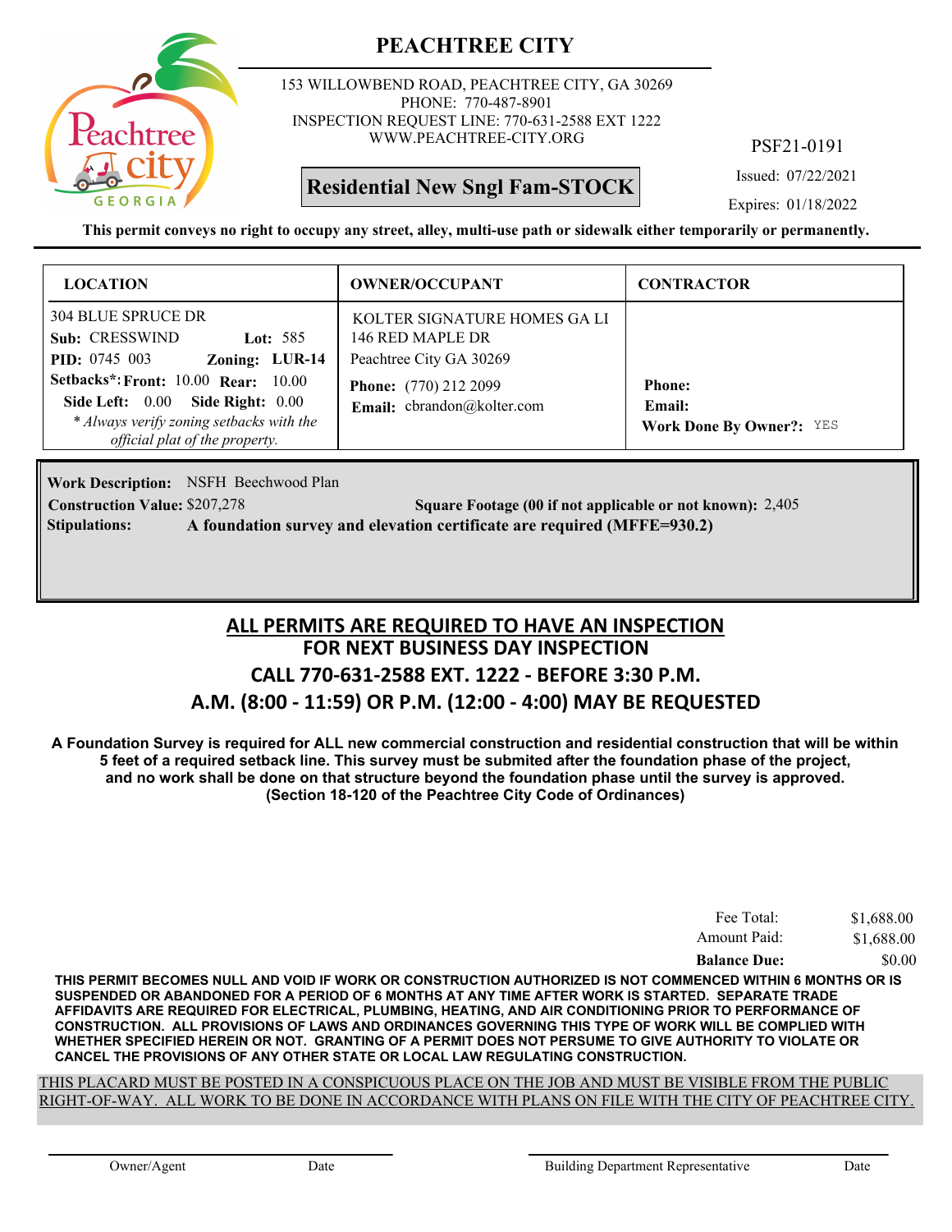# PEACHTREE CITY

153 WILLOWBEND ROAD, PEACHTREE CITY, GA 30269
PHONE: 770-487-8901
INSPECTION REQUEST LINE: 770-631-2588 EXT 1222
WWW.PEACHTREE-CITY.ORG

PSF21-0191

**Residential New Sngl Fam-STOCK**

Issued: 07/22/2021
Expires: 01/18/2022

**This permit conveys no right to occupy any street, alley, multi-use path or sidewalk either temporarily or permanently.**

| LOCATION | OWNER/OCCUPANT | CONTRACTOR |
|---|---|---|
| 304 BLUE SPRUCE DR<br>**Sub:** CRESSWIND **Lot:** 585<br>**PID:** 0745 003 **Zoning:** LUR-14<br>**Setbacks*: Front:** 10.00 **Rear:** 10.00<br>**Side Left:** 0.00 **Side Right:** 0.00<br>*\* Always verify zoning setbacks with the official plat of the property.* | KOLTER SIGNATURE HOMES GA LI<br>146 RED MAPLE DR<br>Peachtree City GA 30269<br>**Phone:** (770) 212 2099<br>**Email:** cbrandon@kolter.com | **Phone:**<br>**Email:**<br>**Work Done By Owner?:** YES |

**Work Description:** NSFH Beechwood Plan
**Construction Value:** $207,278 **Square Footage (00 if not applicable or not known):** 2,405
**Stipulations:** **A foundation survey and elevation certificate are required (MFFE=930.2)**

## ALL PERMITS ARE REQUIRED TO HAVE AN INSPECTION
## FOR NEXT BUSINESS DAY INSPECTION
## CALL 770-631-2588 EXT. 1222 - BEFORE 3:30 P.M.
## A.M. (8:00 - 11:59) OR P.M. (12:00 - 4:00) MAY BE REQUESTED

**A Foundation Survey is required for ALL new commercial construction and residential construction that will be within 5 feet of a required setback line. This survey must be submited after the foundation phase of the project, and no work shall be done on that structure beyond the foundation phase until the survey is approved. (Section 18-120 of the Peachtree City Code of Ordinances)**

| | |
|---|---|
| Fee Total: | $1,688.00 |
| Amount Paid: | $1,688.00 |
| **Balance Due:** | $0.00 |

**THIS PERMIT BECOMES NULL AND VOID IF WORK OR CONSTRUCTION AUTHORIZED IS NOT COMMENCED WITHIN 6 MONTHS OR IS SUSPENDED OR ABANDONED FOR A PERIOD OF 6 MONTHS AT ANY TIME AFTER WORK IS STARTED. SEPARATE TRADE AFFIDAVITS ARE REQUIRED FOR ELECTRICAL, PLUMBING, HEATING, AND AIR CONDITIONING PRIOR TO PERFORMANCE OF CONSTRUCTION. ALL PROVISIONS OF LAWS AND ORDINANCES GOVERNING THIS TYPE OF WORK WILL BE COMPLIED WITH WHETHER SPECIFIED HEREIN OR NOT. GRANTING OF A PERMIT DOES NOT PERSUME TO GIVE AUTHORITY TO VIOLATE OR CANCEL THE PROVISIONS OF ANY OTHER STATE OR LOCAL LAW REGULATING CONSTRUCTION.**

THIS PLACARD MUST BE POSTED IN A CONSPICUOUS PLACE ON THE JOB AND MUST BE VISIBLE FROM THE PUBLIC RIGHT-OF-WAY. ALL WORK TO BE DONE IN ACCORDANCE WITH PLANS ON FILE WITH THE CITY OF PEACHTREE CITY.

Owner/Agent Date Building Department Representative Date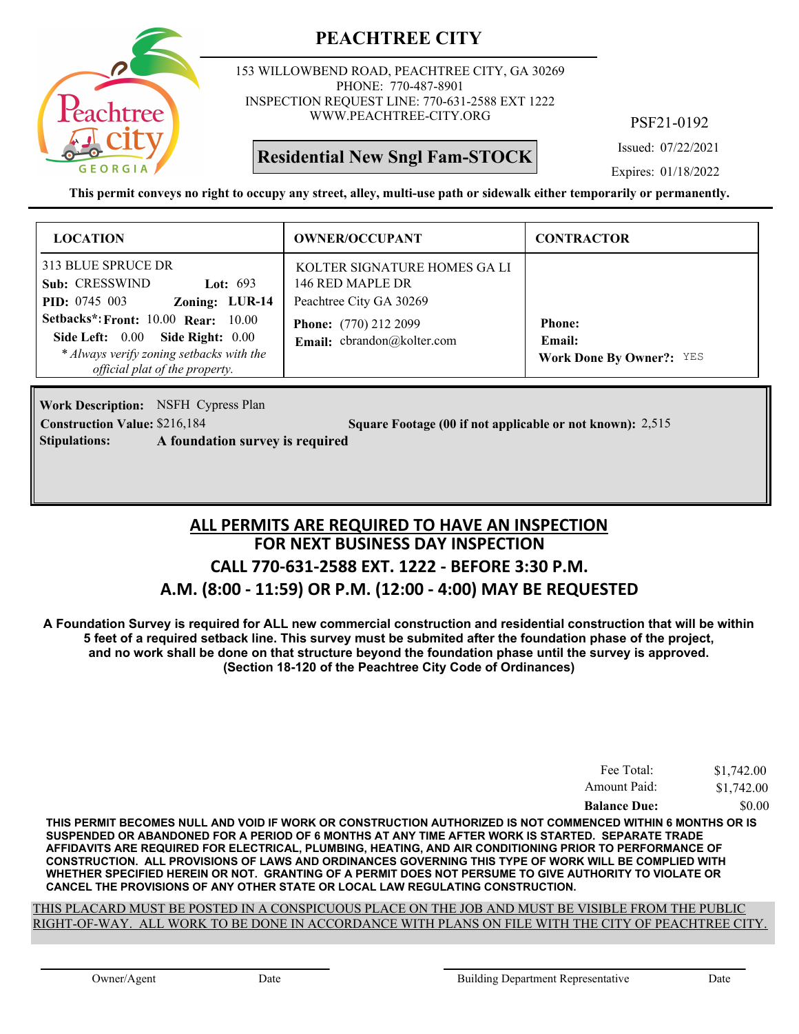# PEACHTREE CITY

153 WILLOWBEND ROAD, PEACHTREE CITY, GA 30269
PHONE: 770-487-8901
INSPECTION REQUEST LINE: 770-631-2588 EXT 1222
WWW.PEACHTREE-CITY.ORG

PSF21-0192

**Residential New Sngl Fam-STOCK**

Issued: 07/22/2021
Expires: 01/18/2022

**This permit conveys no right to occupy any street, alley, multi-use path or sidewalk either temporarily or permanently.**

| LOCATION | OWNER/OCCUPANT | CONTRACTOR |
|---|---|---|
| 313 BLUE SPRUCE DR<br>**Sub:** CRESSWIND **Lot:** 693<br>**PID:** 0745 003 **Zoning:** LUR-14<br>**Setbacks*: Front:** 10.00 **Rear:** 10.00<br>**Side Left:** 0.00 **Side Right:** 0.00<br>*\* Always verify zoning setbacks with the official plat of the property.* | KOLTER SIGNATURE HOMES GA LI<br>146 RED MAPLE DR<br>Peachtree City GA 30269<br>**Phone:** (770) 212 2099<br>**Email:** cbrandon@kolter.com | **Phone:**<br>**Email:**<br>**Work Done By Owner?:** YES |

**Work Description:** NSFH Cypress Plan
**Construction Value:** $216,184 **Square Footage (00 if not applicable or not known):** 2,515
**Stipulations:** **A foundation survey is required**

## ALL PERMITS ARE REQUIRED TO HAVE AN INSPECTION
## FOR NEXT BUSINESS DAY INSPECTION
## CALL 770-631-2588 EXT. 1222 - BEFORE 3:30 P.M.
## A.M. (8:00 - 11:59) OR P.M. (12:00 - 4:00) MAY BE REQUESTED

**A Foundation Survey is required for ALL new commercial construction and residential construction that will be within 5 feet of a required setback line. This survey must be submited after the foundation phase of the project, and no work shall be done on that structure beyond the foundation phase until the survey is approved. (Section 18-120 of the Peachtree City Code of Ordinances)**

| | |
|---|---|
| Fee Total: | $1,742.00 |
| Amount Paid: | $1,742.00 |
| **Balance Due:** | $0.00 |

**THIS PERMIT BECOMES NULL AND VOID IF WORK OR CONSTRUCTION AUTHORIZED IS NOT COMMENCED WITHIN 6 MONTHS OR IS SUSPENDED OR ABANDONED FOR A PERIOD OF 6 MONTHS AT ANY TIME AFTER WORK IS STARTED. SEPARATE TRADE AFFIDAVITS ARE REQUIRED FOR ELECTRICAL, PLUMBING, HEATING, AND AIR CONDITIONING PRIOR TO PERFORMANCE OF CONSTRUCTION. ALL PROVISIONS OF LAWS AND ORDINANCES GOVERNING THIS TYPE OF WORK WILL BE COMPLIED WITH WHETHER SPECIFIED HEREIN OR NOT. GRANTING OF A PERMIT DOES NOT PERSUME TO GIVE AUTHORITY TO VIOLATE OR CANCEL THE PROVISIONS OF ANY OTHER STATE OR LOCAL LAW REGULATING CONSTRUCTION.**

THIS PLACARD MUST BE POSTED IN A CONSPICUOUS PLACE ON THE JOB AND MUST BE VISIBLE FROM THE PUBLIC RIGHT-OF-WAY. ALL WORK TO BE DONE IN ACCORDANCE WITH PLANS ON FILE WITH THE CITY OF PEACHTREE CITY.

Owner/Agent Date Building Department Representative Date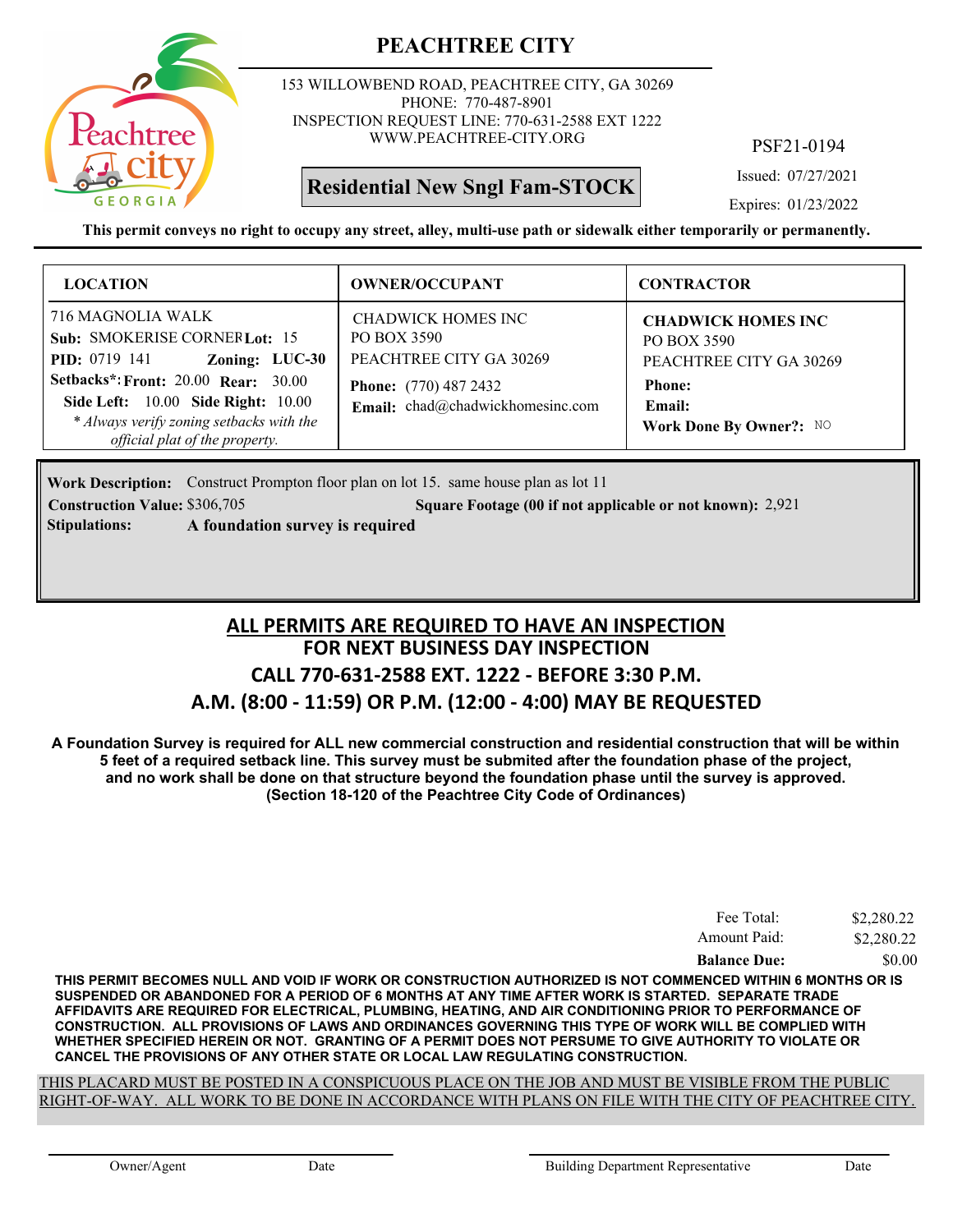# PEACHTREE CITY

153 WILLOWBEND ROAD, PEACHTREE CITY, GA 30269
PHONE: 770-487-8901
INSPECTION REQUEST LINE: 770-631-2588 EXT 1222
WWW.PEACHTREE-CITY.ORG

PSF21-0194

**Residential New Sngl Fam-STOCK**

Issued: 07/27/2021

Expires: 01/23/2022

**This permit conveys no right to occupy any street, alley, multi-use path or sidewalk either temporarily or permanently.**

| LOCATION | OWNER/OCCUPANT | CONTRACTOR |
|---|---|---|
| 716 MAGNOLIA WALK<br>**Sub:** SMOKERISE CORNER **Lot:** 15<br>**PID:** 0719 141 **Zoning:** **LUC-30**<br>**Setbacks\*: Front:** 20.00 **Rear:** 30.00<br>**Side Left:** 10.00 **Side Right:** 10.00<br>*\* Always verify zoning setbacks with the official plat of the property.* | CHADWICK HOMES INC<br>PO BOX 3590<br>PEACHTREE CITY GA 30269<br>**Phone:** (770) 487 2432<br>**Email:** chad@chadwickhomesinc.com | **CHADWICK HOMES INC**<br>PO BOX 3590<br>PEACHTREE CITY GA 30269<br>**Phone:**<br>**Email:**<br>**Work Done By Owner?:** NO |

**Work Description:** Construct Prompton floor plan on lot 15. same house plan as lot 11

**Construction Value:** $306,705 **Square Footage (00 if not applicable or not known):** 2,921

**Stipulations:** **A foundation survey is required**

## ALL PERMITS ARE REQUIRED TO HAVE AN INSPECTION
## FOR NEXT BUSINESS DAY INSPECTION
## CALL 770-631-2588 EXT. 1222 - BEFORE 3:30 P.M.
## A.M. (8:00 - 11:59) OR P.M. (12:00 - 4:00) MAY BE REQUESTED

**A Foundation Survey is required for ALL new commercial construction and residential construction that will be within 5 feet of a required setback line. This survey must be submited after the foundation phase of the project, and no work shall be done on that structure beyond the foundation phase until the survey is approved. (Section 18-120 of the Peachtree City Code of Ordinances)**

| | |
|---|---|
| Fee Total: | $2,280.22 |
| Amount Paid: | $2,280.22 |
| **Balance Due:** | $0.00 |

**THIS PERMIT BECOMES NULL AND VOID IF WORK OR CONSTRUCTION AUTHORIZED IS NOT COMMENCED WITHIN 6 MONTHS OR IS SUSPENDED OR ABANDONED FOR A PERIOD OF 6 MONTHS AT ANY TIME AFTER WORK IS STARTED. SEPARATE TRADE AFFIDAVITS ARE REQUIRED FOR ELECTRICAL, PLUMBING, HEATING, AND AIR CONDITIONING PRIOR TO PERFORMANCE OF CONSTRUCTION. ALL PROVISIONS OF LAWS AND ORDINANCES GOVERNING THIS TYPE OF WORK WILL BE COMPLIED WITH WHETHER SPECIFIED HEREIN OR NOT. GRANTING OF A PERMIT DOES NOT PERSUME TO GIVE AUTHORITY TO VIOLATE OR CANCEL THE PROVISIONS OF ANY OTHER STATE OR LOCAL LAW REGULATING CONSTRUCTION.**

THIS PLACARD MUST BE POSTED IN A CONSPICUOUS PLACE ON THE JOB AND MUST BE VISIBLE FROM THE PUBLIC RIGHT-OF-WAY. ALL WORK TO BE DONE IN ACCORDANCE WITH PLANS ON FILE WITH THE CITY OF PEACHTREE CITY.

Owner/Agent Date Building Department Representative Date